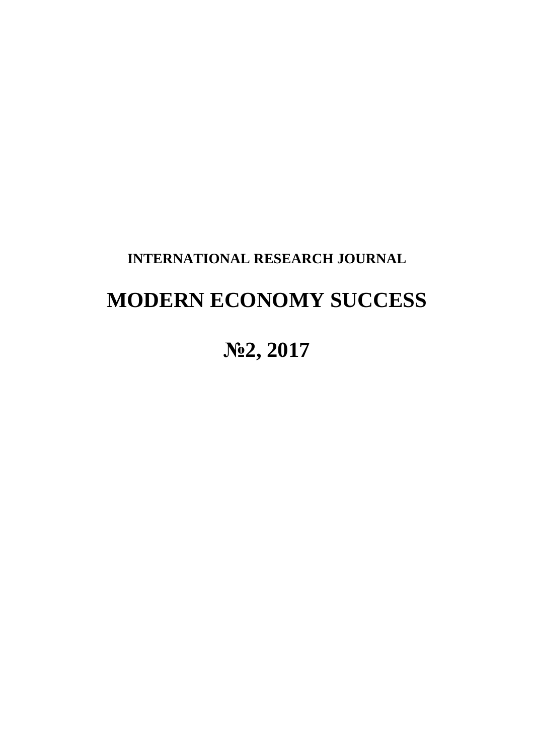**INTERNATIONAL RESEARCH JOURNAL**

# MODERN ECONOMY SUCCESS

# №2, 2017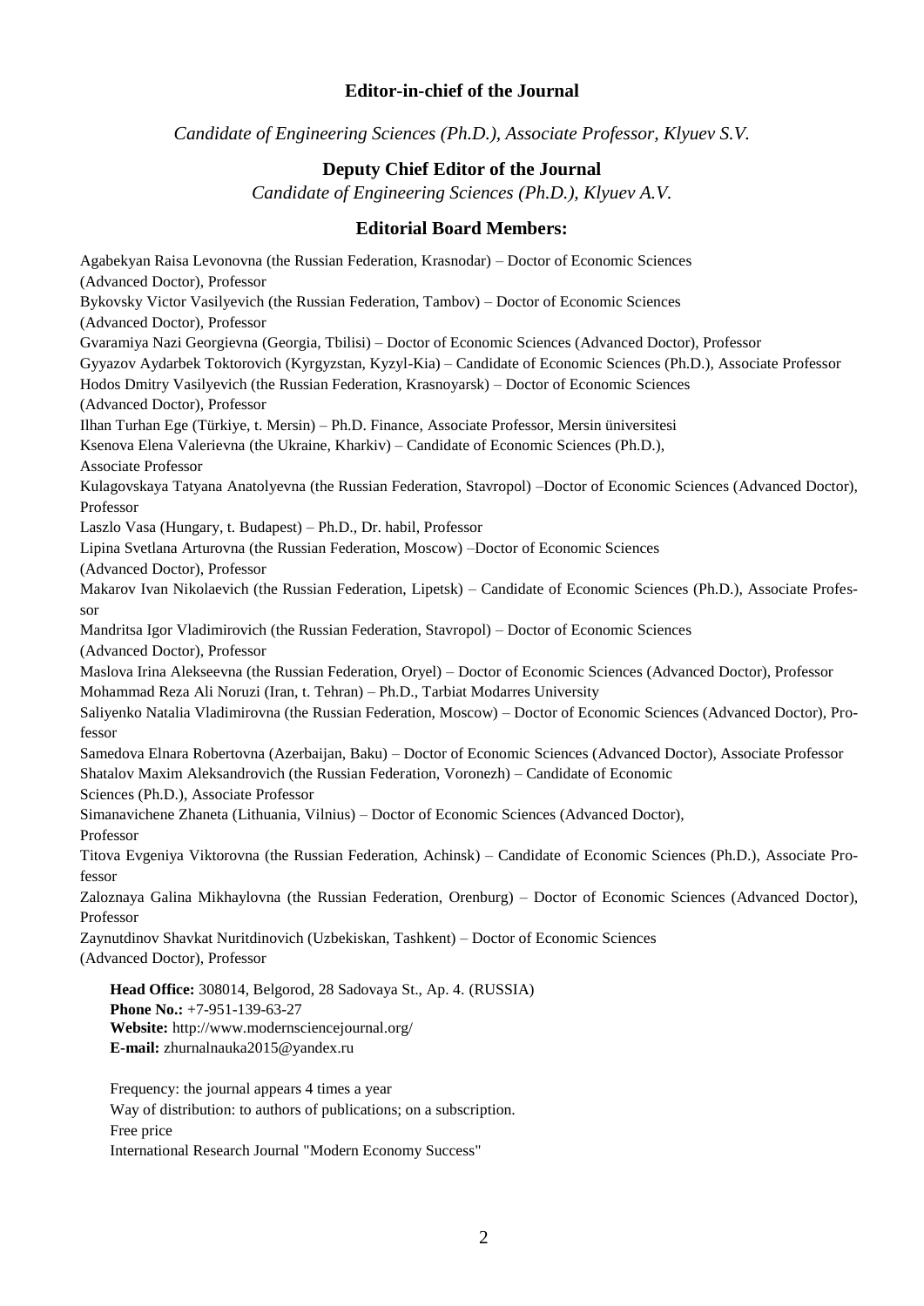**Editor-in-chief of the Journal**

*Candidate of Engineering Sciences (Ph.D.), Associate Professor, Klyuev S.V.*

**Deputy Chief Editor of the Journal**

*Candidate of Engineering Sciences (Ph.D.), Klyuev A.V.*

**Editorial Board Members:**

Agabekyan Raisa Levonovna (the Russian Federation, Krasnodar) – Doctor of Economic Sciences (Advanced Doctor), Professor

Bykovsky Victor Vasilyevich (the Russian Federation, Tambov) – Doctor of Economic Sciences (Advanced Doctor), Professor

Gvaramiya Nazi Georgievna (Georgia, Tbilisi) – Doctor of Economic Sciences (Advanced Doctor), Professor

Gyyazov Aydarbek Toktorovich (Kyrgyzstan, Kyzyl-Kia) – Candidate of Economic Sciences (Ph.D.), Associate Professor

Hodos Dmitry Vasilyevich (the Russian Federation, Krasnoyarsk) – Doctor of Economic Sciences (Advanced Doctor), Professor

Ilhan Turhan Ege (Türkiye, t. Mersin) – Ph.D. Finance, Associate Professor, Mersin üniversitesi

Ksenova Elena Valerievna (the Ukraine, Kharkiv) – Candidate of Economic Sciences (Ph.D.), Associate Professor

Kulagovskaya Tatyana Anatolyevna (the Russian Federation, Stavropol) –Doctor of Economic Sciences (Advanced Doctor), Professor

Laszlo Vasa (Hungary, t. Budapest) – Ph.D., Dr. habil, Professor

Lipina Svetlana Arturovna (the Russian Federation, Moscow) –Doctor of Economic Sciences (Advanced Doctor), Professor

Makarov Ivan Nikolaevich (the Russian Federation, Lipetsk) – Candidate of Economic Sciences (Ph.D.), Associate Professor

Mandritsa Igor Vladimirovich (the Russian Federation, Stavropol) – Doctor of Economic Sciences (Advanced Doctor), Professor

Maslova Irina Alekseevna (the Russian Federation, Oryel) – Doctor of Economic Sciences (Advanced Doctor), Professor

Mohammad Reza Ali Noruzi (Iran, t. Tehran) – Ph.D., Tarbiat Modarres University

Saliyenko Natalia Vladimirovna (the Russian Federation, Moscow) – Doctor of Economic Sciences (Advanced Doctor), Professor

Samedova Elnara Robertovna (Azerbaijan, Baku) – Doctor of Economic Sciences (Advanced Doctor), Associate Professor

Shatalov Maxim Aleksandrovich (the Russian Federation, Voronezh) – Candidate of Economic Sciences (Ph.D.), Associate Professor

Simanavichene Zhaneta (Lithuania, Vilnius) – Doctor of Economic Sciences (Advanced Doctor), Professor

Titova Evgeniya Viktorovna (the Russian Federation, Achinsk) – Candidate of Economic Sciences (Ph.D.), Associate Professor

Zaloznaya Galina Mikhaylovna (the Russian Federation, Orenburg) – Doctor of Economic Sciences (Advanced Doctor), Professor

Zaynutdinov Shavkat Nuritdinovich (Uzbekiskan, Tashkent) – Doctor of Economic Sciences (Advanced Doctor), Professor

**Head Office:** 308014, Belgorod, 28 Sadovaya St., Ap. 4. (RUSSIA)
**Phone No.:** +7-951-139-63-27
**Website:** http://www.modernsciencejournal.org/
**E-mail:** zhurnalnauka2015@yandex.ru

Frequency: the journal appears 4 times a year
Way of distribution: to authors of publications; on a subscription.
Free price
International Research Journal "Modern Economy Success"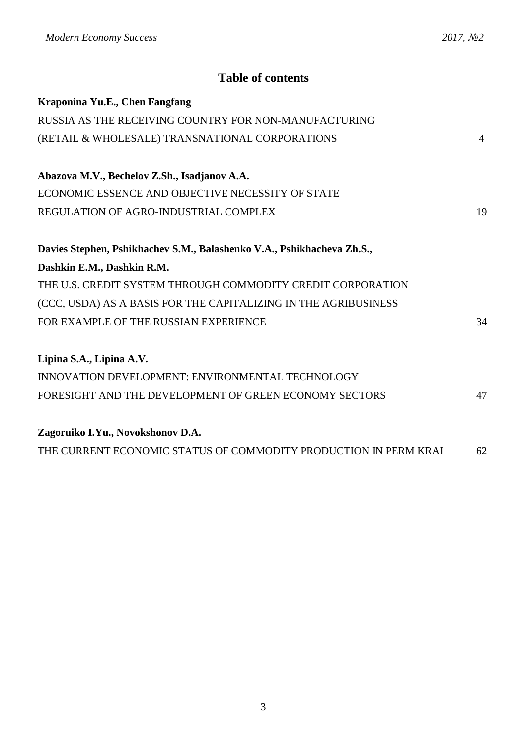## Table of contents

**Kraponina Yu.E., Chen Fangfang**

RUSSIA AS THE RECEIVING COUNTRY FOR NON-MANUFACTURING (RETAIL & WHOLESALE) TRANSNATIONAL CORPORATIONS 4

**Abazova M.V., Bechelov Z.Sh., Isadjanov A.A.**

ECONOMIC ESSENCE AND OBJECTIVE NECESSITY OF STATE REGULATION OF AGRO-INDUSTRIAL COMPLEX 19

**Davies Stephen, Pshikhachev S.M., Balashenko V.A., Pshikhacheva Zh.S., Dashkin E.M., Dashkin R.M.**

THE U.S. CREDIT SYSTEM THROUGH COMMODITY CREDIT CORPORATION (CCC, USDA) AS A BASIS FOR THE CAPITALIZING IN THE AGRIBUSINESS FOR EXAMPLE OF THE RUSSIAN EXPERIENCE 34

**Lipina S.A., Lipina A.V.**

INNOVATION DEVELOPMENT: ENVIRONMENTAL TECHNOLOGY FORESIGHT AND THE DEVELOPMENT OF GREEN ECONOMY SECTORS 47

**Zagoruiko I.Yu., Novokshonov D.A.**

THE CURRENT ECONOMIC STATUS OF COMMODITY PRODUCTION IN PERM KRAI 62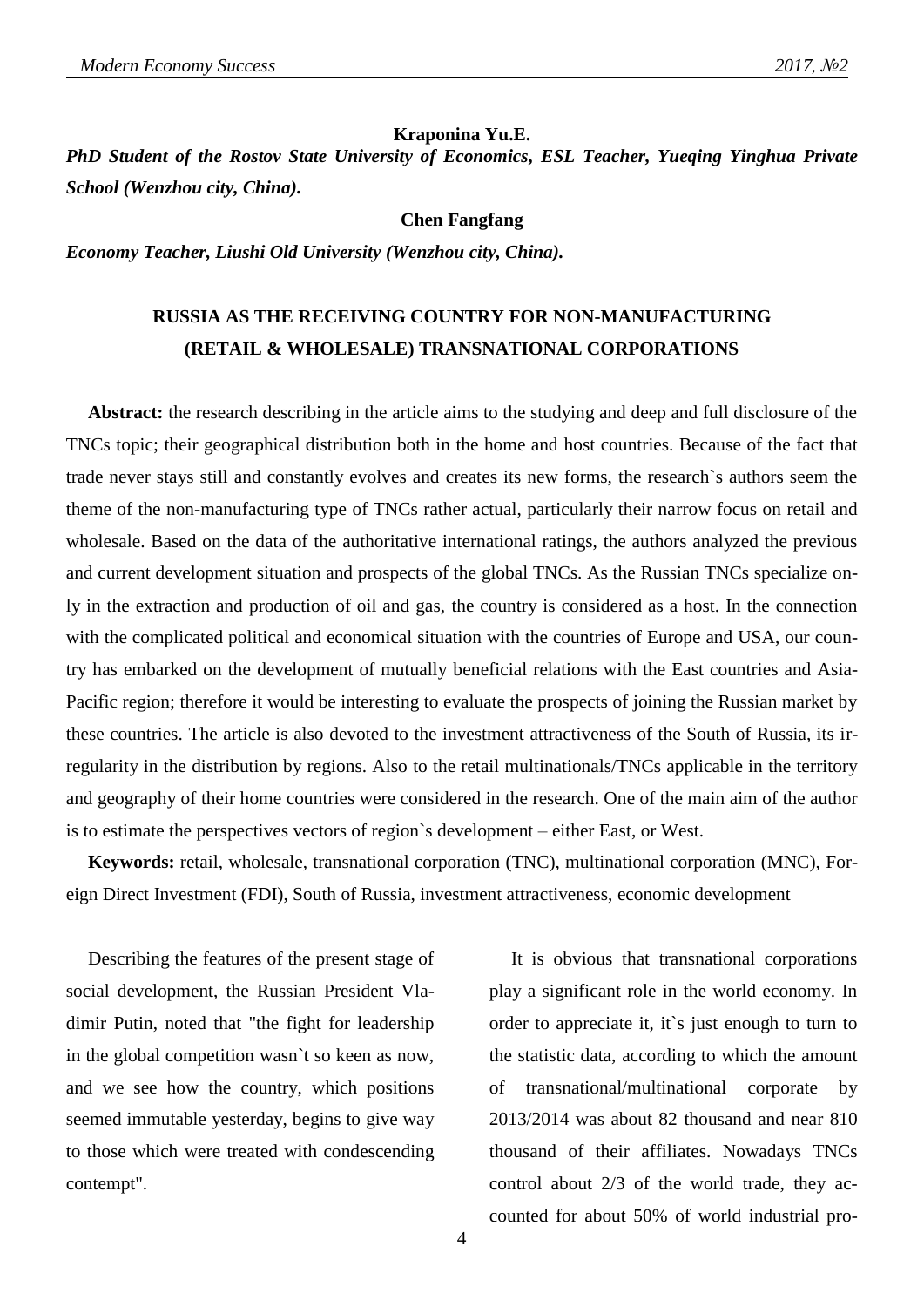**Kraponina Yu.E.**

***PhD Student of the Rostov State University of Economics, ESL Teacher, Yueqing Yinghua Private School (Wenzhou city, China).***

**Chen Fangfang**

***Economy Teacher, Liushi Old University (Wenzhou city, China).***

# RUSSIA AS THE RECEIVING COUNTRY FOR NON-MANUFACTURING (RETAIL & WHOLESALE) TRANSNATIONAL CORPORATIONS

**Abstract:** the research describing in the article aims to the studying and deep and full disclosure of the TNCs topic; their geographical distribution both in the home and host countries. Because of the fact that trade never stays still and constantly evolves and creates its new forms, the research`s authors seem the theme of the non-manufacturing type of TNCs rather actual, particularly their narrow focus on retail and wholesale. Based on the data of the authoritative international ratings, the authors analyzed the previous and current development situation and prospects of the global TNCs. As the Russian TNCs specialize only in the extraction and production of oil and gas, the country is considered as a host. In the connection with the complicated political and economical situation with the countries of Europe and USA, our country has embarked on the development of mutually beneficial relations with the East countries and Asia-Pacific region; therefore it would be interesting to evaluate the prospects of joining the Russian market by these countries. The article is also devoted to the investment attractiveness of the South of Russia, its irregularity in the distribution by regions. Also to the retail multinationals/TNCs applicable in the territory and geography of their home countries were considered in the research. One of the main aim of the author is to estimate the perspectives vectors of region`s development – either East, or West.

**Keywords:** retail, wholesale, transnational corporation (TNC), multinational corporation (MNC), Foreign Direct Investment (FDI), South of Russia, investment attractiveness, economic development

Describing the features of the present stage of social development, the Russian President Vladimir Putin, noted that "the fight for leadership in the global competition wasn`t so keen as now, and we see how the country, which positions seemed immutable yesterday, begins to give way to those which were treated with condescending contempt".

It is obvious that transnational corporations play a significant role in the world economy. In order to appreciate it, it`s just enough to turn to the statistic data, according to which the amount of transnational/multinational corporate by 2013/2014 was about 82 thousand and near 810 thousand of their affiliates. Nowadays TNCs control about 2/3 of the world trade, they accounted for about 50% of world industrial pro-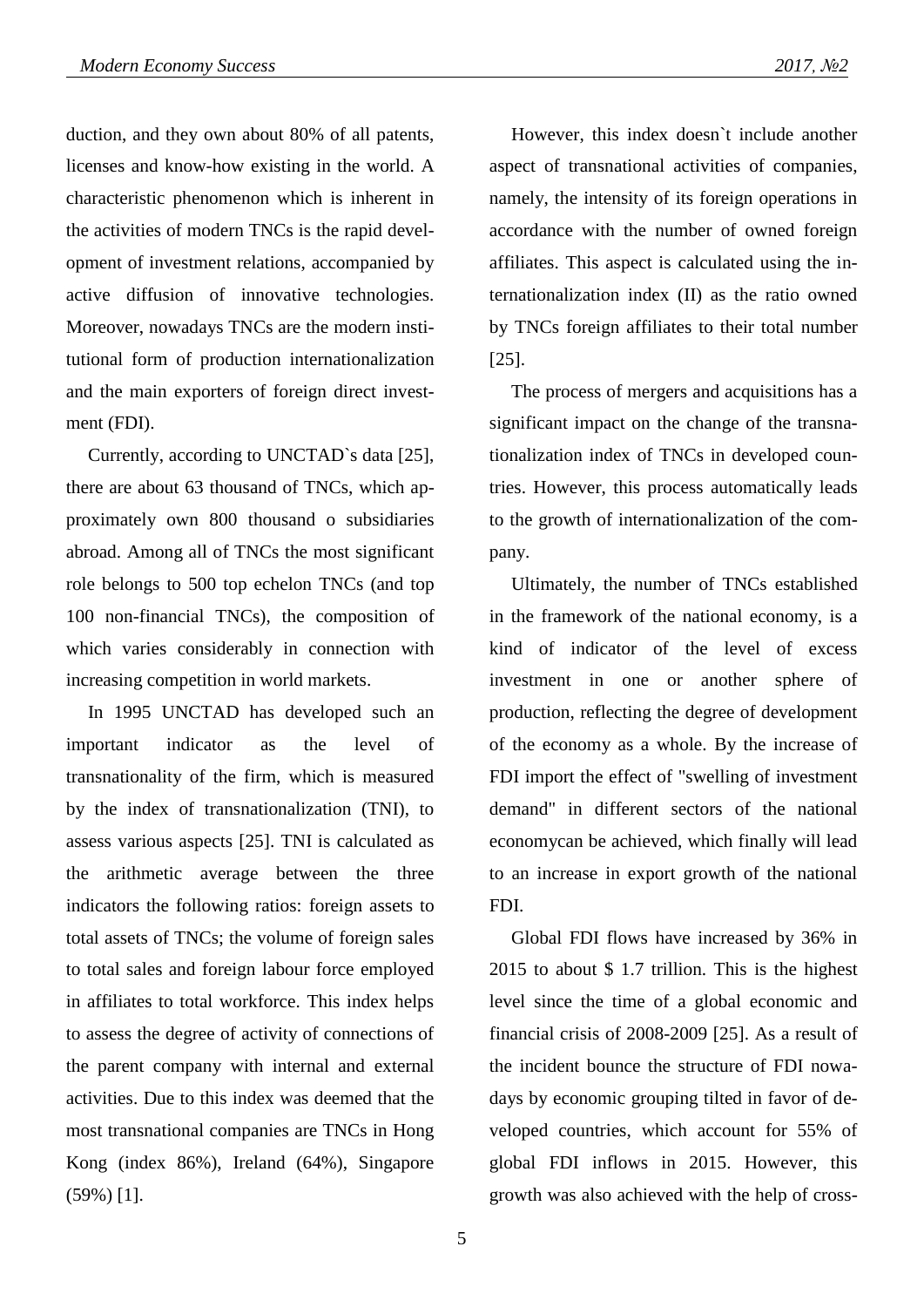duction, and they own about 80% of all patents, licenses and know-how existing in the world. A characteristic phenomenon which is inherent in the activities of modern TNCs is the rapid development of investment relations, accompanied by active diffusion of innovative technologies. Moreover, nowadays TNCs are the modern institutional form of production internationalization and the main exporters of foreign direct investment (FDI).

Currently, according to UNCTAD`s data [25], there are about 63 thousand of TNCs, which approximately own 800 thousand o subsidiaries abroad. Among all of TNCs the most significant role belongs to 500 top echelon TNCs (and top 100 non-financial TNCs), the composition of which varies considerably in connection with increasing competition in world markets.

In 1995 UNCTAD has developed such an important indicator as the level of transnationality of the firm, which is measured by the index of transnationalization (TNI), to assess various aspects [25]. TNI is calculated as the arithmetic average between the three indicators the following ratios: foreign assets to total assets of TNCs; the volume of foreign sales to total sales and foreign labour force employed in affiliates to total workforce. This index helps to assess the degree of activity of connections of the parent company with internal and external activities. Due to this index was deemed that the most transnational companies are TNCs in Hong Kong (index 86%), Ireland (64%), Singapore (59%) [1].

However, this index doesn`t include another aspect of transnational activities of companies, namely, the intensity of its foreign operations in accordance with the number of owned foreign affiliates. This aspect is calculated using the internationalization index (II) as the ratio owned by TNCs foreign affiliates to their total number [25].

The process of mergers and acquisitions has a significant impact on the change of the transnationalization index of TNCs in developed countries. However, this process automatically leads to the growth of internationalization of the company.

Ultimately, the number of TNCs established in the framework of the national economy, is a kind of indicator of the level of excess investment in one or another sphere of production, reflecting the degree of development of the economy as a whole. By the increase of FDI import the effect of "swelling of investment demand" in different sectors of the national economycan be achieved, which finally will lead to an increase in export growth of the national FDI.

Global FDI flows have increased by 36% in 2015 to about $ 1.7 trillion. This is the highest level since the time of a global economic and financial crisis of 2008-2009 [25]. As a result of the incident bounce the structure of FDI nowadays by economic grouping tilted in favor of developed countries, which account for 55% of global FDI inflows in 2015. However, this growth was also achieved with the help of cross-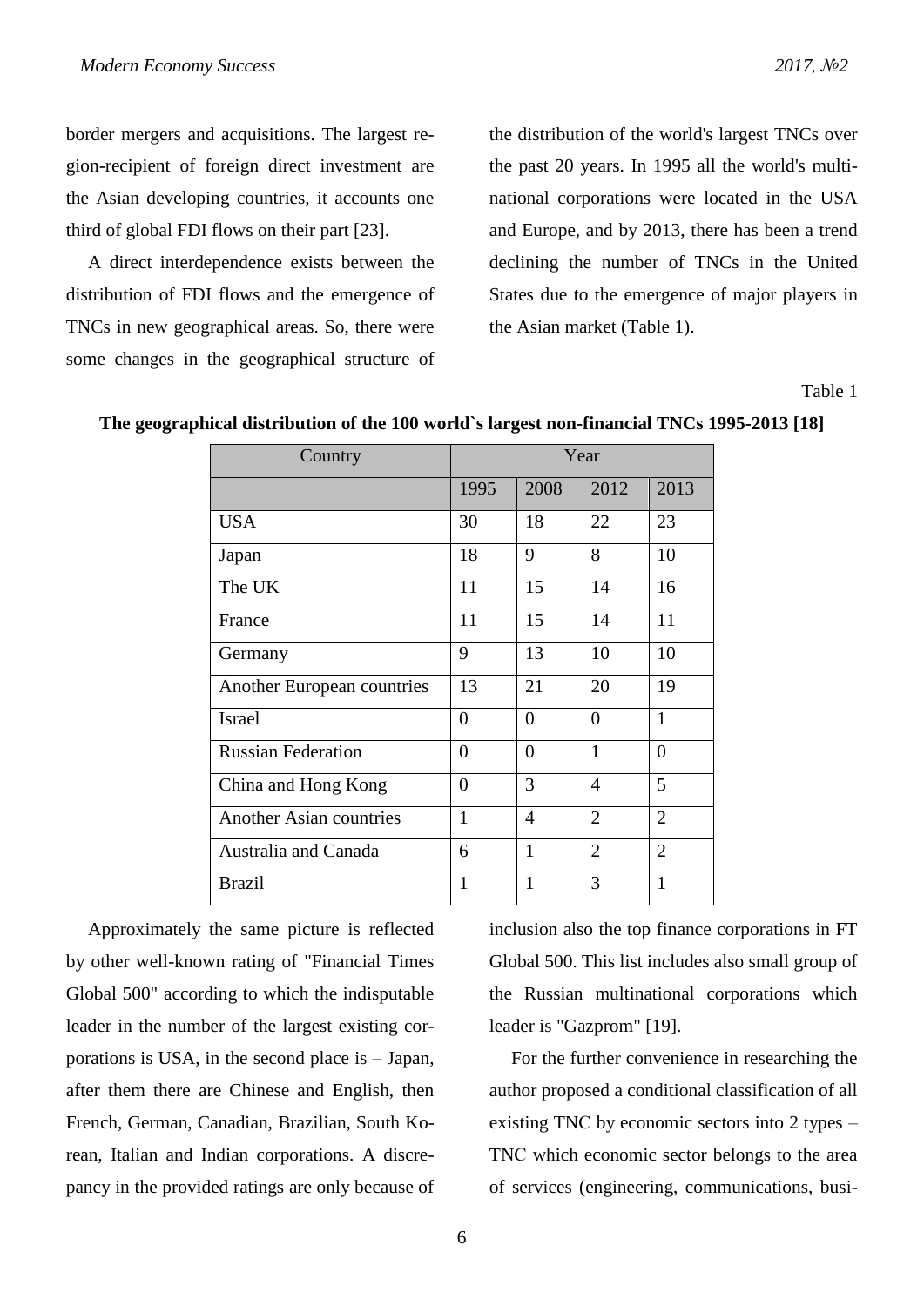border mergers and acquisitions. The largest region-recipient of foreign direct investment are the Asian developing countries, it accounts one third of global FDI flows on their part [23].

A direct interdependence exists between the distribution of FDI flows and the emergence of TNCs in new geographical areas. So, there were some changes in the geographical structure of the distribution of the world's largest TNCs over the past 20 years. In 1995 all the world's multinational corporations were located in the USA and Europe, and by 2013, there has been a trend declining the number of TNCs in the United States due to the emergence of major players in the Asian market (Table 1).

Table 1

**The geographical distribution of the 100 world`s largest non-financial TNCs 1995-2013 [18]**

| Country | Year | | | |
|---|---|---|---|---|
| | 1995 | 2008 | 2012 | 2013 |
| USA | 30 | 18 | 22 | 23 |
| Japan | 18 | 9 | 8 | 10 |
| The UK | 11 | 15 | 14 | 16 |
| France | 11 | 15 | 14 | 11 |
| Germany | 9 | 13 | 10 | 10 |
| Another European countries | 13 | 21 | 20 | 19 |
| Israel | 0 | 0 | 0 | 1 |
| Russian Federation | 0 | 0 | 1 | 0 |
| China and Hong Kong | 0 | 3 | 4 | 5 |
| Another Asian countries | 1 | 4 | 2 | 2 |
| Australia and Canada | 6 | 1 | 2 | 2 |
| Brazil | 1 | 1 | 3 | 1 |

Approximately the same picture is reflected by other well-known rating of "Financial Times Global 500" according to which the indisputable leader in the number of the largest existing corporations is USA, in the second place is – Japan, after them there are Chinese and English, then French, German, Canadian, Brazilian, South Korean, Italian and Indian corporations. A discrepancy in the provided ratings are only because of inclusion also the top finance corporations in FT Global 500. This list includes also small group of the Russian multinational corporations which leader is "Gazprom" [19].

For the further convenience in researching the author proposed a conditional classification of all existing TNC by economic sectors into 2 types – TNC which economic sector belongs to the area of services (engineering, communications, busi-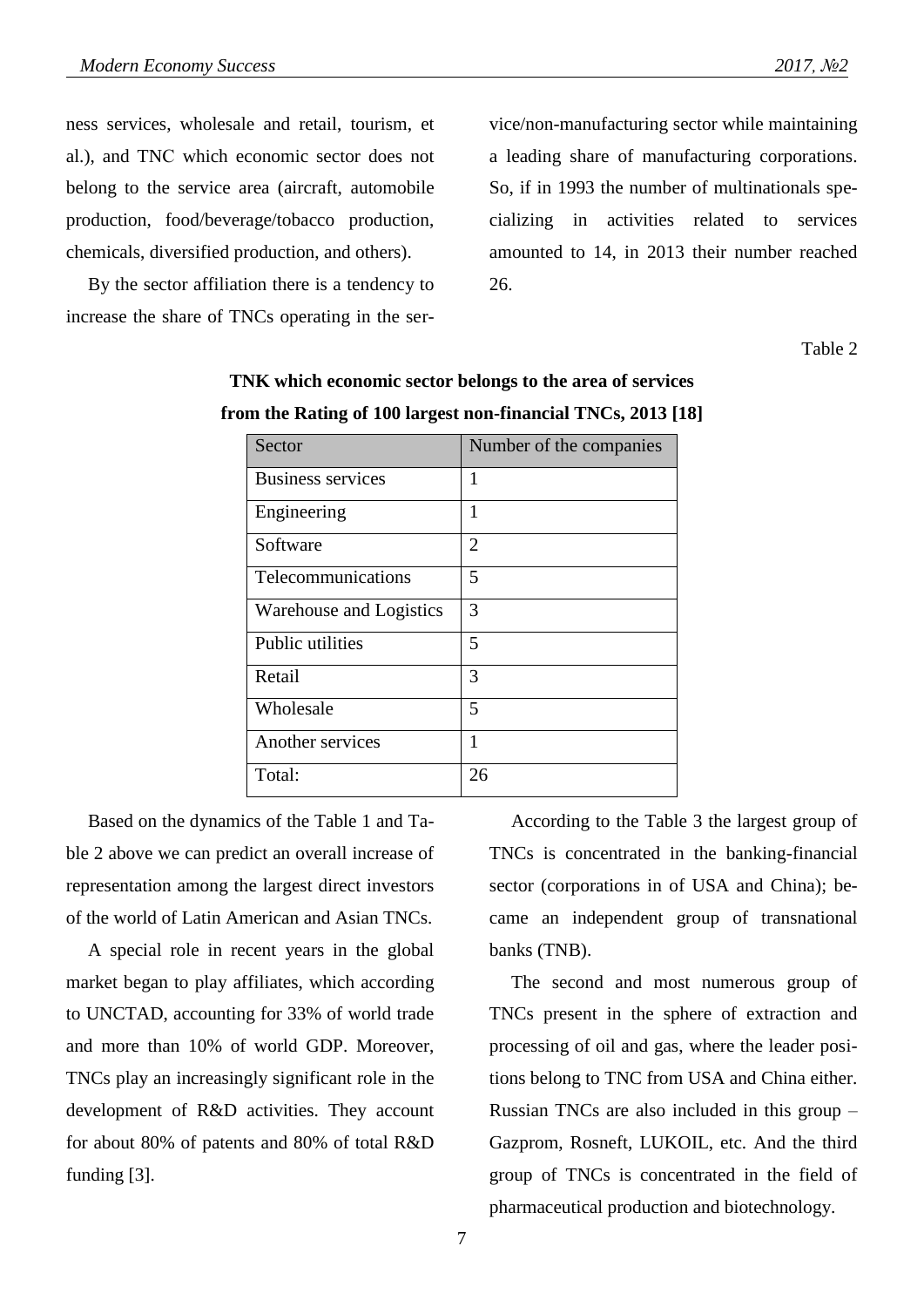ness services, wholesale and retail, tourism, et al.), and TNC which economic sector does not belong to the service area (aircraft, automobile production, food/beverage/tobacco production, chemicals, diversified production, and others).

By the sector affiliation there is a tendency to increase the share of TNCs operating in the service/non-manufacturing sector while maintaining a leading share of manufacturing corporations. So, if in 1993 the number of multinationals specializing in activities related to services amounted to 14, in 2013 their number reached 26.

Table 2

**TNK which economic sector belongs to the area of services from the Rating of 100 largest non-financial TNCs, 2013 [18]**

| Sector | Number of the companies |
|---|---|
| Business services | 1 |
| Engineering | 1 |
| Software | 2 |
| Telecommunications | 5 |
| Warehouse and Logistics | 3 |
| Public utilities | 5 |
| Retail | 3 |
| Wholesale | 5 |
| Another services | 1 |
| Total: | 26 |

Based on the dynamics of the Table 1 and Table 2 above we can predict an overall increase of representation among the largest direct investors of the world of Latin American and Asian TNCs.

A special role in recent years in the global market began to play affiliates, which according to UNCTAD, accounting for 33% of world trade and more than 10% of world GDP. Moreover, TNCs play an increasingly significant role in the development of R&D activities. They account for about 80% of patents and 80% of total R&D funding [3].

According to the Table 3 the largest group of TNCs is concentrated in the banking-financial sector (corporations in of USA and China); became an independent group of transnational banks (TNB).

The second and most numerous group of TNCs present in the sphere of extraction and processing of oil and gas, where the leader positions belong to TNC from USA and China either. Russian TNCs are also included in this group – Gazprom, Rosneft, LUKOIL, etc. And the third group of TNCs is concentrated in the field of pharmaceutical production and biotechnology.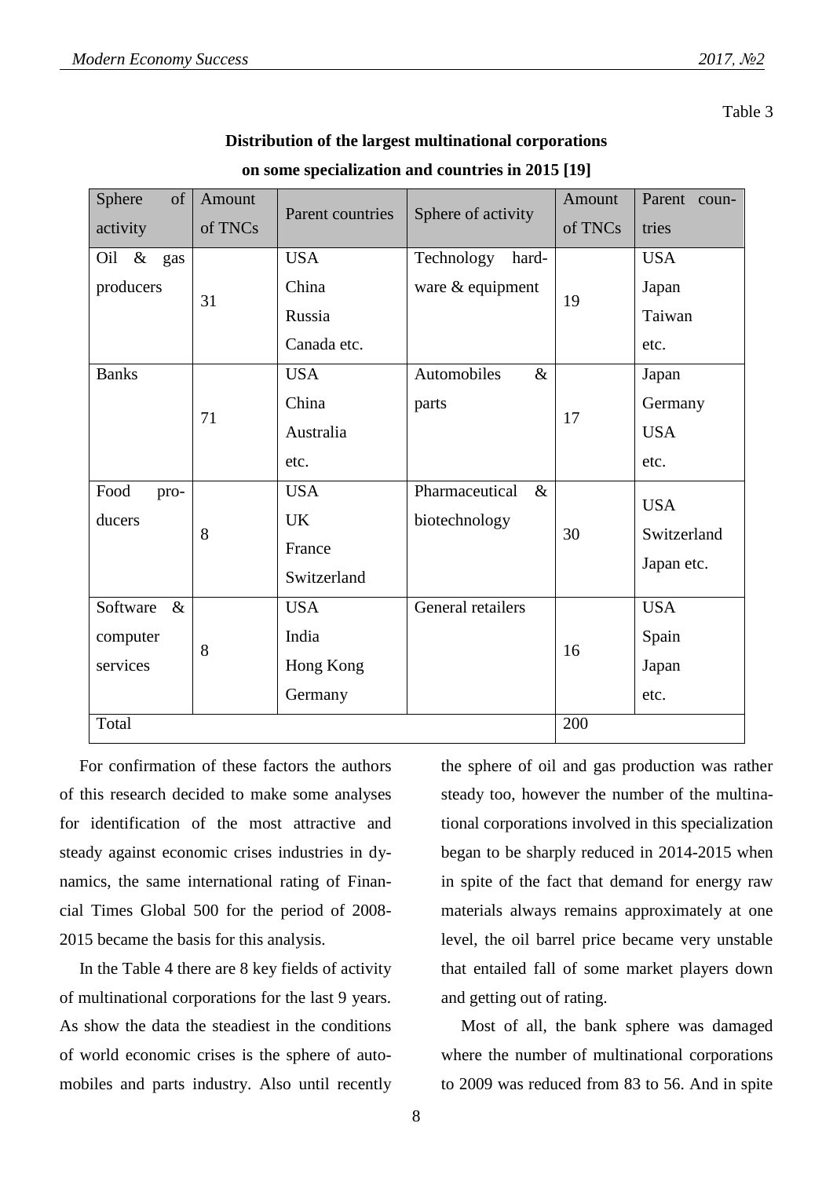Table 3

**Distribution of the largest multinational corporations on some specialization and countries in 2015 [19]**

| Sphere of activity | Amount of TNCs | Parent countries | Sphere of activity | Amount of TNCs | Parent countries |
|---|---|---|---|---|---|
| Oil & gas producers | 31 | USA<br>China<br>Russia<br>Canada etc. | Technology hardware & equipment | 19 | USA<br>Japan<br>Taiwan<br>etc. |
| Banks | 71 | USA<br>China<br>Australia<br>etc. | Automobiles & parts | 17 | Japan<br>Germany<br>USA<br>etc. |
| Food producers | 8 | USA<br>UK<br>France<br>Switzerland | Pharmaceutical & biotechnology | 30 | USA<br>Switzerland<br>Japan etc. |
| Software & computer services | 8 | USA<br>India<br>Hong Kong<br>Germany | General retailers | 16 | USA<br>Spain<br>Japan<br>etc. |
| Total | | | | 200 | |

For confirmation of these factors the authors of this research decided to make some analyses for identification of the most attractive and steady against economic crises industries in dynamics, the same international rating of Financial Times Global 500 for the period of 2008-2015 became the basis for this analysis.

In the Table 4 there are 8 key fields of activity of multinational corporations for the last 9 years. As show the data the steadiest in the conditions of world economic crises is the sphere of automobiles and parts industry. Also until recently the sphere of oil and gas production was rather steady too, however the number of the multinational corporations involved in this specialization began to be sharply reduced in 2014-2015 when in spite of the fact that demand for energy raw materials always remains approximately at one level, the oil barrel price became very unstable that entailed fall of some market players down and getting out of rating.

Most of all, the bank sphere was damaged where the number of multinational corporations to 2009 was reduced from 83 to 56. And in spite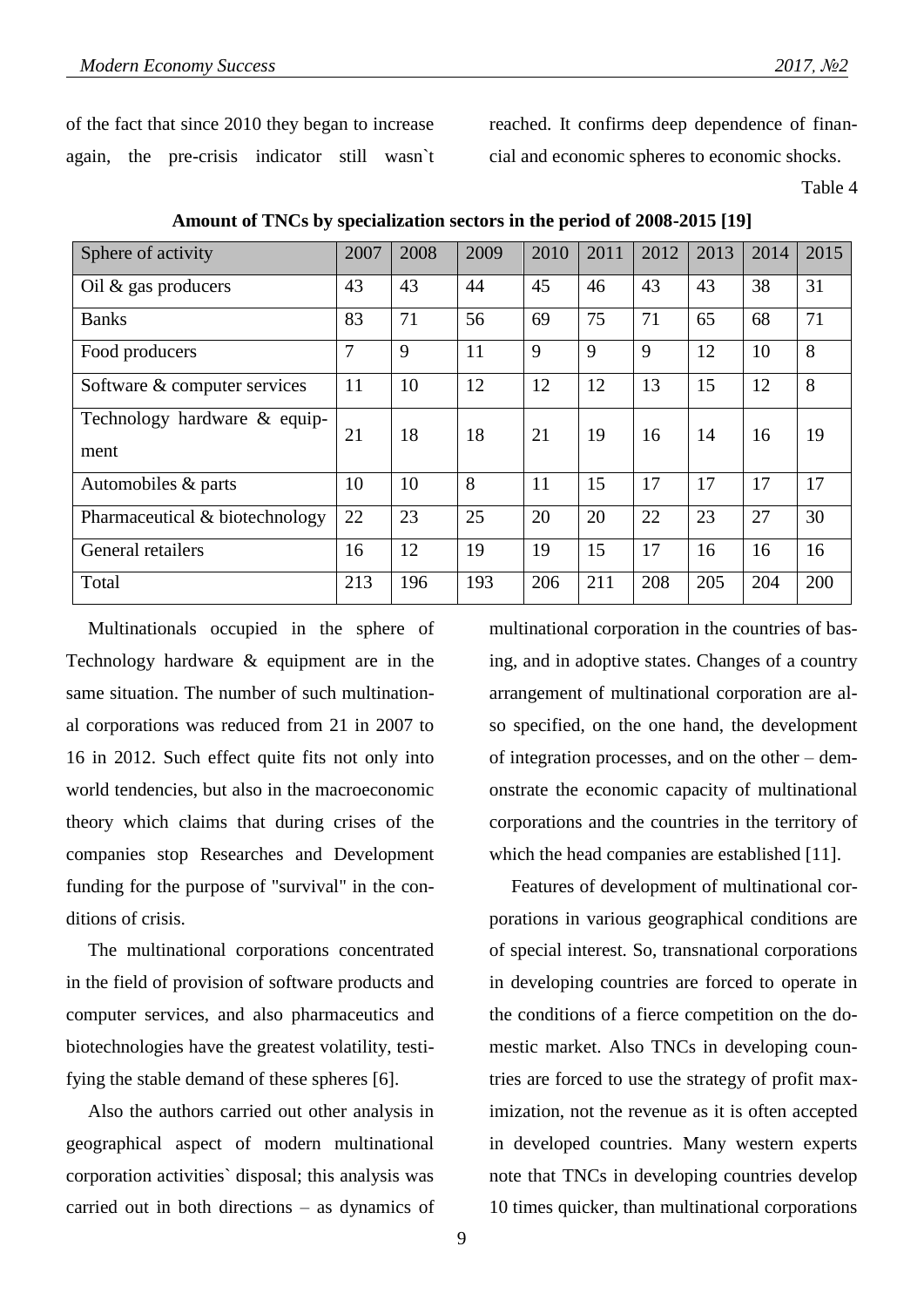of the fact that since 2010 they began to increase again, the pre-crisis indicator still wasn`t reached. It confirms deep dependence of financial and economic spheres to economic shocks.

Table 4

**Amount of TNCs by specialization sectors in the period of 2008-2015 [19]**

| Sphere of activity | 2007 | 2008 | 2009 | 2010 | 2011 | 2012 | 2013 | 2014 | 2015 |
|---|---|---|---|---|---|---|---|---|---|
| Oil & gas producers | 43 | 43 | 44 | 45 | 46 | 43 | 43 | 38 | 31 |
| Banks | 83 | 71 | 56 | 69 | 75 | 71 | 65 | 68 | 71 |
| Food producers | 7 | 9 | 11 | 9 | 9 | 9 | 12 | 10 | 8 |
| Software & computer services | 11 | 10 | 12 | 12 | 12 | 13 | 15 | 12 | 8 |
| Technology hardware & equipment | 21 | 18 | 18 | 21 | 19 | 16 | 14 | 16 | 19 |
| Automobiles & parts | 10 | 10 | 8 | 11 | 15 | 17 | 17 | 17 | 17 |
| Pharmaceutical & biotechnology | 22 | 23 | 25 | 20 | 20 | 22 | 23 | 27 | 30 |
| General retailers | 16 | 12 | 19 | 19 | 15 | 17 | 16 | 16 | 16 |
| Total | 213 | 196 | 193 | 206 | 211 | 208 | 205 | 204 | 200 |

Multinationals occupied in the sphere of Technology hardware & equipment are in the same situation. The number of such multinational corporations was reduced from 21 in 2007 to 16 in 2012. Such effect quite fits not only into world tendencies, but also in the macroeconomic theory which claims that during crises of the companies stop Researches and Development funding for the purpose of "survival" in the conditions of crisis.

The multinational corporations concentrated in the field of provision of software products and computer services, and also pharmaceutics and biotechnologies have the greatest volatility, testifying the stable demand of these spheres [6].

Also the authors carried out other analysis in geographical aspect of modern multinational corporation activities` disposal; this analysis was carried out in both directions – as dynamics of multinational corporation in the countries of basing, and in adoptive states. Changes of a country arrangement of multinational corporation are also specified, on the one hand, the development of integration processes, and on the other – demonstrate the economic capacity of multinational corporations and the countries in the territory of which the head companies are established [11].

Features of development of multinational corporations in various geographical conditions are of special interest. So, transnational corporations in developing countries are forced to operate in the conditions of a fierce competition on the domestic market. Also TNCs in developing countries are forced to use the strategy of profit maximization, not the revenue as it is often accepted in developed countries. Many western experts note that TNCs in developing countries develop 10 times quicker, than multinational corporations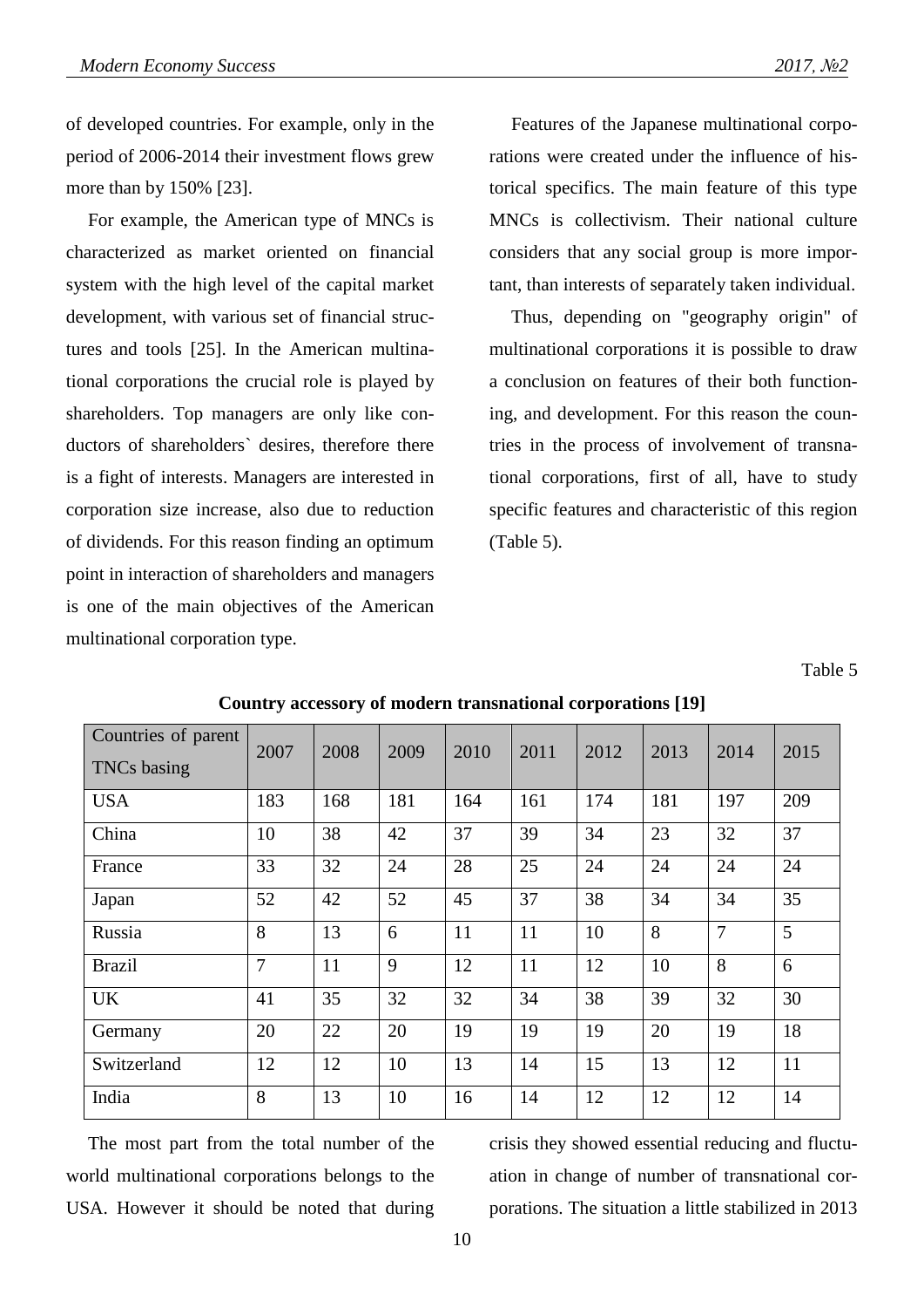of developed countries. For example, only in the period of 2006-2014 their investment flows grew more than by 150% [23].

For example, the American type of MNCs is characterized as market oriented on financial system with the high level of the capital market development, with various set of financial structures and tools [25]. In the American multinational corporations the crucial role is played by shareholders. Top managers are only like conductors of shareholders` desires, therefore there is a fight of interests. Managers are interested in corporation size increase, also due to reduction of dividends. For this reason finding an optimum point in interaction of shareholders and managers is one of the main objectives of the American multinational corporation type.

Features of the Japanese multinational corporations were created under the influence of historical specifics. The main feature of this type MNCs is collectivism. Their national culture considers that any social group is more important, than interests of separately taken individual.

Thus, depending on "geography origin" of multinational corporations it is possible to draw a conclusion on features of their both functioning, and development. For this reason the countries in the process of involvement of transnational corporations, first of all, have to study specific features and characteristic of this region (Table 5).

Table 5

**Country accessory of modern transnational corporations [19]**

| Countries of parent TNCs basing | 2007 | 2008 | 2009 | 2010 | 2011 | 2012 | 2013 | 2014 | 2015 |
|---|---|---|---|---|---|---|---|---|---|
| USA | 183 | 168 | 181 | 164 | 161 | 174 | 181 | 197 | 209 |
| China | 10 | 38 | 42 | 37 | 39 | 34 | 23 | 32 | 37 |
| France | 33 | 32 | 24 | 28 | 25 | 24 | 24 | 24 | 24 |
| Japan | 52 | 42 | 52 | 45 | 37 | 38 | 34 | 34 | 35 |
| Russia | 8 | 13 | 6 | 11 | 11 | 10 | 8 | 7 | 5 |
| Brazil | 7 | 11 | 9 | 12 | 11 | 12 | 10 | 8 | 6 |
| UK | 41 | 35 | 32 | 32 | 34 | 38 | 39 | 32 | 30 |
| Germany | 20 | 22 | 20 | 19 | 19 | 19 | 20 | 19 | 18 |
| Switzerland | 12 | 12 | 10 | 13 | 14 | 15 | 13 | 12 | 11 |
| India | 8 | 13 | 10 | 16 | 14 | 12 | 12 | 12 | 14 |

The most part from the total number of the world multinational corporations belongs to the USA. However it should be noted that during crisis they showed essential reducing and fluctuation in change of number of transnational corporations. The situation a little stabilized in 2013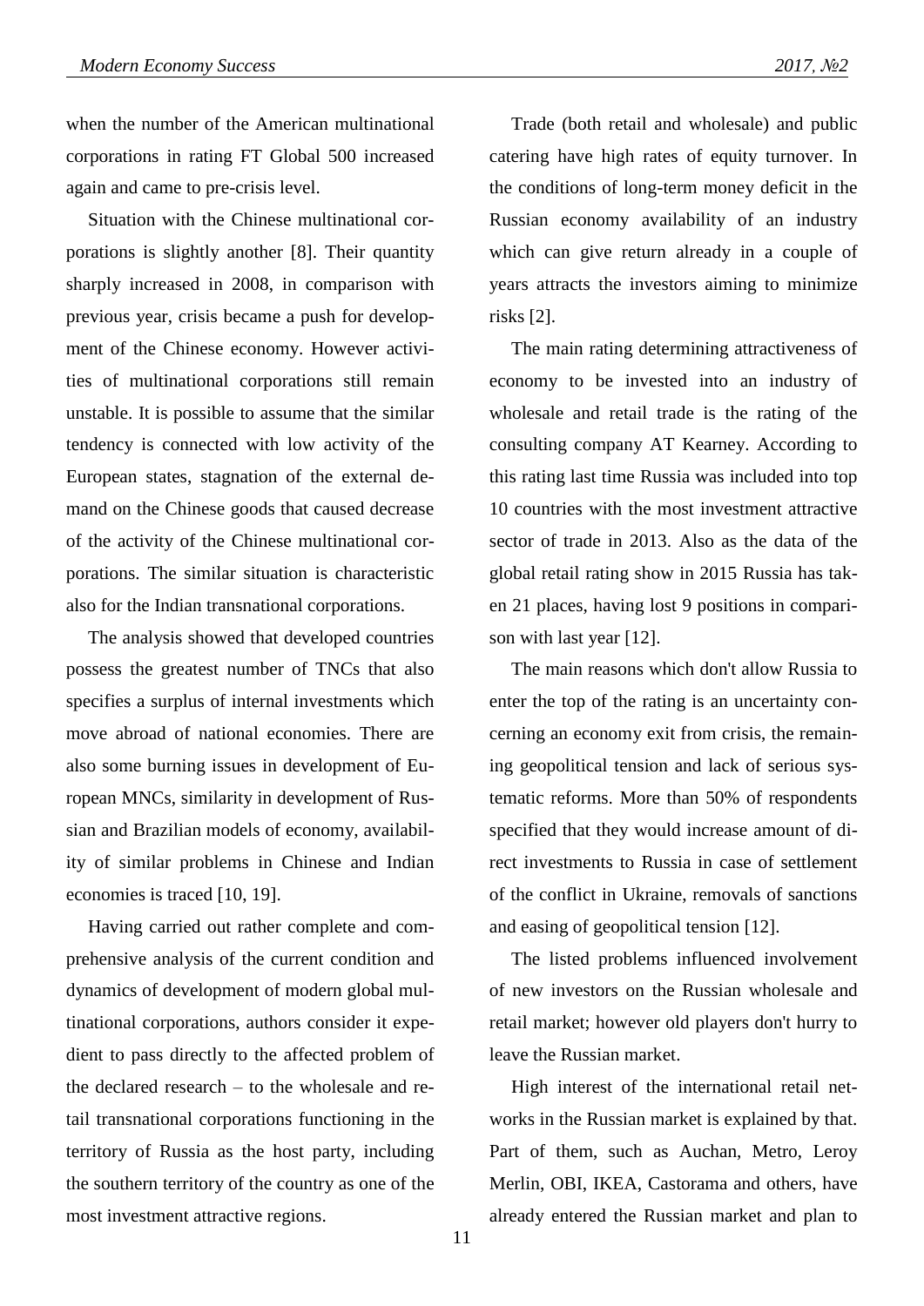when the number of the American multinational corporations in rating FT Global 500 increased again and came to pre-crisis level.

Situation with the Chinese multinational corporations is slightly another [8]. Their quantity sharply increased in 2008, in comparison with previous year, crisis became a push for development of the Chinese economy. However activities of multinational corporations still remain unstable. It is possible to assume that the similar tendency is connected with low activity of the European states, stagnation of the external demand on the Chinese goods that caused decrease of the activity of the Chinese multinational corporations. The similar situation is characteristic also for the Indian transnational corporations.

The analysis showed that developed countries possess the greatest number of TNCs that also specifies a surplus of internal investments which move abroad of national economies. There are also some burning issues in development of European MNCs, similarity in development of Russian and Brazilian models of economy, availability of similar problems in Chinese and Indian economies is traced [10, 19].

Having carried out rather complete and comprehensive analysis of the current condition and dynamics of development of modern global multinational corporations, authors consider it expedient to pass directly to the affected problem of the declared research – to the wholesale and retail transnational corporations functioning in the territory of Russia as the host party, including the southern territory of the country as one of the most investment attractive regions.

Trade (both retail and wholesale) and public catering have high rates of equity turnover. In the conditions of long-term money deficit in the Russian economy availability of an industry which can give return already in a couple of years attracts the investors aiming to minimize risks [2].

The main rating determining attractiveness of economy to be invested into an industry of wholesale and retail trade is the rating of the consulting company AT Kearney. According to this rating last time Russia was included into top 10 countries with the most investment attractive sector of trade in 2013. Also as the data of the global retail rating show in 2015 Russia has taken 21 places, having lost 9 positions in comparison with last year [12].

The main reasons which don't allow Russia to enter the top of the rating is an uncertainty concerning an economy exit from crisis, the remaining geopolitical tension and lack of serious systematic reforms. More than 50% of respondents specified that they would increase amount of direct investments to Russia in case of settlement of the conflict in Ukraine, removals of sanctions and easing of geopolitical tension [12].

The listed problems influenced involvement of new investors on the Russian wholesale and retail market; however old players don't hurry to leave the Russian market.

High interest of the international retail networks in the Russian market is explained by that. Part of them, such as Auchan, Metro, Leroy Merlin, OBI, IKEA, Castorama and others, have already entered the Russian market and plan to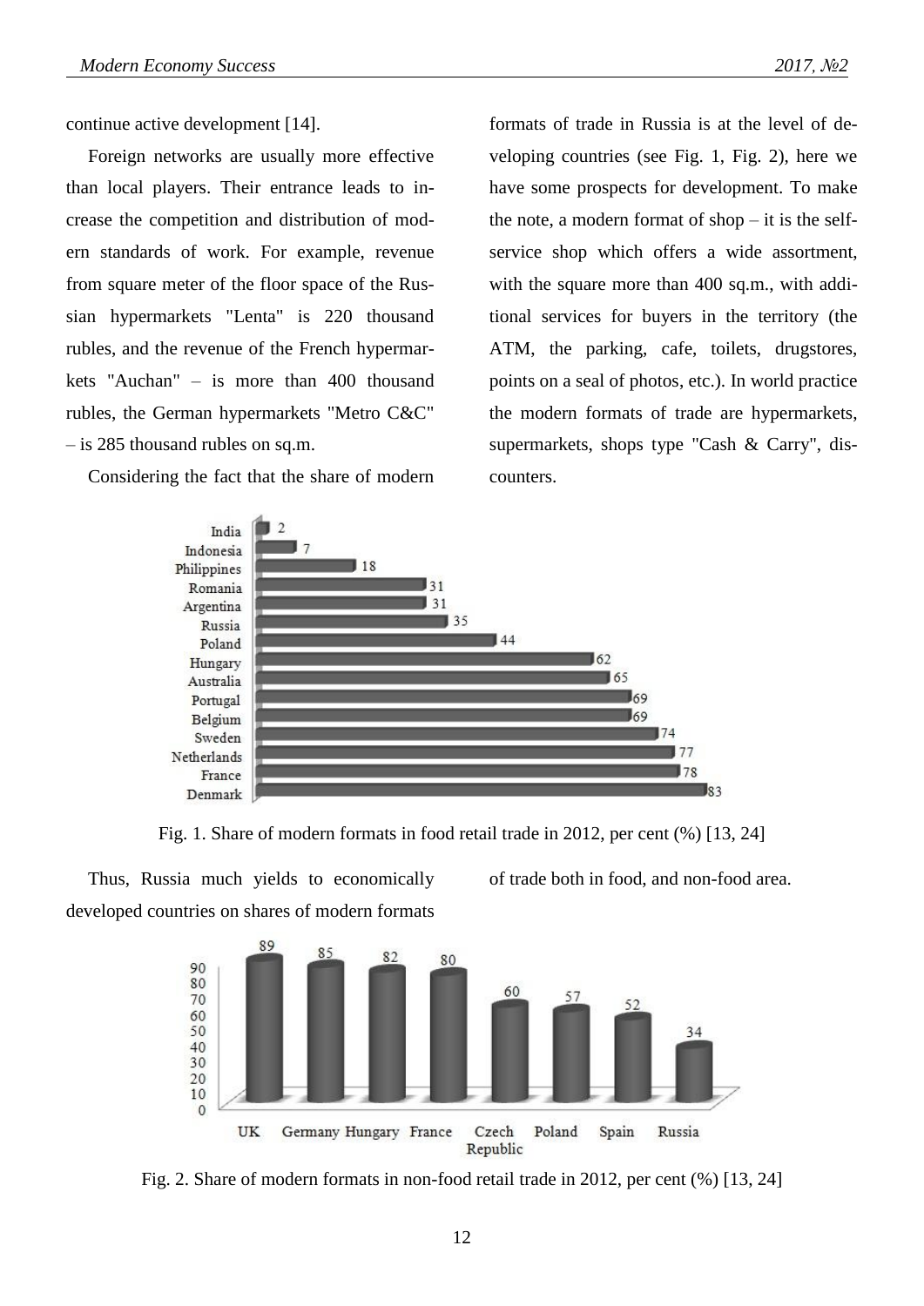continue active development [14].

Foreign networks are usually more effective than local players. Their entrance leads to increase the competition and distribution of modern standards of work. For example, revenue from square meter of the floor space of the Russian hypermarkets "Lenta" is 220 thousand rubles, and the revenue of the French hypermarkets "Auchan" – is more than 400 thousand rubles, the German hypermarkets "Metro C&C" – is 285 thousand rubles on sq.m.

Considering the fact that the share of modern formats of trade in Russia is at the level of developing countries (see Fig. 1, Fig. 2), here we have some prospects for development. To make the note, a modern format of shop – it is the self-service shop which offers a wide assortment, with the square more than 400 sq.m., with additional services for buyers in the territory (the ATM, the parking, cafe, toilets, drugstores, points on a seal of photos, etc.). In world practice the modern formats of trade are hypermarkets, supermarkets, shops type "Cash & Carry", discounters.

| Country | Share, % |
|---|---|
| India | 2 |
| Indonesia | 7 |
| Philippines | 18 |
| Romania | 31 |
| Argentina | 31 |
| Russia | 35 |
| Poland | 44 |
| Hungary | 62 |
| Australia | 65 |
| Portugal | 69 |
| Belgium | 69 |
| Sweden | 74 |
| Netherlands | 77 |
| France | 78 |
| Denmark | 83 |

Fig. 1. Share of modern formats in food retail trade in 2012, per cent (%) [13, 24]

Thus, Russia much yields to economically developed countries on shares of modern formats of trade both in food, and non-food area.

| Country | Share, % |
|---|---|
| UK | 89 |
| Germany | 85 |
| Hungary | 82 |
| France | 80 |
| Czech Republic | 60 |
| Poland | 57 |
| Spain | 52 |
| Russia | 34 |

Fig. 2. Share of modern formats in non-food retail trade in 2012, per cent (%) [13, 24]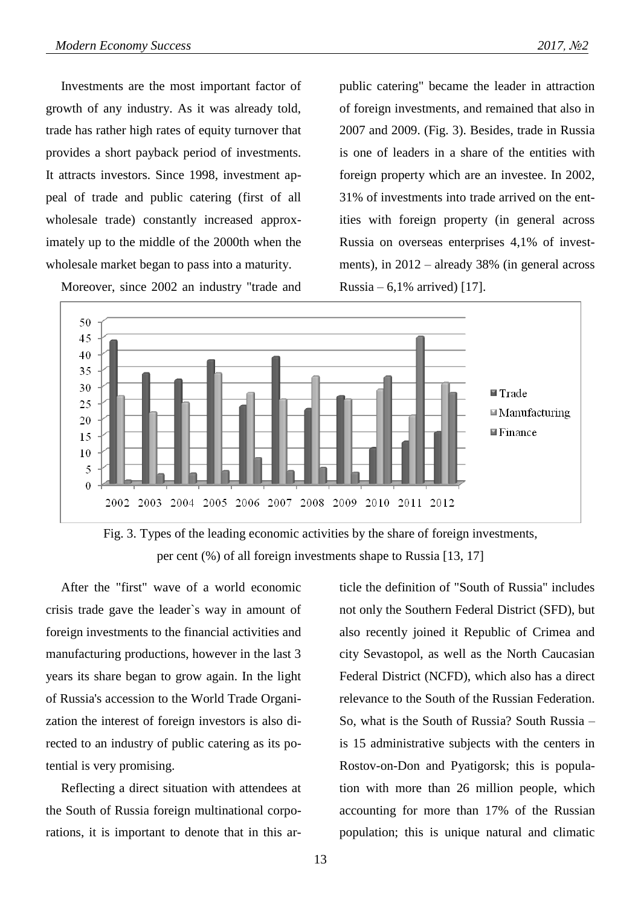Investments are the most important factor of growth of any industry. As it was already told, trade has rather high rates of equity turnover that provides a short payback period of investments. It attracts investors. Since 1998, investment appeal of trade and public catering (first of all wholesale trade) constantly increased approximately up to the middle of the 2000th when the wholesale market began to pass into a maturity.

Moreover, since 2002 an industry "trade and public catering" became the leader in attraction of foreign investments, and remained that also in 2007 and 2009. (Fig. 3). Besides, trade in Russia is one of leaders in a share of the entities with foreign property which are an investee. In 2002, 31% of investments into trade arrived on the entities with foreign property (in general across Russia on overseas enterprises 4,1% of investments), in 2012 – already 38% (in general across Russia – 6,1% arrived) [17].

Fig. 3. Types of the leading economic activities by the share of foreign investments, per cent (%) of all foreign investments shape to Russia [13, 17]

After the "first" wave of a world economic crisis trade gave the leader`s way in amount of foreign investments to the financial activities and manufacturing productions, however in the last 3 years its share began to grow again. In the light of Russia's accession to the World Trade Organization the interest of foreign investors is also directed to an industry of public catering as its potential is very promising.

Reflecting a direct situation with attendees at the South of Russia foreign multinational corporations, it is important to denote that in this article the definition of "South of Russia" includes not only the Southern Federal District (SFD), but also recently joined it Republic of Crimea and city Sevastopol, as well as the North Caucasian Federal District (NCFD), which also has a direct relevance to the South of the Russian Federation. So, what is the South of Russia? South Russia – is 15 administrative subjects with the centers in Rostov-on-Don and Pyatigorsk; this is population with more than 26 million people, which accounting for more than 17% of the Russian population; this is unique natural and climatic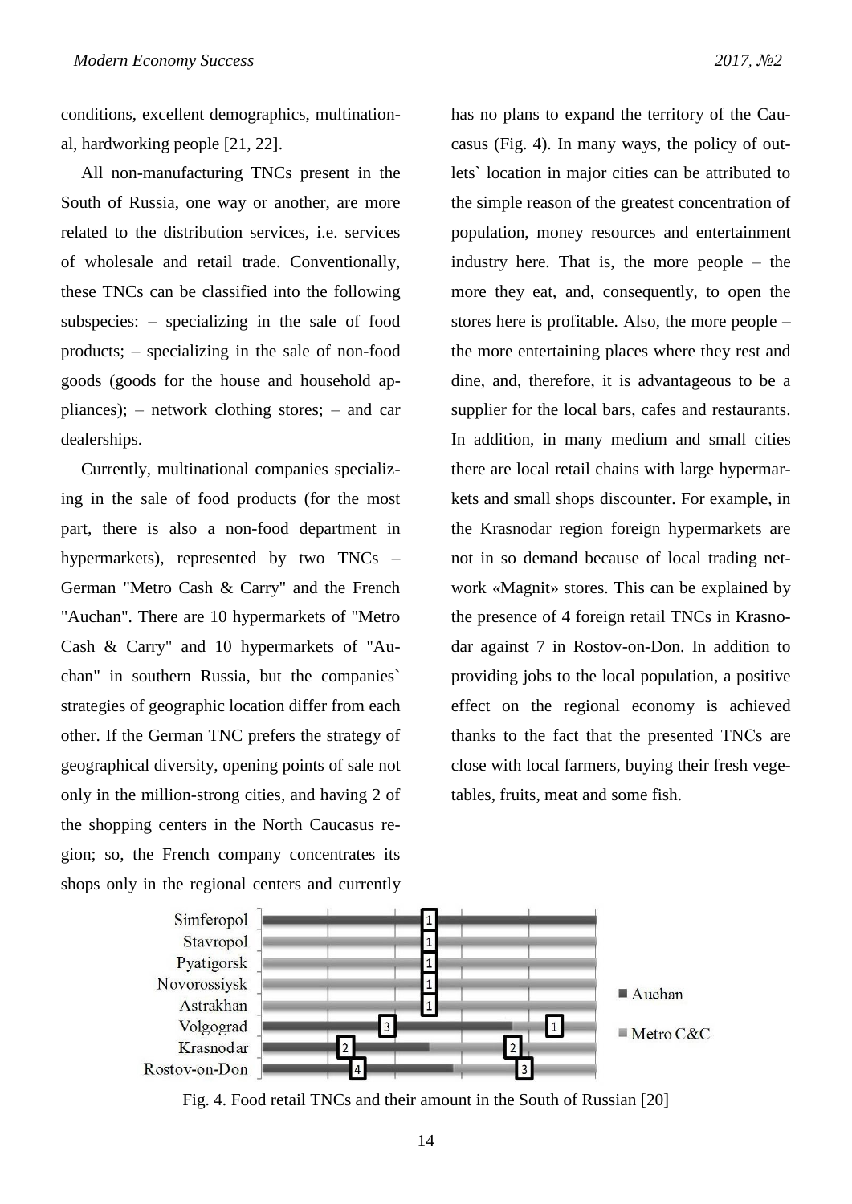conditions, excellent demographics, multinational, hardworking people [21, 22].

All non-manufacturing TNCs present in the South of Russia, one way or another, are more related to the distribution services, i.e. services of wholesale and retail trade. Conventionally, these TNCs can be classified into the following subspecies: – specializing in the sale of food products; – specializing in the sale of non-food goods (goods for the house and household appliances); – network clothing stores; – and car dealerships.

Currently, multinational companies specializing in the sale of food products (for the most part, there is also a non-food department in hypermarkets), represented by two TNCs – German "Metro Cash & Carry" and the French "Auchan". There are 10 hypermarkets of "Metro Cash & Carry" and 10 hypermarkets of "Auchan" in southern Russia, but the companies` strategies of geographic location differ from each other. If the German TNC prefers the strategy of geographical diversity, opening points of sale not only in the million-strong cities, and having 2 of the shopping centers in the North Caucasus region; so, the French company concentrates its shops only in the regional centers and currently has no plans to expand the territory of the Caucasus (Fig. 4). In many ways, the policy of outlets` location in major cities can be attributed to the simple reason of the greatest concentration of population, money resources and entertainment industry here. That is, the more people – the more they eat, and, consequently, to open the stores here is profitable. Also, the more people – the more entertaining places where they rest and dine, and, therefore, it is advantageous to be a supplier for the local bars, cafes and restaurants. In addition, in many medium and small cities there are local retail chains with large hypermarkets and small shops discounter. For example, in the Krasnodar region foreign hypermarkets are not in so demand because of local trading network «Magnit» stores. This can be explained by the presence of 4 foreign retail TNCs in Krasnodar against 7 in Rostov-on-Don. In addition to providing jobs to the local population, a positive effect on the regional economy is achieved thanks to the fact that the presented TNCs are close with local farmers, buying their fresh vegetables, fruits, meat and some fish.

| City | Auchan | Metro C&C |
|---|---|---|
| Simferopol | 1 | |
| Stavropol | | 1 |
| Pyatigorsk | | 1 |
| Novorossiysk | | 1 |
| Astrakhan | | 1 |
| Volgograd | 3 | 1 |
| Krasnodar | 2 | 2 |
| Rostov-on-Don | 4 | 3 |

Fig. 4. Food retail TNCs and their amount in the South of Russian [20]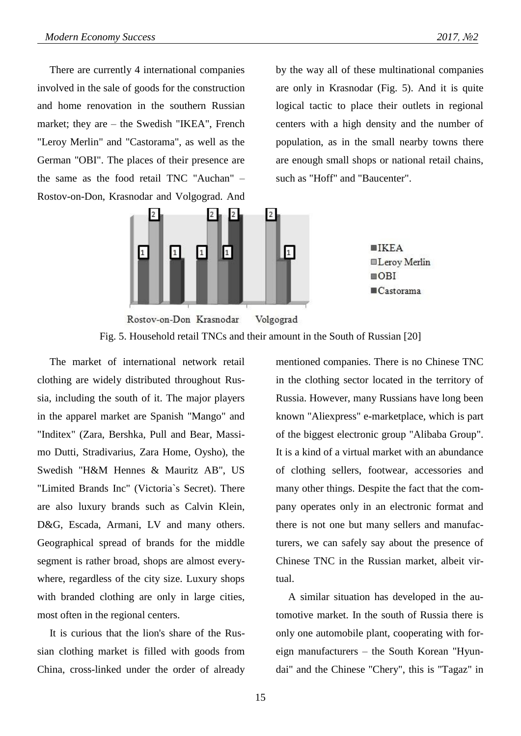There are currently 4 international companies involved in the sale of goods for the construction and home renovation in the southern Russian market; they are – the Swedish "IKEA", French "Leroy Merlin" and "Castorama", as well as the German "OBI". The places of their presence are the same as the food retail TNC "Auchan" – Rostov-on-Don, Krasnodar and Volgograd. And by the way all of these multinational companies are only in Krasnodar (Fig. 5). And it is quite logical tactic to place their outlets in regional centers with a high density and the number of population, as in the small nearby towns there are enough small shops or national retail chains, such as "Hoff" and "Baucenter".

Fig. 5. Household retail TNCs and their amount in the South of Russian [20]

The market of international network retail clothing are widely distributed throughout Russia, including the south of it. The major players in the apparel market are Spanish "Mango" and "Inditex" (Zara, Bershka, Pull and Bear, Massimo Dutti, Stradivarius, Zara Home, Oysho), the Swedish "H&M Hennes & Mauritz AB", US "Limited Brands Inc" (Victoria`s Secret). There are also luxury brands such as Calvin Klein, D&G, Escada, Armani, LV and many others. Geographical spread of brands for the middle segment is rather broad, shops are almost everywhere, regardless of the city size. Luxury shops with branded clothing are only in large cities, most often in the regional centers.

It is curious that the lion's share of the Russian clothing market is filled with goods from China, cross-linked under the order of already mentioned companies. There is no Chinese TNC in the clothing sector located in the territory of Russia. However, many Russians have long been known "Aliexpress" e-marketplace, which is part of the biggest electronic group "Alibaba Group". It is a kind of a virtual market with an abundance of clothing sellers, footwear, accessories and many other things. Despite the fact that the company operates only in an electronic format and there is not one but many sellers and manufacturers, we can safely say about the presence of Chinese TNC in the Russian market, albeit virtual.

A similar situation has developed in the automotive market. In the south of Russia there is only one automobile plant, cooperating with foreign manufacturers – the South Korean "Hyundai" and the Chinese "Chery", this is "Tagaz" in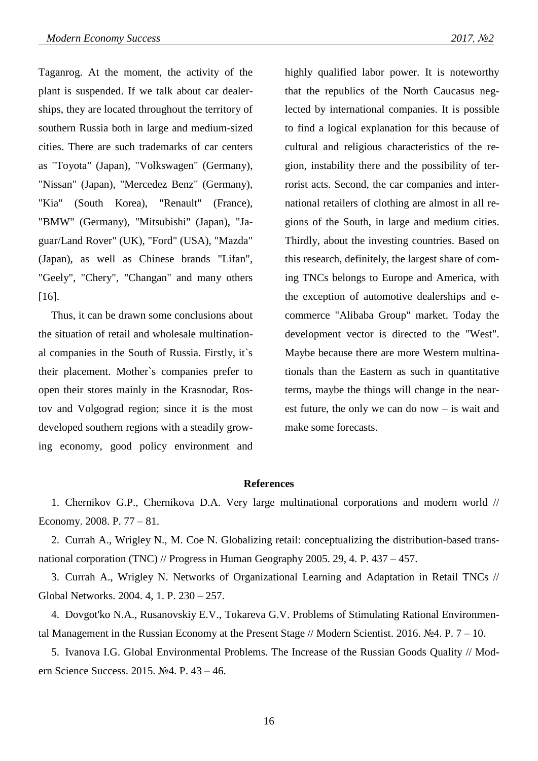Taganrog. At the moment, the activity of the plant is suspended. If we talk about car dealerships, they are located throughout the territory of southern Russia both in large and medium-sized cities. There are such trademarks of car centers as "Toyota" (Japan), "Volkswagen" (Germany), "Nissan" (Japan), "Mercedez Benz" (Germany), "Kia" (South Korea), "Renault" (France), "BMW" (Germany), "Mitsubishi" (Japan), "Jaguar/Land Rover" (UK), "Ford" (USA), "Mazda" (Japan), as well as Chinese brands "Lifan", "Geely", "Chery", "Changan" and many others [16].

Thus, it can be drawn some conclusions about the situation of retail and wholesale multinational companies in the South of Russia. Firstly, it`s their placement. Mother`s companies prefer to open their stores mainly in the Krasnodar, Rostov and Volgograd region; since it is the most developed southern regions with a steadily growing economy, good policy environment and highly qualified labor power. It is noteworthy that the republics of the North Caucasus neglected by international companies. It is possible to find a logical explanation for this because of cultural and religious characteristics of the region, instability there and the possibility of terrorist acts. Second, the car companies and international retailers of clothing are almost in all regions of the South, in large and medium cities. Thirdly, about the investing countries. Based on this research, definitely, the largest share of coming TNCs belongs to Europe and America, with the exception of automotive dealerships and e-commerce "Alibaba Group" market. Today the development vector is directed to the "West". Maybe because there are more Western multinationals than the Eastern as such in quantitative terms, maybe the things will change in the nearest future, the only we can do now – is wait and make some forecasts.

**References**

1. Chernikov G.P., Chernikova D.A. Very large multinational corporations and modern world // Economy. 2008. P. 77 – 81.
2. Currah A., Wrigley N., M. Coe N. Globalizing retail: conceptualizing the distribution-based transnational corporation (TNC) // Progress in Human Geography 2005. 29, 4. P. 437 – 457.
3. Currah A., Wrigley N. Networks of Organizational Learning and Adaptation in Retail TNCs // Global Networks. 2004. 4, 1. P. 230 – 257.
4. Dovgot'ko N.A., Rusanovskiy E.V., Tokareva G.V. Problems of Stimulating Rational Environmental Management in the Russian Economy at the Present Stage // Modern Scientist. 2016. №4. P. 7 – 10.
5. Ivanova I.G. Global Environmental Problems. The Increase of the Russian Goods Quality // Modern Science Success. 2015. №4. P. 43 – 46.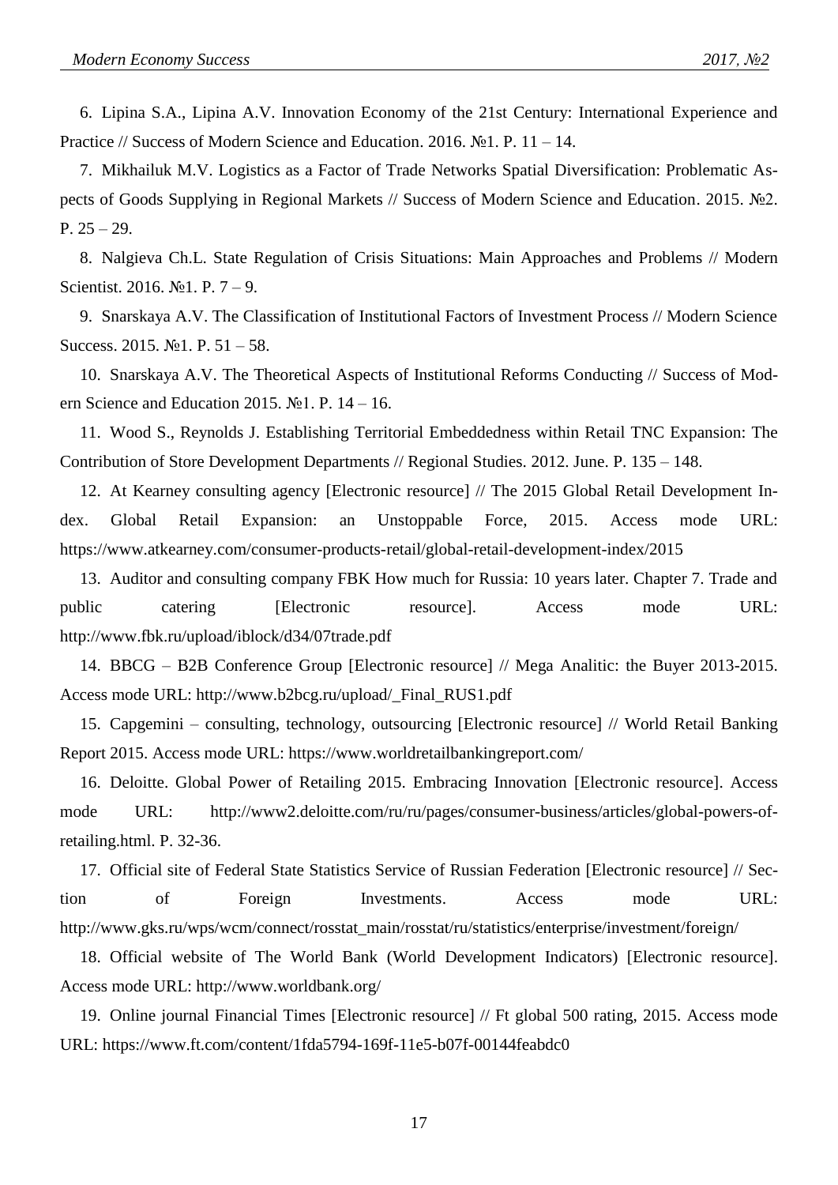6. Lipina S.A., Lipina A.V. Innovation Economy of the 21st Century: International Experience and Practice // Success of Modern Science and Education. 2016. №1. P. 11 – 14.

7. Mikhailuk M.V. Logistics as a Factor of Trade Networks Spatial Diversification: Problematic Aspects of Goods Supplying in Regional Markets // Success of Modern Science and Education. 2015. №2. P. 25 – 29.

8. Nalgieva Ch.L. State Regulation of Crisis Situations: Main Approaches and Problems // Modern Scientist. 2016. №1. P. 7 – 9.

9. Snarskaya A.V. The Classification of Institutional Factors of Investment Process // Modern Science Success. 2015. №1. P. 51 – 58.

10. Snarskaya A.V. The Theoretical Aspects of Institutional Reforms Conducting // Success of Modern Science and Education 2015. №1. P. 14 – 16.

11. Wood S., Reynolds J. Establishing Territorial Embeddedness within Retail TNC Expansion: The Contribution of Store Development Departments // Regional Studies. 2012. June. P. 135 – 148.

12. At Kearney consulting agency [Electronic resource] // The 2015 Global Retail Development Index. Global Retail Expansion: an Unstoppable Force, 2015. Access mode URL: https://www.atkearney.com/consumer-products-retail/global-retail-development-index/2015

13. Auditor and consulting company FBK How much for Russia: 10 years later. Chapter 7. Trade and public catering [Electronic resource]. Access mode URL: http://www.fbk.ru/upload/iblock/d34/07trade.pdf

14. BBCG – B2B Conference Group [Electronic resource] // Mega Analitic: the Buyer 2013-2015. Access mode URL: http://www.b2bcg.ru/upload/_Final_RUS1.pdf

15. Capgemini – consulting, technology, outsourcing [Electronic resource] // World Retail Banking Report 2015. Access mode URL: https://www.worldretailbankingreport.com/

16. Deloitte. Global Power of Retailing 2015. Embracing Innovation [Electronic resource]. Access mode URL: http://www2.deloitte.com/ru/ru/pages/consumer-business/articles/global-powers-of-retailing.html. P. 32-36.

17. Official site of Federal State Statistics Service of Russian Federation [Electronic resource] // Section of Foreign Investments. Access mode URL: http://www.gks.ru/wps/wcm/connect/rosstat_main/rosstat/ru/statistics/enterprise/investment/foreign/

18. Official website of The World Bank (World Development Indicators) [Electronic resource]. Access mode URL: http://www.worldbank.org/

19. Online journal Financial Times [Electronic resource] // Ft global 500 rating, 2015. Access mode URL: https://www.ft.com/content/1fda5794-169f-11e5-b07f-00144feabdc0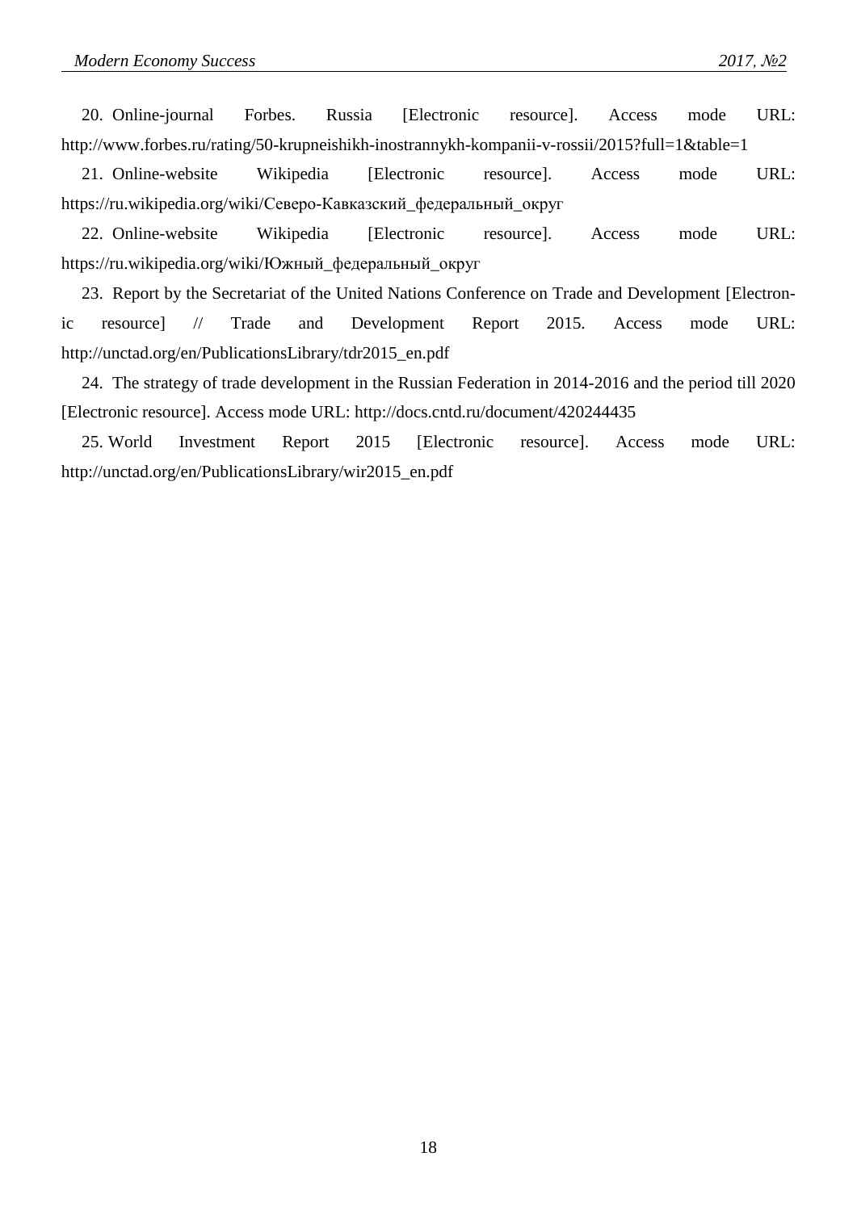20. Online-journal Forbes. Russia [Electronic resource]. Access mode URL: http://www.forbes.ru/rating/50-krupneishikh-inostrannykh-kompanii-v-rossii/2015?full=1&table=1

21. Online-website Wikipedia [Electronic resource]. Access mode URL: https://ru.wikipedia.org/wiki/Северо-Кавказский_федеральный_округ

22. Online-website Wikipedia [Electronic resource]. Access mode URL: https://ru.wikipedia.org/wiki/Южный_федеральный_округ

23. Report by the Secretariat of the United Nations Conference on Trade and Development [Electronic resource] // Trade and Development Report 2015. Access mode URL: http://unctad.org/en/PublicationsLibrary/tdr2015_en.pdf

24. The strategy of trade development in the Russian Federation in 2014-2016 and the period till 2020 [Electronic resource]. Access mode URL: http://docs.cntd.ru/document/420244435

25. World Investment Report 2015 [Electronic resource]. Access mode URL: http://unctad.org/en/PublicationsLibrary/wir2015_en.pdf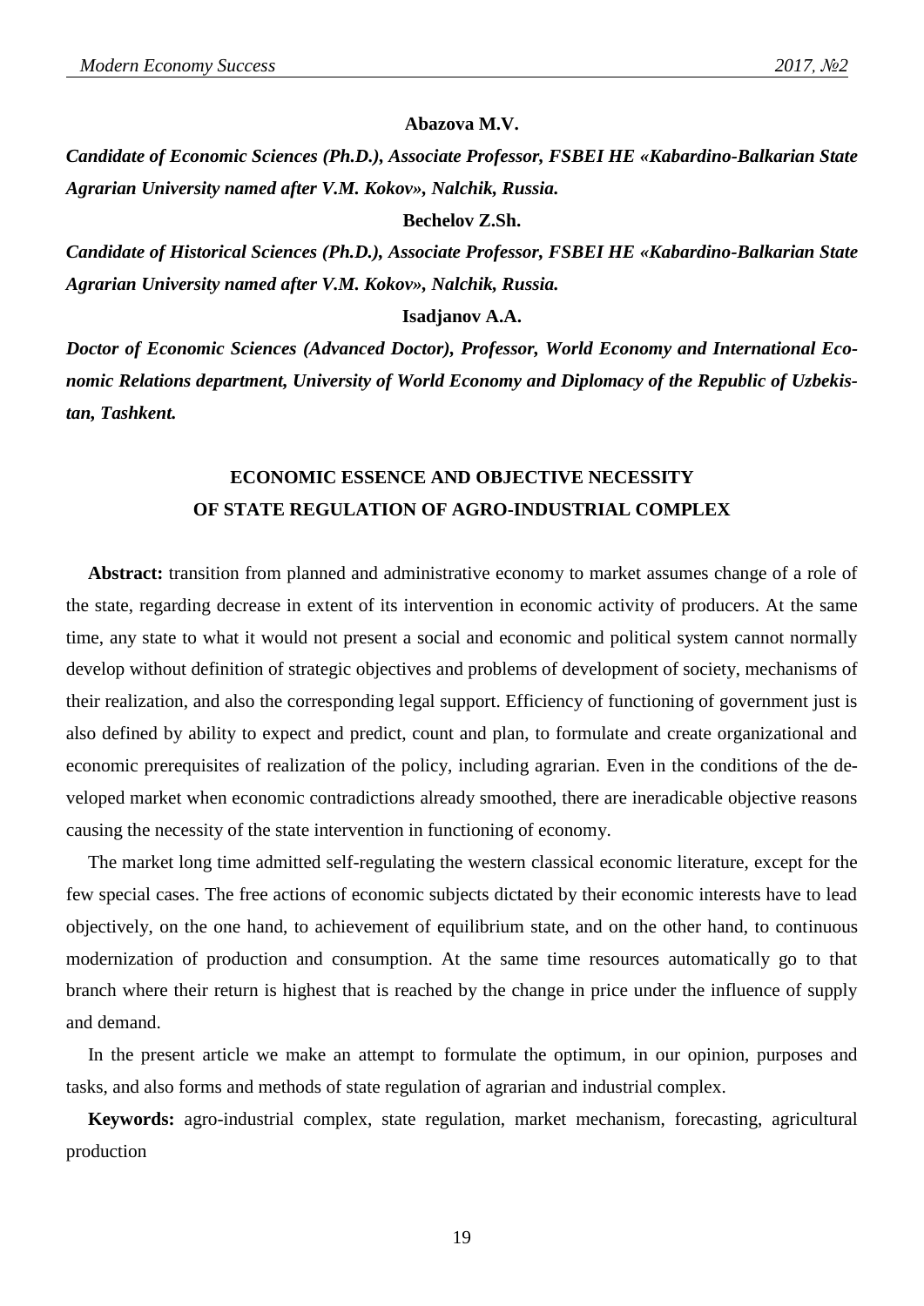**Abazova M.V.**

***Candidate of Economic Sciences (Ph.D.), Associate Professor, FSBEI HE «Kabardino-Balkarian State Agrarian University named after V.M. Kokov», Nalchik, Russia.***

**Bechelov Z.Sh.**

***Candidate of Historical Sciences (Ph.D.), Associate Professor, FSBEI HE «Kabardino-Balkarian State Agrarian University named after V.M. Kokov», Nalchik, Russia.***

**Isadjanov A.A.**

***Doctor of Economic Sciences (Advanced Doctor), Professor, World Economy and International Economic Relations department, University of World Economy and Diplomacy of the Republic of Uzbekistan, Tashkent.***

# ECONOMIC ESSENCE AND OBJECTIVE NECESSITY OF STATE REGULATION OF AGRO-INDUSTRIAL COMPLEX

**Abstract:** transition from planned and administrative economy to market assumes change of a role of the state, regarding decrease in extent of its intervention in economic activity of producers. At the same time, any state to what it would not present a social and economic and political system cannot normally develop without definition of strategic objectives and problems of development of society, mechanisms of their realization, and also the corresponding legal support. Efficiency of functioning of government just is also defined by ability to expect and predict, count and plan, to formulate and create organizational and economic prerequisites of realization of the policy, including agrarian. Even in the conditions of the developed market when economic contradictions already smoothed, there are ineradicable objective reasons causing the necessity of the state intervention in functioning of economy.

The market long time admitted self-regulating the western classical economic literature, except for the few special cases. The free actions of economic subjects dictated by their economic interests have to lead objectively, on the one hand, to achievement of equilibrium state, and on the other hand, to continuous modernization of production and consumption. At the same time resources automatically go to that branch where their return is highest that is reached by the change in price under the influence of supply and demand.

In the present article we make an attempt to formulate the optimum, in our opinion, purposes and tasks, and also forms and methods of state regulation of agrarian and industrial complex.

**Keywords:** agro-industrial complex, state regulation, market mechanism, forecasting, agricultural production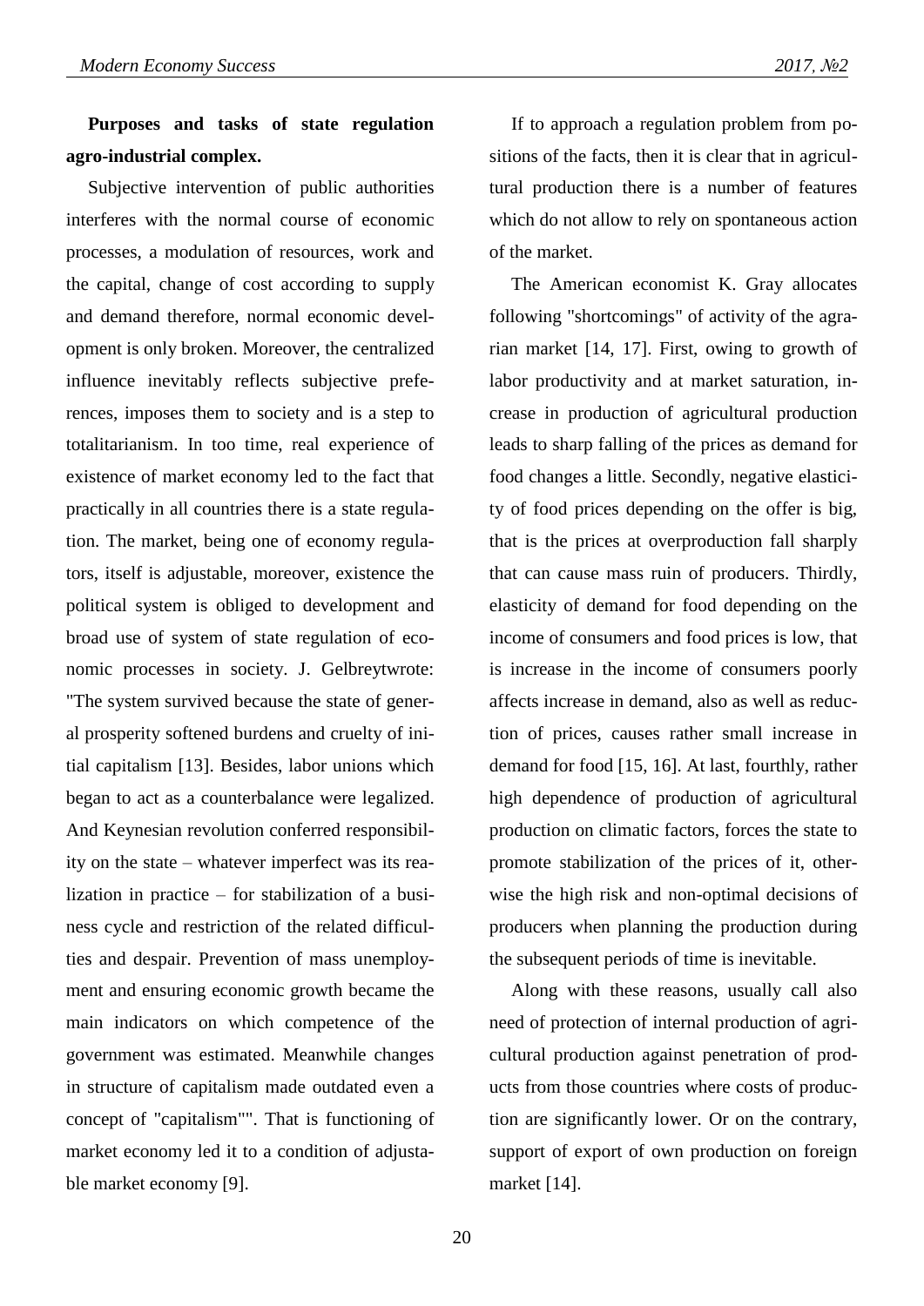**Purposes and tasks of state regulation agro-industrial complex.**

Subjective intervention of public authorities interferes with the normal course of economic processes, a modulation of resources, work and the capital, change of cost according to supply and demand therefore, normal economic development is only broken. Moreover, the centralized influence inevitably reflects subjective preferences, imposes them to society and is a step to totalitarianism. In too time, real experience of existence of market economy led to the fact that practically in all countries there is a state regulation. The market, being one of economy regulators, itself is adjustable, moreover, existence the political system is obliged to development and broad use of system of state regulation of economic processes in society. J. Gelbreytwrote: "The system survived because the state of general prosperity softened burdens and cruelty of initial capitalism [13]. Besides, labor unions which began to act as a counterbalance were legalized. And Keynesian revolution conferred responsibility on the state – whatever imperfect was its realization in practice – for stabilization of a business cycle and restriction of the related difficulties and despair. Prevention of mass unemployment and ensuring economic growth became the main indicators on which competence of the government was estimated. Meanwhile changes in structure of capitalism made outdated even a concept of "capitalism"". That is functioning of market economy led it to a condition of adjustable market economy [9].

If to approach a regulation problem from positions of the facts, then it is clear that in agricultural production there is a number of features which do not allow to rely on spontaneous action of the market.

The American economist K. Gray allocates following "shortcomings" of activity of the agrarian market [14, 17]. First, owing to growth of labor productivity and at market saturation, increase in production of agricultural production leads to sharp falling of the prices as demand for food changes a little. Secondly, negative elasticity of food prices depending on the offer is big, that is the prices at overproduction fall sharply that can cause mass ruin of producers. Thirdly, elasticity of demand for food depending on the income of consumers and food prices is low, that is increase in the income of consumers poorly affects increase in demand, also as well as reduction of prices, causes rather small increase in demand for food [15, 16]. At last, fourthly, rather high dependence of production of agricultural production on climatic factors, forces the state to promote stabilization of the prices of it, otherwise the high risk and non-optimal decisions of producers when planning the production during the subsequent periods of time is inevitable.

Along with these reasons, usually call also need of protection of internal production of agricultural production against penetration of products from those countries where costs of production are significantly lower. Or on the contrary, support of export of own production on foreign market [14].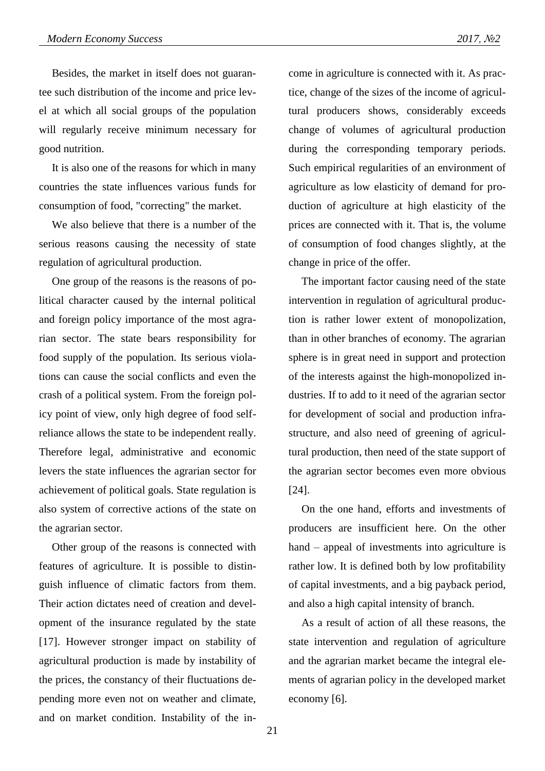Besides, the market in itself does not guarantee such distribution of the income and price level at which all social groups of the population will regularly receive minimum necessary for good nutrition.

It is also one of the reasons for which in many countries the state influences various funds for consumption of food, "correcting" the market.

We also believe that there is a number of the serious reasons causing the necessity of state regulation of agricultural production.

One group of the reasons is the reasons of political character caused by the internal political and foreign policy importance of the most agrarian sector. The state bears responsibility for food supply of the population. Its serious violations can cause the social conflicts and even the crash of a political system. From the foreign policy point of view, only high degree of food self-reliance allows the state to be independent really. Therefore legal, administrative and economic levers the state influences the agrarian sector for achievement of political goals. State regulation is also system of corrective actions of the state on the agrarian sector.

Other group of the reasons is connected with features of agriculture. It is possible to distinguish influence of climatic factors from them. Their action dictates need of creation and development of the insurance regulated by the state [17]. However stronger impact on stability of agricultural production is made by instability of the prices, the constancy of their fluctuations depending more even not on weather and climate, and on market condition. Instability of the income in agriculture is connected with it. As practice, change of the sizes of the income of agricultural producers shows, considerably exceeds change of volumes of agricultural production during the corresponding temporary periods. Such empirical regularities of an environment of agriculture as low elasticity of demand for production of agriculture at high elasticity of the prices are connected with it. That is, the volume of consumption of food changes slightly, at the change in price of the offer.

The important factor causing need of the state intervention in regulation of agricultural production is rather lower extent of monopolization, than in other branches of economy. The agrarian sphere is in great need in support and protection of the interests against the high-monopolized industries. If to add to it need of the agrarian sector for development of social and production infrastructure, and also need of greening of agricultural production, then need of the state support of the agrarian sector becomes even more obvious [24].

On the one hand, efforts and investments of producers are insufficient here. On the other hand – appeal of investments into agriculture is rather low. It is defined both by low profitability of capital investments, and a big payback period, and also a high capital intensity of branch.

As a result of action of all these reasons, the state intervention and regulation of agriculture and the agrarian market became the integral elements of agrarian policy in the developed market economy [6].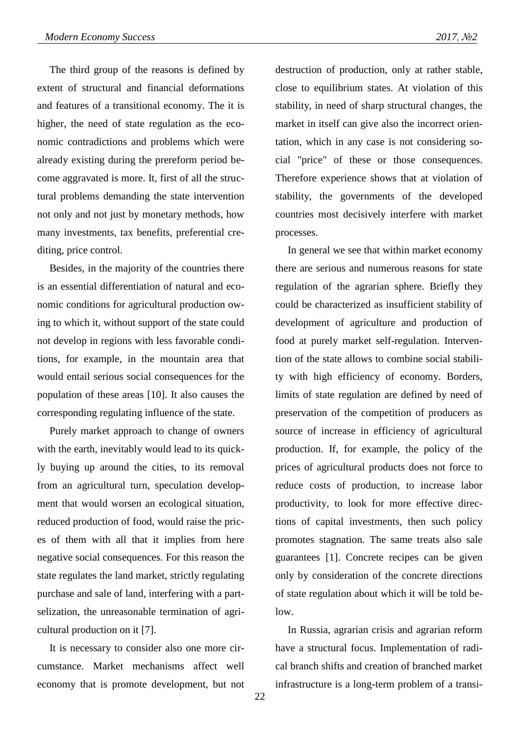The third group of the reasons is defined by extent of structural and financial deformations and features of a transitional economy. The it is higher, the need of state regulation as the economic contradictions and problems which were already existing during the prereform period become aggravated is more. It, first of all the structural problems demanding the state intervention not only and not just by monetary methods, how many investments, tax benefits, preferential crediting, price control.

Besides, in the majority of the countries there is an essential differentiation of natural and economic conditions for agricultural production owing to which it, without support of the state could not develop in regions with less favorable conditions, for example, in the mountain area that would entail serious social consequences for the population of these areas [10]. It also causes the corresponding regulating influence of the state.

Purely market approach to change of owners with the earth, inevitably would lead to its quickly buying up around the cities, to its removal from an agricultural turn, speculation development that would worsen an ecological situation, reduced production of food, would raise the prices of them with all that it implies from here negative social consequences. For this reason the state regulates the land market, strictly regulating purchase and sale of land, interfering with a partselization, the unreasonable termination of agricultural production on it [7].

It is necessary to consider also one more circumstance. Market mechanisms affect well economy that is promote development, but not destruction of production, only at rather stable, close to equilibrium states. At violation of this stability, in need of sharp structural changes, the market in itself can give also the incorrect orientation, which in any case is not considering social "price" of these or those consequences. Therefore experience shows that at violation of stability, the governments of the developed countries most decisively interfere with market processes.

In general we see that within market economy there are serious and numerous reasons for state regulation of the agrarian sphere. Briefly they could be characterized as insufficient stability of development of agriculture and production of food at purely market self-regulation. Intervention of the state allows to combine social stability with high efficiency of economy. Borders, limits of state regulation are defined by need of preservation of the competition of producers as source of increase in efficiency of agricultural production. If, for example, the policy of the prices of agricultural products does not force to reduce costs of production, to increase labor productivity, to look for more effective directions of capital investments, then such policy promotes stagnation. The same treats also sale guarantees [1]. Concrete recipes can be given only by consideration of the concrete directions of state regulation about which it will be told below.

In Russia, agrarian crisis and agrarian reform have a structural focus. Implementation of radical branch shifts and creation of branched market infrastructure is a long-term problem of a transi-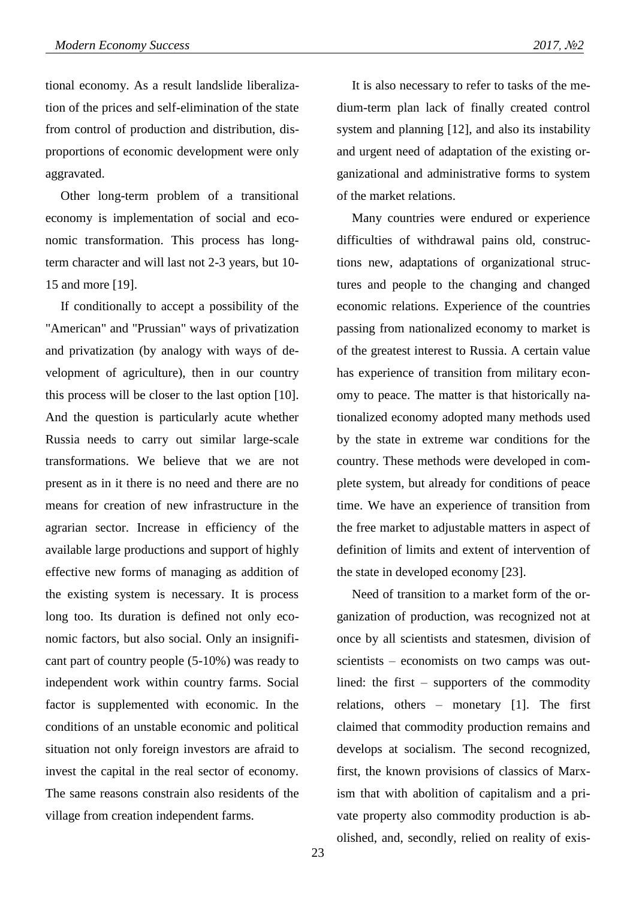tional economy. As a result landslide liberalization of the prices and self-elimination of the state from control of production and distribution, disproportions of economic development were only aggravated.

Other long-term problem of a transitional economy is implementation of social and economic transformation. This process has long-term character and will last not 2-3 years, but 10-15 and more [19].

If conditionally to accept a possibility of the "American" and "Prussian" ways of privatization and privatization (by analogy with ways of development of agriculture), then in our country this process will be closer to the last option [10]. And the question is particularly acute whether Russia needs to carry out similar large-scale transformations. We believe that we are not present as in it there is no need and there are no means for creation of new infrastructure in the agrarian sector. Increase in efficiency of the available large productions and support of highly effective new forms of managing as addition of the existing system is necessary. It is process long too. Its duration is defined not only economic factors, but also social. Only an insignificant part of country people (5-10%) was ready to independent work within country farms. Social factor is supplemented with economic. In the conditions of an unstable economic and political situation not only foreign investors are afraid to invest the capital in the real sector of economy. The same reasons constrain also residents of the village from creation independent farms.

It is also necessary to refer to tasks of the medium-term plan lack of finally created control system and planning [12], and also its instability and urgent need of adaptation of the existing organizational and administrative forms to system of the market relations.

Many countries were endured or experience difficulties of withdrawal pains old, constructions new, adaptations of organizational structures and people to the changing and changed economic relations. Experience of the countries passing from nationalized economy to market is of the greatest interest to Russia. A certain value has experience of transition from military economy to peace. The matter is that historically nationalized economy adopted many methods used by the state in extreme war conditions for the country. These methods were developed in complete system, but already for conditions of peace time. We have an experience of transition from the free market to adjustable matters in aspect of definition of limits and extent of intervention of the state in developed economy [23].

Need of transition to a market form of the organization of production, was recognized not at once by all scientists and statesmen, division of scientists – economists on two camps was outlined: the first – supporters of the commodity relations, others – monetary [1]. The first claimed that commodity production remains and develops at socialism. The second recognized, first, the known provisions of classics of Marxism that with abolition of capitalism and a private property also commodity production is abolished, and, secondly, relied on reality of exis-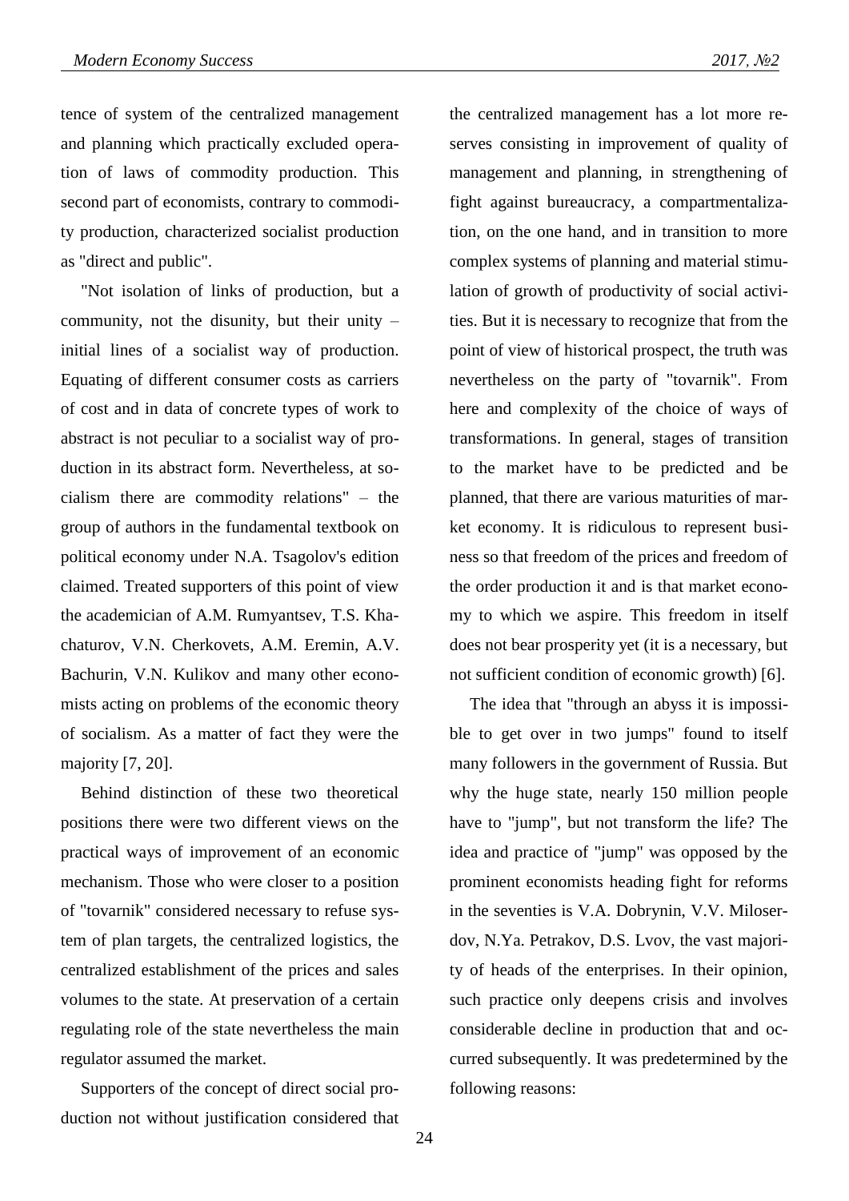tence of system of the centralized management and planning which practically excluded operation of laws of commodity production. This second part of economists, contrary to commodity production, characterized socialist production as "direct and public".

"Not isolation of links of production, but a community, not the disunity, but their unity – initial lines of a socialist way of production. Equating of different consumer costs as carriers of cost and in data of concrete types of work to abstract is not peculiar to a socialist way of production in its abstract form. Nevertheless, at socialism there are commodity relations" – the group of authors in the fundamental textbook on political economy under N.A. Tsagolov's edition claimed. Treated supporters of this point of view the academician of A.M. Rumyantsev, T.S. Khachaturov, V.N. Cherkovets, A.M. Eremin, A.V. Bachurin, V.N. Kulikov and many other economists acting on problems of the economic theory of socialism. As a matter of fact they were the majority [7, 20].

Behind distinction of these two theoretical positions there were two different views on the practical ways of improvement of an economic mechanism. Those who were closer to a position of "tovarnik" considered necessary to refuse system of plan targets, the centralized logistics, the centralized establishment of the prices and sales volumes to the state. At preservation of a certain regulating role of the state nevertheless the main regulator assumed the market.

Supporters of the concept of direct social production not without justification considered that the centralized management has a lot more reserves consisting in improvement of quality of management and planning, in strengthening of fight against bureaucracy, a compartmentalization, on the one hand, and in transition to more complex systems of planning and material stimulation of growth of productivity of social activities. But it is necessary to recognize that from the point of view of historical prospect, the truth was nevertheless on the party of "tovarnik". From here and complexity of the choice of ways of transformations. In general, stages of transition to the market have to be predicted and be planned, that there are various maturities of market economy. It is ridiculous to represent business so that freedom of the prices and freedom of the order production it and is that market economy to which we aspire. This freedom in itself does not bear prosperity yet (it is a necessary, but not sufficient condition of economic growth) [6].

The idea that "through an abyss it is impossible to get over in two jumps" found to itself many followers in the government of Russia. But why the huge state, nearly 150 million people have to "jump", but not transform the life? The idea and practice of "jump" was opposed by the prominent economists heading fight for reforms in the seventies is V.A. Dobrynin, V.V. Miloserdov, N.Ya. Petrakov, D.S. Lvov, the vast majority of heads of the enterprises. In their opinion, such practice only deepens crisis and involves considerable decline in production that and occurred subsequently. It was predetermined by the following reasons: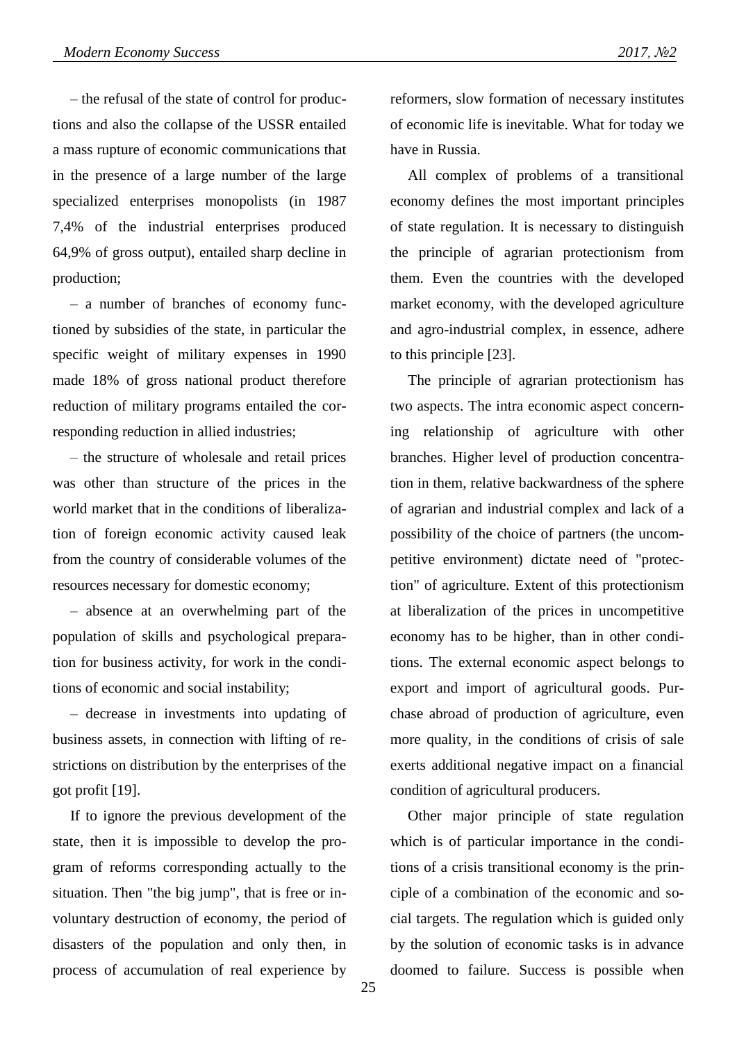– the refusal of the state of control for productions and also the collapse of the USSR entailed a mass rupture of economic communications that in the presence of a large number of the large specialized enterprises monopolists (in 1987 7,4% of the industrial enterprises produced 64,9% of gross output), entailed sharp decline in production;

– a number of branches of economy functioned by subsidies of the state, in particular the specific weight of military expenses in 1990 made 18% of gross national product therefore reduction of military programs entailed the corresponding reduction in allied industries;

– the structure of wholesale and retail prices was other than structure of the prices in the world market that in the conditions of liberalization of foreign economic activity caused leak from the country of considerable volumes of the resources necessary for domestic economy;

– absence at an overwhelming part of the population of skills and psychological preparation for business activity, for work in the conditions of economic and social instability;

– decrease in investments into updating of business assets, in connection with lifting of restrictions on distribution by the enterprises of the got profit [19].

If to ignore the previous development of the state, then it is impossible to develop the program of reforms corresponding actually to the situation. Then "the big jump", that is free or involuntary destruction of economy, the period of disasters of the population and only then, in process of accumulation of real experience by reformers, slow formation of necessary institutes of economic life is inevitable. What for today we have in Russia.

All complex of problems of a transitional economy defines the most important principles of state regulation. It is necessary to distinguish the principle of agrarian protectionism from them. Even the countries with the developed market economy, with the developed agriculture and agro-industrial complex, in essence, adhere to this principle [23].

The principle of agrarian protectionism has two aspects. The intra economic aspect concerning relationship of agriculture with other branches. Higher level of production concentration in them, relative backwardness of the sphere of agrarian and industrial complex and lack of a possibility of the choice of partners (the uncompetitive environment) dictate need of "protection" of agriculture. Extent of this protectionism at liberalization of the prices in uncompetitive economy has to be higher, than in other conditions. The external economic aspect belongs to export and import of agricultural goods. Purchase abroad of production of agriculture, even more quality, in the conditions of crisis of sale exerts additional negative impact on a financial condition of agricultural producers.

Other major principle of state regulation which is of particular importance in the conditions of a crisis transitional economy is the principle of a combination of the economic and social targets. The regulation which is guided only by the solution of economic tasks is in advance doomed to failure. Success is possible when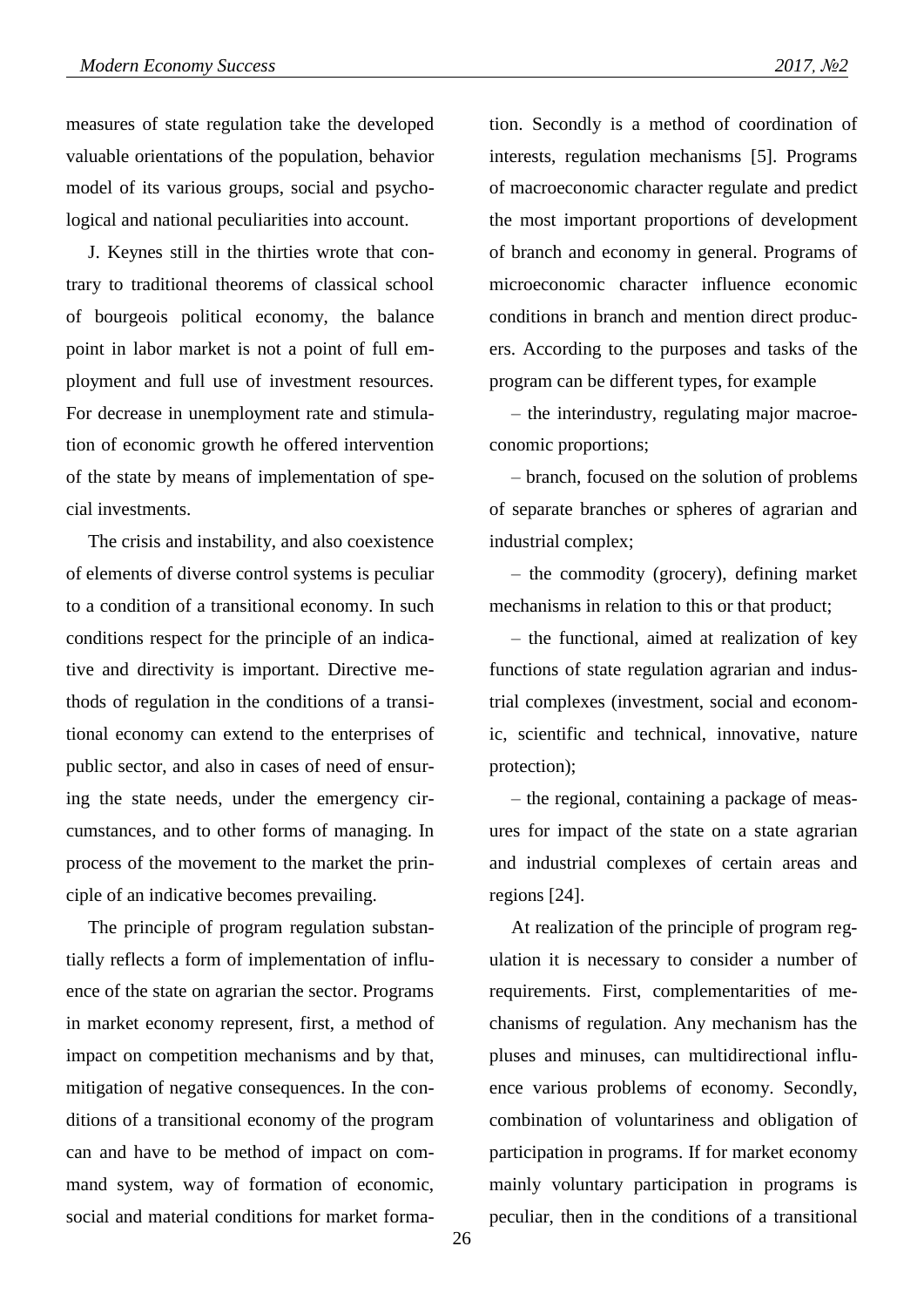measures of state regulation take the developed valuable orientations of the population, behavior model of its various groups, social and psychological and national peculiarities into account.

J. Keynes still in the thirties wrote that contrary to traditional theorems of classical school of bourgeois political economy, the balance point in labor market is not a point of full employment and full use of investment resources. For decrease in unemployment rate and stimulation of economic growth he offered intervention of the state by means of implementation of special investments.

The crisis and instability, and also coexistence of elements of diverse control systems is peculiar to a condition of a transitional economy. In such conditions respect for the principle of an indicative and directivity is important. Directive methods of regulation in the conditions of a transitional economy can extend to the enterprises of public sector, and also in cases of need of ensuring the state needs, under the emergency circumstances, and to other forms of managing. In process of the movement to the market the principle of an indicative becomes prevailing.

The principle of program regulation substantially reflects a form of implementation of influence of the state on agrarian the sector. Programs in market economy represent, first, a method of impact on competition mechanisms and by that, mitigation of negative consequences. In the conditions of a transitional economy of the program can and have to be method of impact on command system, way of formation of economic, social and material conditions for market formation. Secondly is a method of coordination of interests, regulation mechanisms [5]. Programs of macroeconomic character regulate and predict the most important proportions of development of branch and economy in general. Programs of microeconomic character influence economic conditions in branch and mention direct producers. According to the purposes and tasks of the program can be different types, for example

– the interindustry, regulating major macroeconomic proportions;

– branch, focused on the solution of problems of separate branches or spheres of agrarian and industrial complex;

– the commodity (grocery), defining market mechanisms in relation to this or that product;

– the functional, aimed at realization of key functions of state regulation agrarian and industrial complexes (investment, social and economic, scientific and technical, innovative, nature protection);

– the regional, containing a package of measures for impact of the state on a state agrarian and industrial complexes of certain areas and regions [24].

At realization of the principle of program regulation it is necessary to consider a number of requirements. First, complementarities of mechanisms of regulation. Any mechanism has the pluses and minuses, can multidirectional influence various problems of economy. Secondly, combination of voluntariness and obligation of participation in programs. If for market economy mainly voluntary participation in programs is peculiar, then in the conditions of a transitional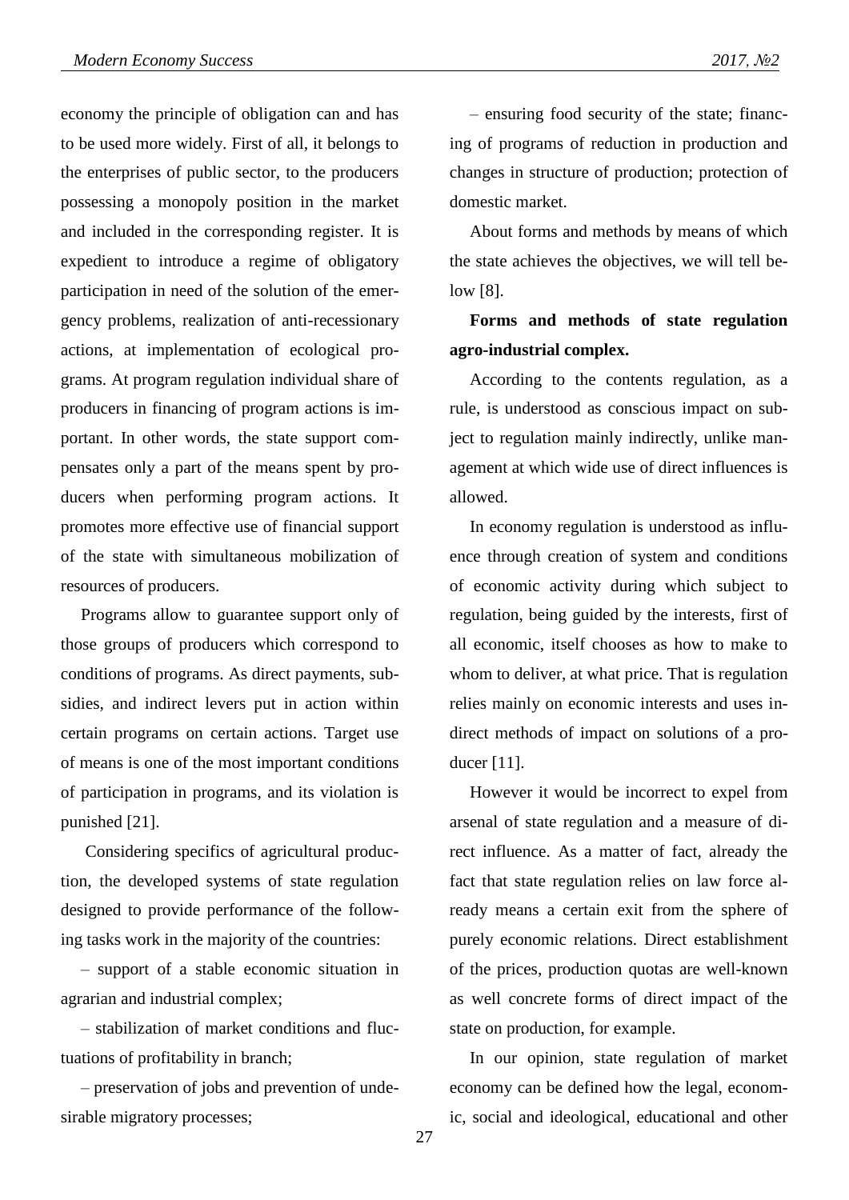economy the principle of obligation can and has to be used more widely. First of all, it belongs to the enterprises of public sector, to the producers possessing a monopoly position in the market and included in the corresponding register. It is expedient to introduce a regime of obligatory participation in need of the solution of the emergency problems, realization of anti-recessionary actions, at implementation of ecological programs. At program regulation individual share of producers in financing of program actions is important. In other words, the state support compensates only a part of the means spent by producers when performing program actions. It promotes more effective use of financial support of the state with simultaneous mobilization of resources of producers.

Programs allow to guarantee support only of those groups of producers which correspond to conditions of programs. As direct payments, subsidies, and indirect levers put in action within certain programs on certain actions. Target use of means is one of the most important conditions of participation in programs, and its violation is punished [21].

Considering specifics of agricultural production, the developed systems of state regulation designed to provide performance of the following tasks work in the majority of the countries:

– support of a stable economic situation in agrarian and industrial complex;

– stabilization of market conditions and fluctuations of profitability in branch;

– preservation of jobs and prevention of undesirable migratory processes;

– ensuring food security of the state; financing of programs of reduction in production and changes in structure of production; protection of domestic market.

About forms and methods by means of which the state achieves the objectives, we will tell below [8].

**Forms and methods of state regulation agro-industrial complex.**

According to the contents regulation, as a rule, is understood as conscious impact on subject to regulation mainly indirectly, unlike management at which wide use of direct influences is allowed.

In economy regulation is understood as influence through creation of system and conditions of economic activity during which subject to regulation, being guided by the interests, first of all economic, itself chooses as how to make to whom to deliver, at what price. That is regulation relies mainly on economic interests and uses indirect methods of impact on solutions of a producer [11].

However it would be incorrect to expel from arsenal of state regulation and a measure of direct influence. As a matter of fact, already the fact that state regulation relies on law force already means a certain exit from the sphere of purely economic relations. Direct establishment of the prices, production quotas are well-known as well concrete forms of direct impact of the state on production, for example.

In our opinion, state regulation of market economy can be defined how the legal, economic, social and ideological, educational and other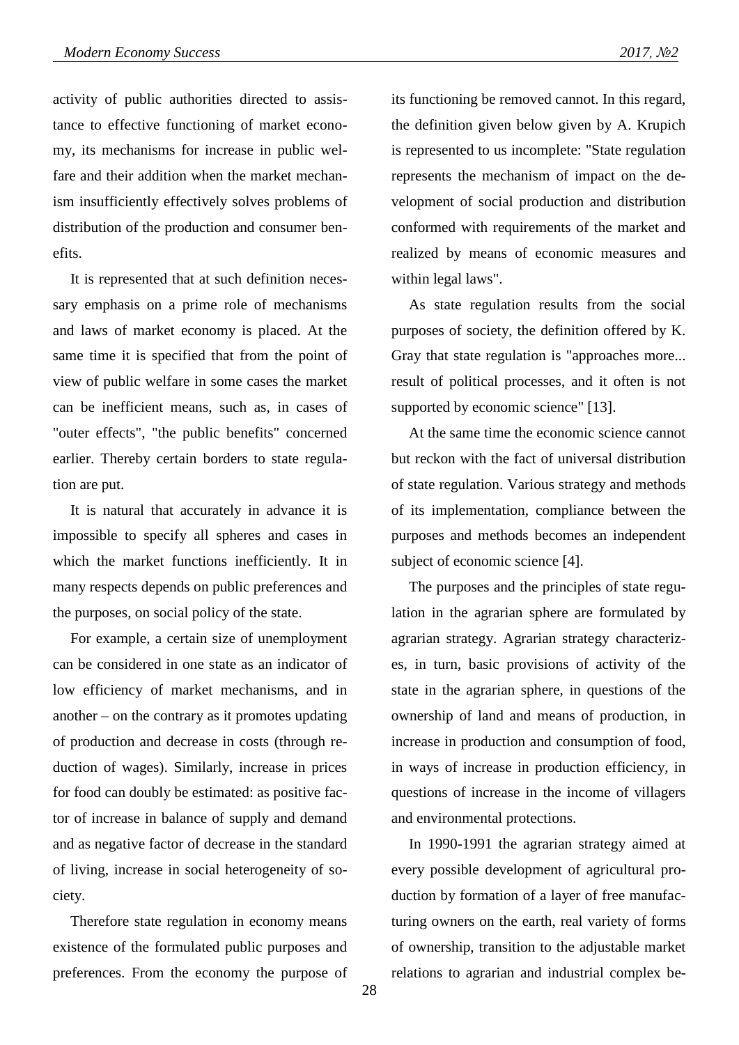activity of public authorities directed to assistance to effective functioning of market economy, its mechanisms for increase in public welfare and their addition when the market mechanism insufficiently effectively solves problems of distribution of the production and consumer benefits.

It is represented that at such definition necessary emphasis on a prime role of mechanisms and laws of market economy is placed. At the same time it is specified that from the point of view of public welfare in some cases the market can be inefficient means, such as, in cases of "outer effects", "the public benefits" concerned earlier. Thereby certain borders to state regulation are put.

It is natural that accurately in advance it is impossible to specify all spheres and cases in which the market functions inefficiently. It in many respects depends on public preferences and the purposes, on social policy of the state.

For example, a certain size of unemployment can be considered in one state as an indicator of low efficiency of market mechanisms, and in another – on the contrary as it promotes updating of production and decrease in costs (through reduction of wages). Similarly, increase in prices for food can doubly be estimated: as positive factor of increase in balance of supply and demand and as negative factor of decrease in the standard of living, increase in social heterogeneity of society.

Therefore state regulation in economy means existence of the formulated public purposes and preferences. From the economy the purpose of its functioning be removed cannot. In this regard, the definition given below given by A. Krupich is represented to us incomplete: "State regulation represents the mechanism of impact on the development of social production and distribution conformed with requirements of the market and realized by means of economic measures and within legal laws".

As state regulation results from the social purposes of society, the definition offered by K. Gray that state regulation is "approaches more... result of political processes, and it often is not supported by economic science" [13].

At the same time the economic science cannot but reckon with the fact of universal distribution of state regulation. Various strategy and methods of its implementation, compliance between the purposes and methods becomes an independent subject of economic science [4].

The purposes and the principles of state regulation in the agrarian sphere are formulated by agrarian strategy. Agrarian strategy characterizes, in turn, basic provisions of activity of the state in the agrarian sphere, in questions of the ownership of land and means of production, in increase in production and consumption of food, in ways of increase in production efficiency, in questions of increase in the income of villagers and environmental protections.

In 1990-1991 the agrarian strategy aimed at every possible development of agricultural production by formation of a layer of free manufacturing owners on the earth, real variety of forms of ownership, transition to the adjustable market relations to agrarian and industrial complex be-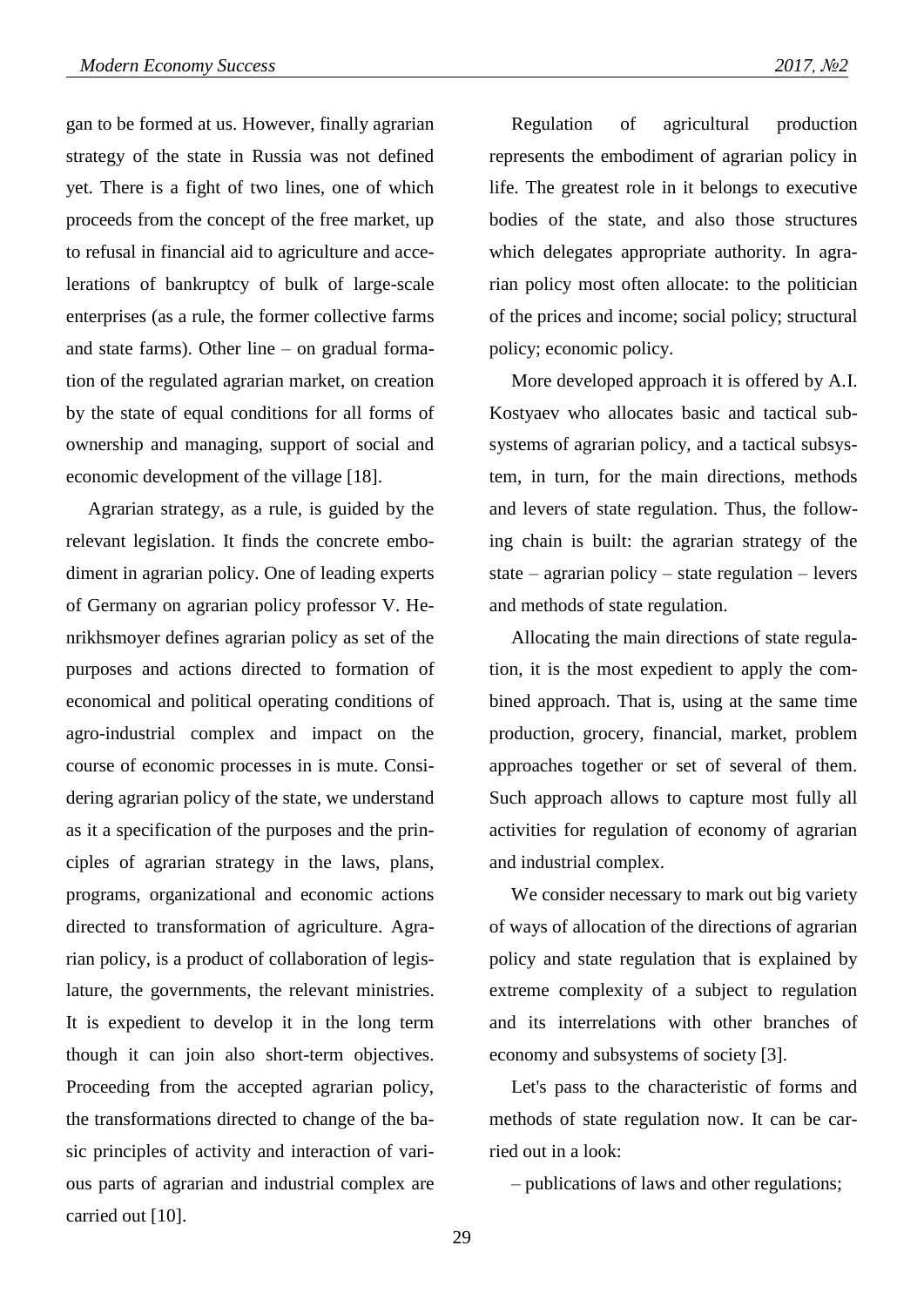gan to be formed at us. However, finally agrarian strategy of the state in Russia was not defined yet. There is a fight of two lines, one of which proceeds from the concept of the free market, up to refusal in financial aid to agriculture and accelerations of bankruptcy of bulk of large-scale enterprises (as a rule, the former collective farms and state farms). Other line – on gradual formation of the regulated agrarian market, on creation by the state of equal conditions for all forms of ownership and managing, support of social and economic development of the village [18].

Agrarian strategy, as a rule, is guided by the relevant legislation. It finds the concrete embodiment in agrarian policy. One of leading experts of Germany on agrarian policy professor V. Henrikhsmoyer defines agrarian policy as set of the purposes and actions directed to formation of economical and political operating conditions of agro-industrial complex and impact on the course of economic processes in is mute. Considering agrarian policy of the state, we understand as it a specification of the purposes and the principles of agrarian strategy in the laws, plans, programs, organizational and economic actions directed to transformation of agriculture. Agrarian policy, is a product of collaboration of legislature, the governments, the relevant ministries. It is expedient to develop it in the long term though it can join also short-term objectives. Proceeding from the accepted agrarian policy, the transformations directed to change of the basic principles of activity and interaction of various parts of agrarian and industrial complex are carried out [10].

Regulation of agricultural production represents the embodiment of agrarian policy in life. The greatest role in it belongs to executive bodies of the state, and also those structures which delegates appropriate authority. In agrarian policy most often allocate: to the politician of the prices and income; social policy; structural policy; economic policy.

More developed approach it is offered by A.I. Kostyaev who allocates basic and tactical subsystems of agrarian policy, and a tactical subsystem, in turn, for the main directions, methods and levers of state regulation. Thus, the following chain is built: the agrarian strategy of the state – agrarian policy – state regulation – levers and methods of state regulation.

Allocating the main directions of state regulation, it is the most expedient to apply the combined approach. That is, using at the same time production, grocery, financial, market, problem approaches together or set of several of them. Such approach allows to capture most fully all activities for regulation of economy of agrarian and industrial complex.

We consider necessary to mark out big variety of ways of allocation of the directions of agrarian policy and state regulation that is explained by extreme complexity of a subject to regulation and its interrelations with other branches of economy and subsystems of society [3].

Let's pass to the characteristic of forms and methods of state regulation now. It can be carried out in a look:

– publications of laws and other regulations;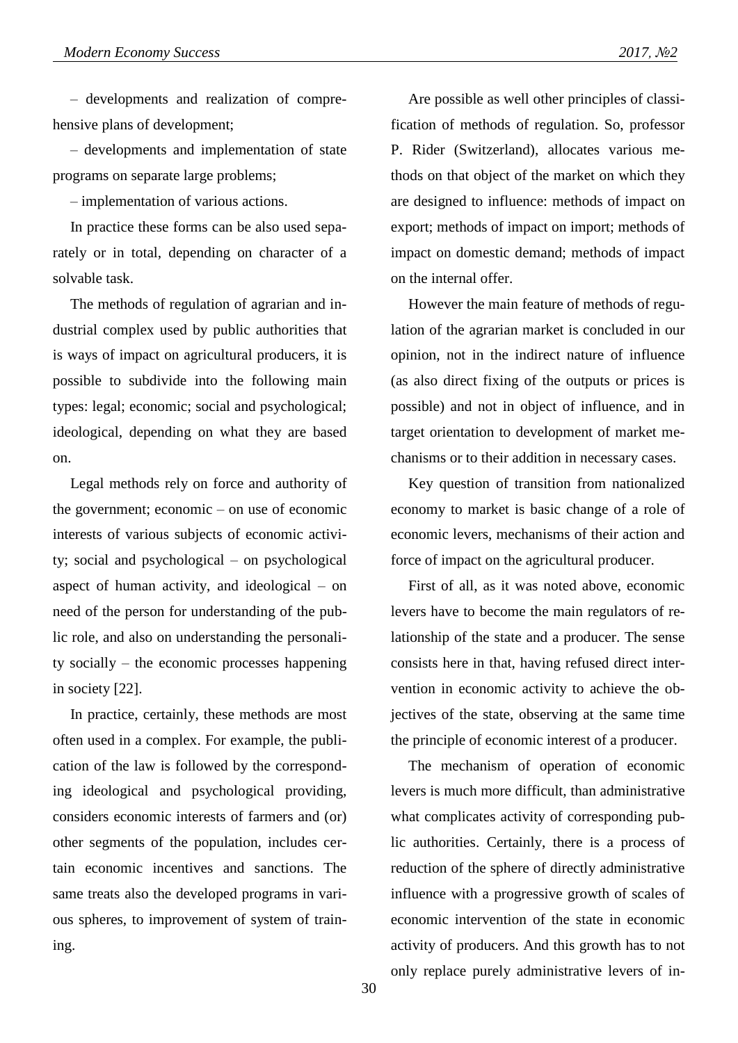– developments and realization of comprehensive plans of development;

– developments and implementation of state programs on separate large problems;

– implementation of various actions.

In practice these forms can be also used separately or in total, depending on character of a solvable task.

The methods of regulation of agrarian and industrial complex used by public authorities that is ways of impact on agricultural producers, it is possible to subdivide into the following main types: legal; economic; social and psychological; ideological, depending on what they are based on.

Legal methods rely on force and authority of the government; economic – on use of economic interests of various subjects of economic activity; social and psychological – on psychological aspect of human activity, and ideological – on need of the person for understanding of the public role, and also on understanding the personality socially – the economic processes happening in society [22].

In practice, certainly, these methods are most often used in a complex. For example, the publication of the law is followed by the corresponding ideological and psychological providing, considers economic interests of farmers and (or) other segments of the population, includes certain economic incentives and sanctions. The same treats also the developed programs in various spheres, to improvement of system of training.

Are possible as well other principles of classification of methods of regulation. So, professor P. Rider (Switzerland), allocates various methods on that object of the market on which they are designed to influence: methods of impact on export; methods of impact on import; methods of impact on domestic demand; methods of impact on the internal offer.

However the main feature of methods of regulation of the agrarian market is concluded in our opinion, not in the indirect nature of influence (as also direct fixing of the outputs or prices is possible) and not in object of influence, and in target orientation to development of market mechanisms or to their addition in necessary cases.

Key question of transition from nationalized economy to market is basic change of a role of economic levers, mechanisms of their action and force of impact on the agricultural producer.

First of all, as it was noted above, economic levers have to become the main regulators of relationship of the state and a producer. The sense consists here in that, having refused direct intervention in economic activity to achieve the objectives of the state, observing at the same time the principle of economic interest of a producer.

The mechanism of operation of economic levers is much more difficult, than administrative what complicates activity of corresponding public authorities. Certainly, there is a process of reduction of the sphere of directly administrative influence with a progressive growth of scales of economic intervention of the state in economic activity of producers. And this growth has to not only replace purely administrative levers of in-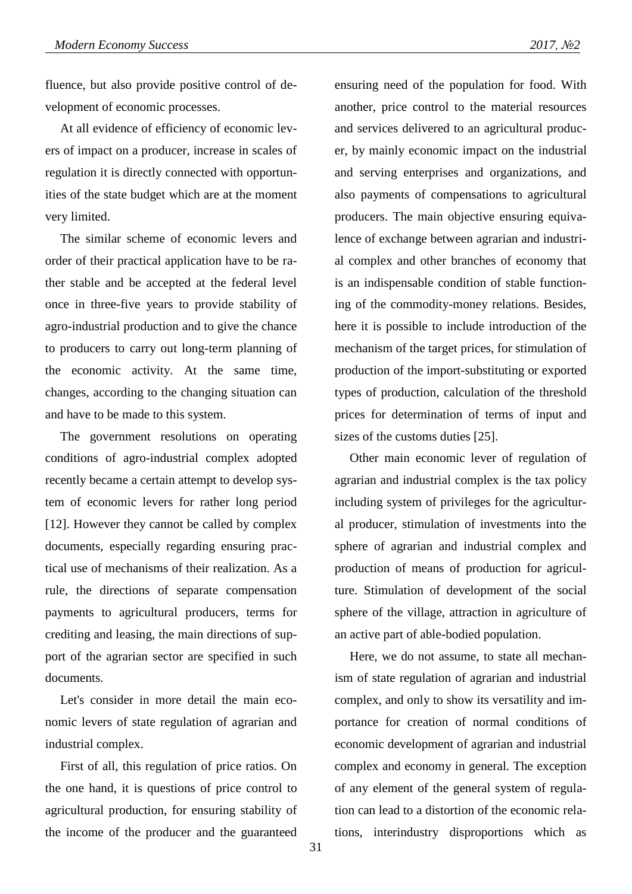fluence, but also provide positive control of development of economic processes.

At all evidence of efficiency of economic levers of impact on a producer, increase in scales of regulation it is directly connected with opportunities of the state budget which are at the moment very limited.

The similar scheme of economic levers and order of their practical application have to be rather stable and be accepted at the federal level once in three-five years to provide stability of agro-industrial production and to give the chance to producers to carry out long-term planning of the economic activity. At the same time, changes, according to the changing situation can and have to be made to this system.

The government resolutions on operating conditions of agro-industrial complex adopted recently became a certain attempt to develop system of economic levers for rather long period [12]. However they cannot be called by complex documents, especially regarding ensuring practical use of mechanisms of their realization. As a rule, the directions of separate compensation payments to agricultural producers, terms for crediting and leasing, the main directions of support of the agrarian sector are specified in such documents.

Let's consider in more detail the main economic levers of state regulation of agrarian and industrial complex.

First of all, this regulation of price ratios. On the one hand, it is questions of price control to agricultural production, for ensuring stability of the income of the producer and the guaranteed ensuring need of the population for food. With another, price control to the material resources and services delivered to an agricultural producer, by mainly economic impact on the industrial and serving enterprises and organizations, and also payments of compensations to agricultural producers. The main objective ensuring equivalence of exchange between agrarian and industrial complex and other branches of economy that is an indispensable condition of stable functioning of the commodity-money relations. Besides, here it is possible to include introduction of the mechanism of the target prices, for stimulation of production of the import-substituting or exported types of production, calculation of the threshold prices for determination of terms of input and sizes of the customs duties [25].

Other main economic lever of regulation of agrarian and industrial complex is the tax policy including system of privileges for the agricultural producer, stimulation of investments into the sphere of agrarian and industrial complex and production of means of production for agriculture. Stimulation of development of the social sphere of the village, attraction in agriculture of an active part of able-bodied population.

Here, we do not assume, to state all mechanism of state regulation of agrarian and industrial complex, and only to show its versatility and importance for creation of normal conditions of economic development of agrarian and industrial complex and economy in general. The exception of any element of the general system of regulation can lead to a distortion of the economic relations, interindustry disproportions which as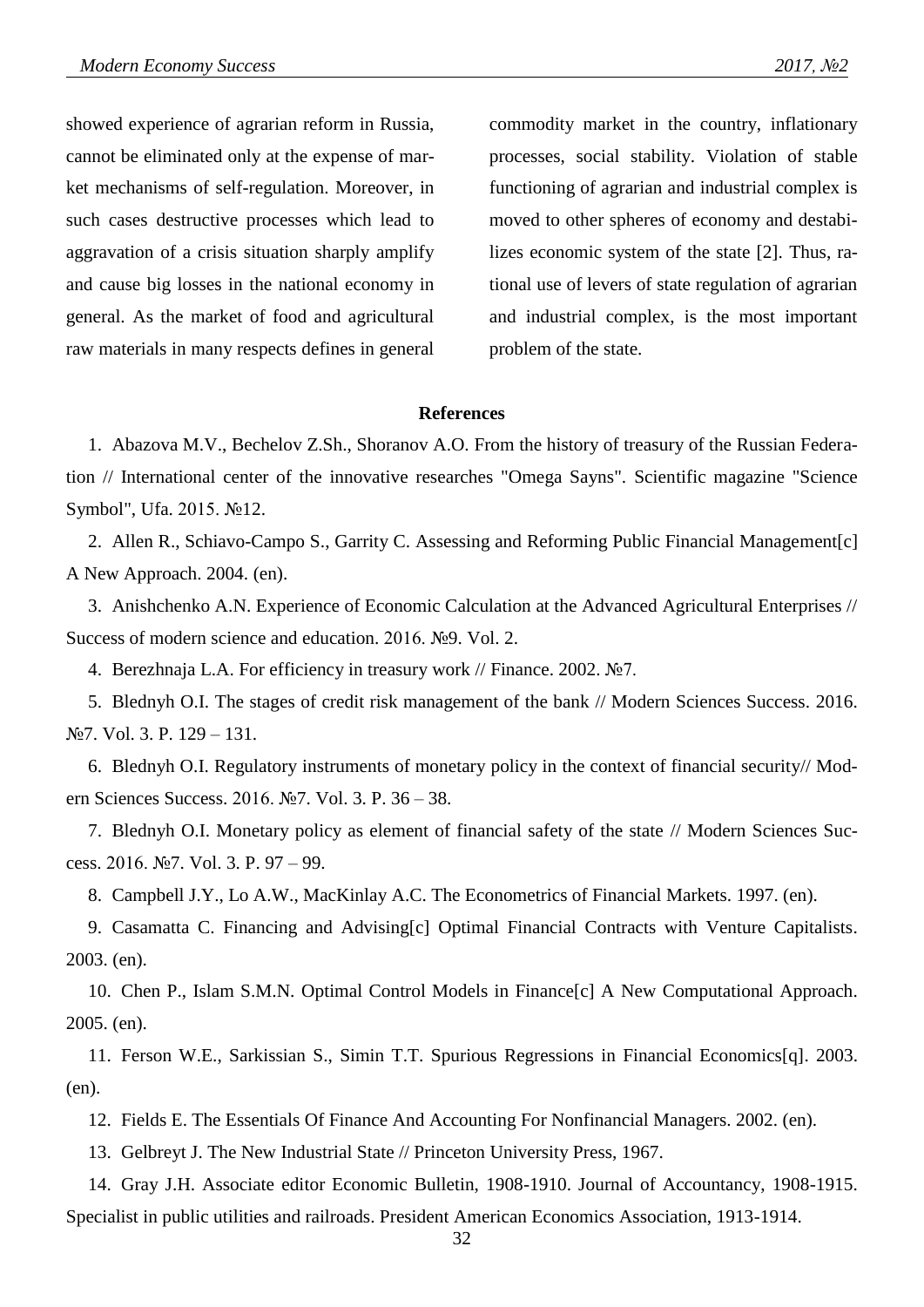showed experience of agrarian reform in Russia, cannot be eliminated only at the expense of market mechanisms of self-regulation. Moreover, in such cases destructive processes which lead to aggravation of a crisis situation sharply amplify and cause big losses in the national economy in general. As the market of food and agricultural raw materials in many respects defines in general commodity market in the country, inflationary processes, social stability. Violation of stable functioning of agrarian and industrial complex is moved to other spheres of economy and destabilizes economic system of the state [2]. Thus, rational use of levers of state regulation of agrarian and industrial complex, is the most important problem of the state.

**References**

1. Abazova M.V., Bechelov Z.Sh., Shoranov A.O. From the history of treasury of the Russian Federation // International center of the innovative researches "Omega Sayns". Scientific magazine "Science Symbol", Ufa. 2015. №12.
2. Allen R., Schiavo-Campo S., Garrity C. Assessing and Reforming Public Financial Management[c] A New Approach. 2004. (en).
3. Anishchenko A.N. Experience of Economic Calculation at the Advanced Agricultural Enterprises // Success of modern science and education. 2016. №9. Vol. 2.
4. Berezhnaja L.A. For efficiency in treasury work // Finance. 2002. №7.
5. Blednyh O.I. The stages of credit risk management of the bank // Modern Sciences Success. 2016. №7. Vol. 3. P. 129 – 131.
6. Blednyh O.I. Regulatory instruments of monetary policy in the context of financial security// Modern Sciences Success. 2016. №7. Vol. 3. P. 36 – 38.
7. Blednyh O.I. Monetary policy as element of financial safety of the state // Modern Sciences Success. 2016. №7. Vol. 3. P. 97 – 99.
8. Campbell J.Y., Lo A.W., MacKinlay A.C. The Econometrics of Financial Markets. 1997. (en).
9. Casamatta C. Financing and Advising[c] Optimal Financial Contracts with Venture Capitalists. 2003. (en).
10. Chen P., Islam S.M.N. Optimal Control Models in Finance[c] A New Computational Approach. 2005. (en).
11. Ferson W.E., Sarkissian S., Simin T.T. Spurious Regressions in Financial Economics[q]. 2003. (en).
12. Fields E. The Essentials Of Finance And Accounting For Nonfinancial Managers. 2002. (en).
13. Gelbreyt J. The New Industrial State // Princeton University Press, 1967.
14. Gray J.H. Associate editor Economic Bulletin, 1908-1910. Journal of Accountancy, 1908-1915. Specialist in public utilities and railroads. President American Economics Association, 1913-1914.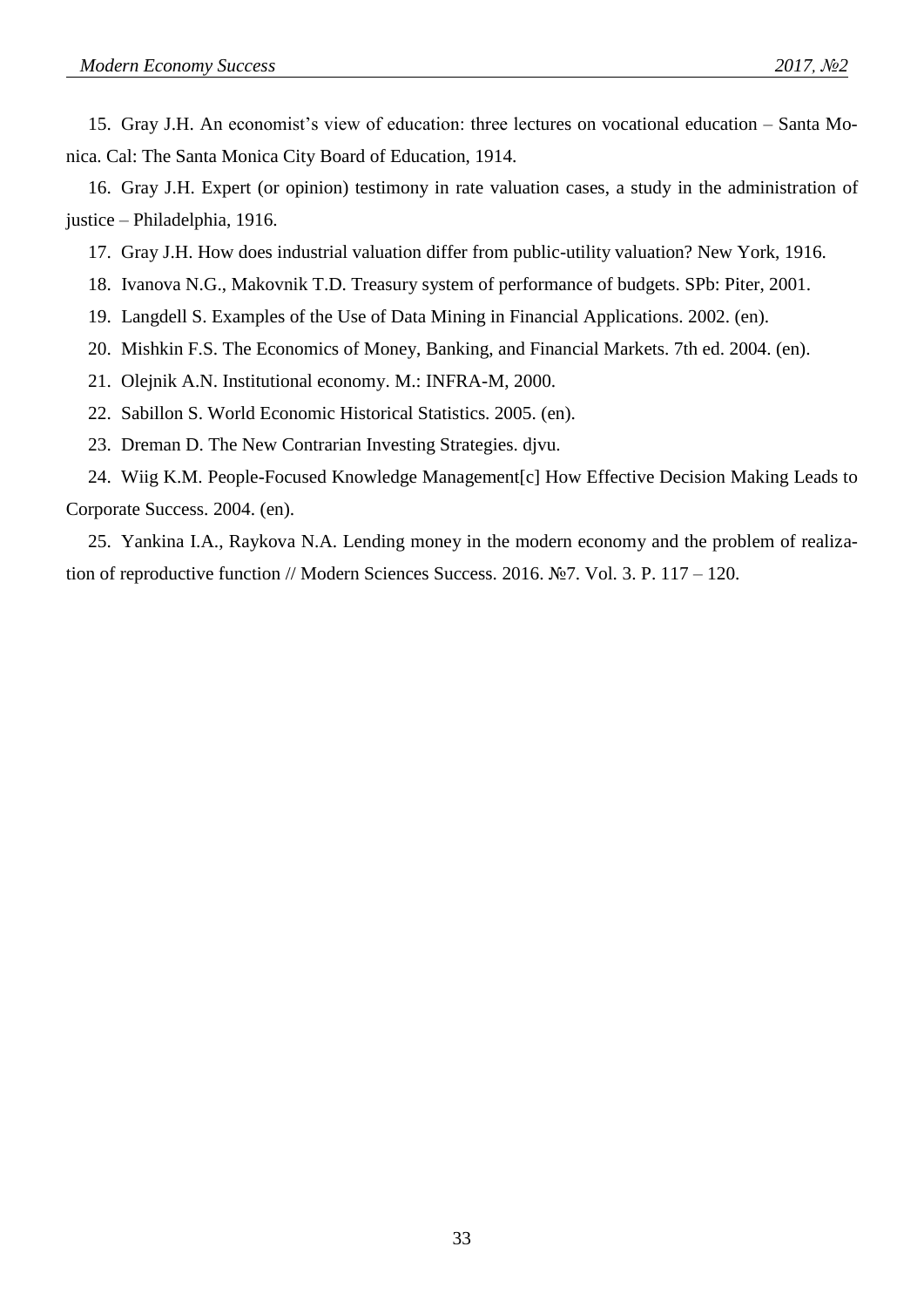15. Gray J.H. An economist's view of education: three lectures on vocational education – Santa Monica. Cal: The Santa Monica City Board of Education, 1914.

16. Gray J.H. Expert (or opinion) testimony in rate valuation cases, a study in the administration of justice – Philadelphia, 1916.

17. Gray J.H. How does industrial valuation differ from public-utility valuation? New York, 1916.

18. Ivanova N.G., Makovnik T.D. Treasury system of performance of budgets. SPb: Piter, 2001.

19. Langdell S. Examples of the Use of Data Mining in Financial Applications. 2002. (en).

20. Mishkin F.S. The Economics of Money, Banking, and Financial Markets. 7th ed. 2004. (en).

21. Olejnik A.N. Institutional economy. M.: INFRA-M, 2000.

22. Sabillon S. World Economic Historical Statistics. 2005. (en).

23. Dreman D. The New Contrarian Investing Strategies. djvu.

24. Wiig K.M. People-Focused Knowledge Management[c] How Effective Decision Making Leads to Corporate Success. 2004. (en).

25. Yankina I.A., Raykova N.A. Lending money in the modern economy and the problem of realization of reproductive function // Modern Sciences Success. 2016. №7. Vol. 3. P. 117 – 120.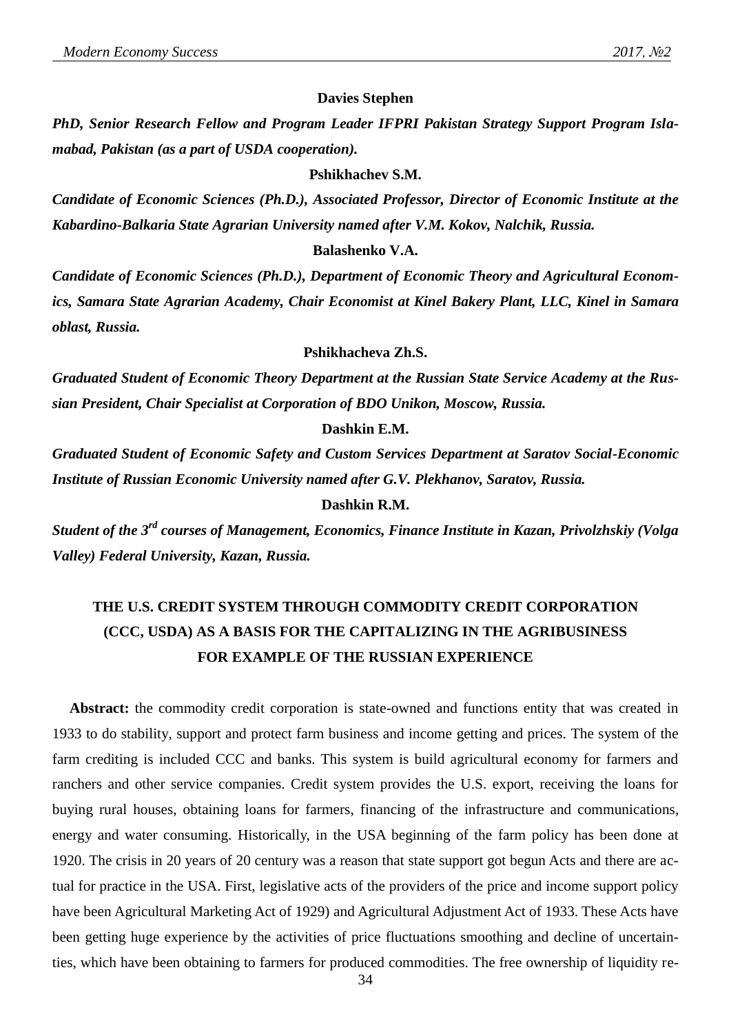**Davies Stephen**

***PhD, Senior Research Fellow and Program Leader IFPRI Pakistan Strategy Support Program Islamabad, Pakistan (as a part of USDA cooperation).***

**Pshikhachev S.M.**

***Candidate of Economic Sciences (Ph.D.), Associated Professor, Director of Economic Institute at the Kabardino-Balkaria State Agrarian University named after V.M. Kokov, Nalchik, Russia.***

**Balashenko V.A.**

***Candidate of Economic Sciences (Ph.D.), Department of Economic Theory and Agricultural Economics, Samara State Agrarian Academy, Chair Economist at Kinel Bakery Plant, LLC, Kinel in Samara oblast, Russia.***

**Pshikhacheva Zh.S.**

***Graduated Student of Economic Theory Department at the Russian State Service Academy at the Russian President, Chair Specialist at Corporation of BDO Unikon, Moscow, Russia.***

**Dashkin E.M.**

***Graduated Student of Economic Safety and Custom Services Department at Saratov Social-Economic Institute of Russian Economic University named after G.V. Plekhanov, Saratov, Russia.***

**Dashkin R.M.**

***Student of the 3rd courses of Management, Economics, Finance Institute in Kazan, Privolzhskiy (Volga Valley) Federal University, Kazan, Russia.***

# THE U.S. CREDIT SYSTEM THROUGH COMMODITY CREDIT CORPORATION (CCC, USDA) AS A BASIS FOR THE CAPITALIZING IN THE AGRIBUSINESS FOR EXAMPLE OF THE RUSSIAN EXPERIENCE

**Abstract:** the commodity credit corporation is state-owned and functions entity that was created in 1933 to do stability, support and protect farm business and income getting and prices. The system of the farm crediting is included CCC and banks. This system is build agricultural economy for farmers and ranchers and other service companies. Credit system provides the U.S. export, receiving the loans for buying rural houses, obtaining loans for farmers, financing of the infrastructure and communications, energy and water consuming. Historically, in the USA beginning of the farm policy has been done at 1920. The crisis in 20 years of 20 century was a reason that state support got begun Acts and there are actual for practice in the USA. First, legislative acts of the providers of the price and income support policy have been Agricultural Marketing Act of 1929) and Agricultural Adjustment Act of 1933. These Acts have been getting huge experience by the activities of price fluctuations smoothing and decline of uncertainties, which have been obtaining to farmers for produced commodities. The free ownership of liquidity re-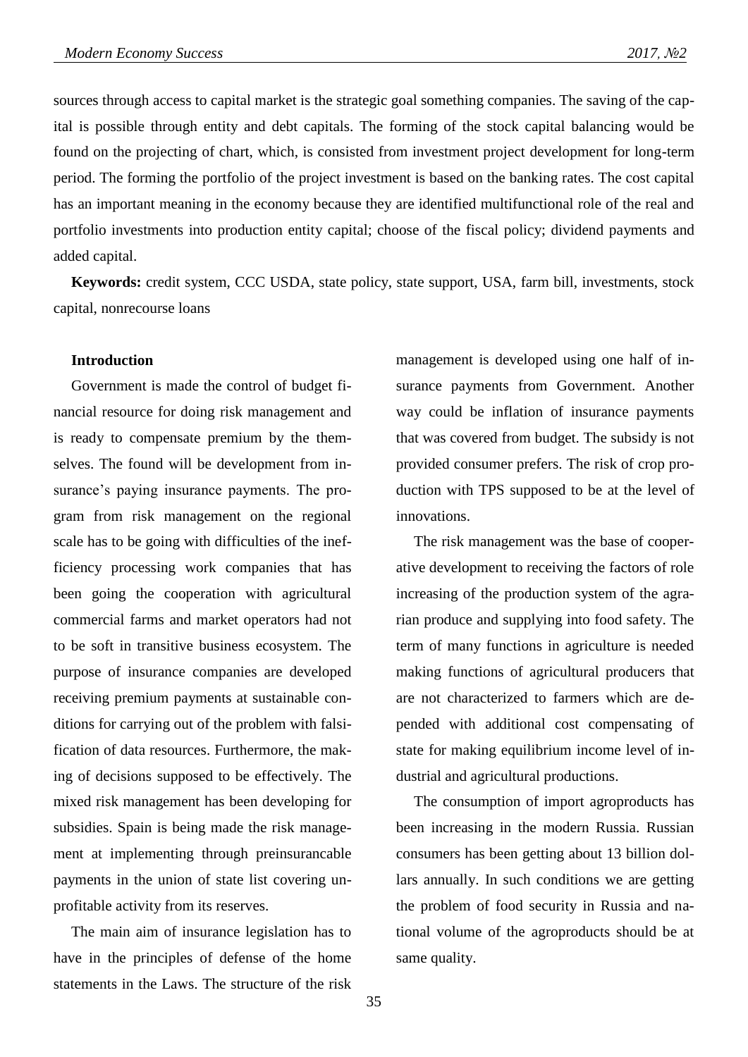sources through access to capital market is the strategic goal something companies. The saving of the capital is possible through entity and debt capitals. The forming of the stock capital balancing would be found on the projecting of chart, which, is consisted from investment project development for long-term period. The forming the portfolio of the project investment is based on the banking rates. The cost capital has an important meaning in the economy because they are identified multifunctional role of the real and portfolio investments into production entity capital; choose of the fiscal policy; dividend payments and added capital.

**Keywords:** credit system, CCC USDA, state policy, state support, USA, farm bill, investments, stock capital, nonrecourse loans

**Introduction**

Government is made the control of budget financial resource for doing risk management and is ready to compensate premium by the themselves. The found will be development from insurance's paying insurance payments. The program from risk management on the regional scale has to be going with difficulties of the inefficiency processing work companies that has been going the cooperation with agricultural commercial farms and market operators had not to be soft in transitive business ecosystem. The purpose of insurance companies are developed receiving premium payments at sustainable conditions for carrying out of the problem with falsification of data resources. Furthermore, the making of decisions supposed to be effectively. The mixed risk management has been developing for subsidies. Spain is being made the risk management at implementing through preinsurancable payments in the union of state list covering unprofitable activity from its reserves.

The main aim of insurance legislation has to have in the principles of defense of the home statements in the Laws. The structure of the risk management is developed using one half of insurance payments from Government. Another way could be inflation of insurance payments that was covered from budget. The subsidy is not provided consumer prefers. The risk of crop production with TPS supposed to be at the level of innovations.

The risk management was the base of cooperative development to receiving the factors of role increasing of the production system of the agrarian produce and supplying into food safety. The term of many functions in agriculture is needed making functions of agricultural producers that are not characterized to farmers which are depended with additional cost compensating of state for making equilibrium income level of industrial and agricultural productions.

The consumption of import agroproducts has been increasing in the modern Russia. Russian consumers has been getting about 13 billion dollars annually. In such conditions we are getting the problem of food security in Russia and national volume of the agroproducts should be at same quality.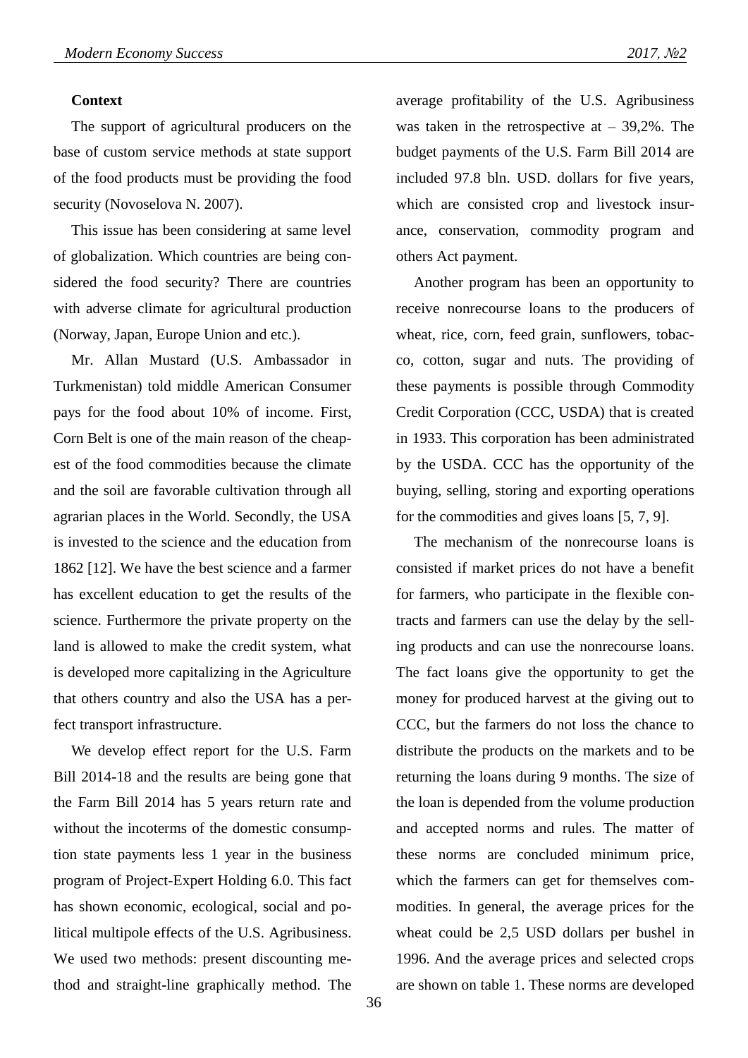**Context**

The support of agricultural producers on the base of custom service methods at state support of the food products must be providing the food security (Novoselova N. 2007).

This issue has been considering at same level of globalization. Which countries are being considered the food security? There are countries with adverse climate for agricultural production (Norway, Japan, Europe Union and etc.).

Mr. Allan Mustard (U.S. Ambassador in Turkmenistan) told middle American Consumer pays for the food about 10% of income. First, Corn Belt is one of the main reason of the cheapest of the food commodities because the climate and the soil are favorable cultivation through all agrarian places in the World. Secondly, the USA is invested to the science and the education from 1862 [12]. We have the best science and a farmer has excellent education to get the results of the science. Furthermore the private property on the land is allowed to make the credit system, what is developed more capitalizing in the Agriculture that others country and also the USA has a perfect transport infrastructure.

We develop effect report for the U.S. Farm Bill 2014-18 and the results are being gone that the Farm Bill 2014 has 5 years return rate and without the incoterms of the domestic consumption state payments less 1 year in the business program of Project-Expert Holding 6.0. This fact has shown economic, ecological, social and political multipole effects of the U.S. Agribusiness. We used two methods: present discounting method and straight-line graphically method. The average profitability of the U.S. Agribusiness was taken in the retrospective at – 39,2%. The budget payments of the U.S. Farm Bill 2014 are included 97.8 bln. USD. dollars for five years, which are consisted crop and livestock insurance, conservation, commodity program and others Act payment.

Another program has been an opportunity to receive nonrecourse loans to the producers of wheat, rice, corn, feed grain, sunflowers, tobacco, cotton, sugar and nuts. The providing of these payments is possible through Commodity Credit Corporation (CCC, USDA) that is created in 1933. This corporation has been administrated by the USDA. CCC has the opportunity of the buying, selling, storing and exporting operations for the commodities and gives loans [5, 7, 9].

The mechanism of the nonrecourse loans is consisted if market prices do not have a benefit for farmers, who participate in the flexible contracts and farmers can use the delay by the selling products and can use the nonrecourse loans. The fact loans give the opportunity to get the money for produced harvest at the giving out to CCC, but the farmers do not loss the chance to distribute the products on the markets and to be returning the loans during 9 months. The size of the loan is depended from the volume production and accepted norms and rules. The matter of these norms are concluded minimum price, which the farmers can get for themselves commodities. In general, the average prices for the wheat could be 2,5 USD dollars per bushel in 1996. And the average prices and selected crops are shown on table 1. These norms are developed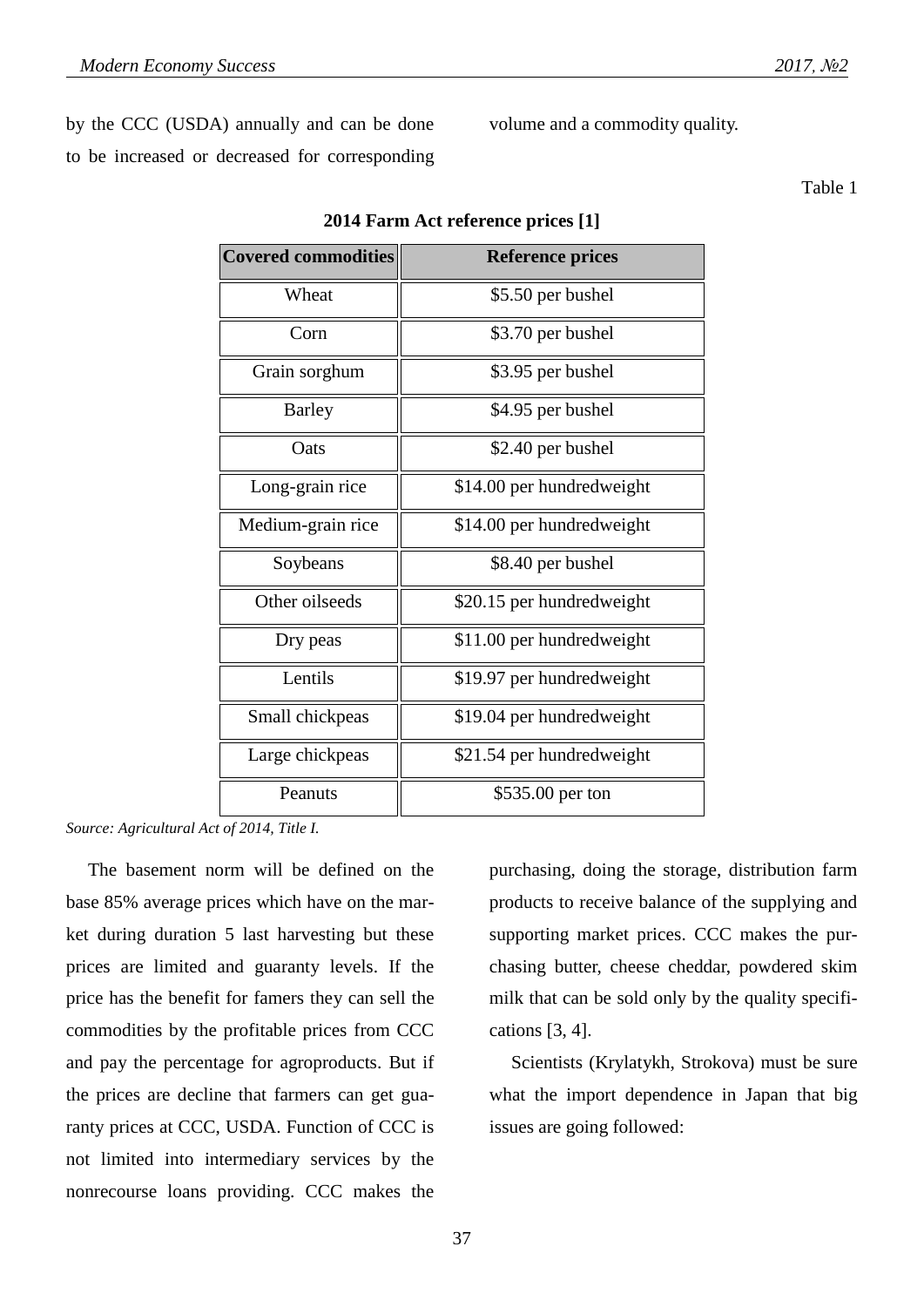by the CCC (USDA) annually and can be done to be increased or decreased for corresponding volume and a commodity quality.

Table 1

**2014 Farm Act reference prices [1]**

| Covered commodities | Reference prices |
|---|---|
| Wheat | $5.50 per bushel |
| Corn | $3.70 per bushel |
| Grain sorghum | $3.95 per bushel |
| Barley | $4.95 per bushel |
| Oats | $2.40 per bushel |
| Long-grain rice | $14.00 per hundredweight |
| Medium-grain rice | $14.00 per hundredweight |
| Soybeans | $8.40 per bushel |
| Other oilseeds | $20.15 per hundredweight |
| Dry peas | $11.00 per hundredweight |
| Lentils | $19.97 per hundredweight |
| Small chickpeas | $19.04 per hundredweight |
| Large chickpeas | $21.54 per hundredweight |
| Peanuts | $535.00 per ton |

*Source: Agricultural Act of 2014, Title I.*

The basement norm will be defined on the base 85% average prices which have on the market during duration 5 last harvesting but these prices are limited and guaranty levels. If the price has the benefit for famers they can sell the commodities by the profitable prices from CCC and pay the percentage for agroproducts. But if the prices are decline that farmers can get guaranty prices at CCC, USDA. Function of CCC is not limited into intermediary services by the nonrecourse loans providing. CCC makes the purchasing, doing the storage, distribution farm products to receive balance of the supplying and supporting market prices. CCC makes the purchasing butter, cheese cheddar, powdered skim milk that can be sold only by the quality specifications [3, 4].

Scientists (Krylatykh, Strokova) must be sure what the import dependence in Japan that big issues are going followed: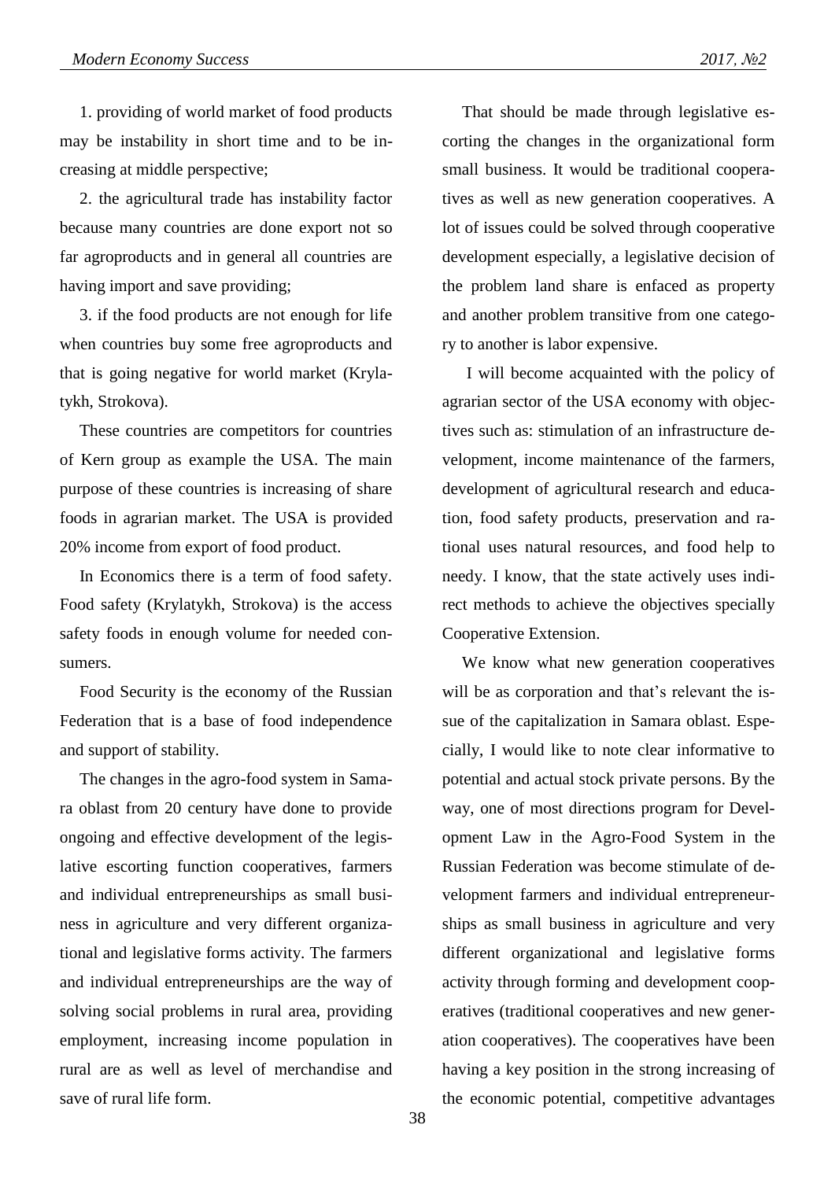1. providing of world market of food products may be instability in short time and to be increasing at middle perspective;

2. the agricultural trade has instability factor because many countries are done export not so far agroproducts and in general all countries are having import and save providing;

3. if the food products are not enough for life when countries buy some free agroproducts and that is going negative for world market (Krylatykh, Strokova).

These countries are competitors for countries of Kern group as example the USA. The main purpose of these countries is increasing of share foods in agrarian market. The USA is provided 20% income from export of food product.

In Economics there is a term of food safety. Food safety (Krylatykh, Strokova) is the access safety foods in enough volume for needed consumers.

Food Security is the economy of the Russian Federation that is a base of food independence and support of stability.

The changes in the agro-food system in Samara oblast from 20 century have done to provide ongoing and effective development of the legislative escorting function cooperatives, farmers and individual entrepreneurships as small business in agriculture and very different organizational and legislative forms activity. The farmers and individual entrepreneurships are the way of solving social problems in rural area, providing employment, increasing income population in rural are as well as level of merchandise and save of rural life form.

That should be made through legislative escorting the changes in the organizational form small business. It would be traditional cooperatives as well as new generation cooperatives. A lot of issues could be solved through cooperative development especially, a legislative decision of the problem land share is enfaced as property and another problem transitive from one category to another is labor expensive.

I will become acquainted with the policy of agrarian sector of the USA economy with objectives such as: stimulation of an infrastructure development, income maintenance of the farmers, development of agricultural research and education, food safety products, preservation and rational uses natural resources, and food help to needy. I know, that the state actively uses indirect methods to achieve the objectives specially Cooperative Extension.

We know what new generation cooperatives will be as corporation and that's relevant the issue of the capitalization in Samara oblast. Especially, I would like to note clear informative to potential and actual stock private persons. By the way, one of most directions program for Development Law in the Agro-Food System in the Russian Federation was become stimulate of development farmers and individual entrepreneurships as small business in agriculture and very different organizational and legislative forms activity through forming and development cooperatives (traditional cooperatives and new generation cooperatives). The cooperatives have been having a key position in the strong increasing of the economic potential, competitive advantages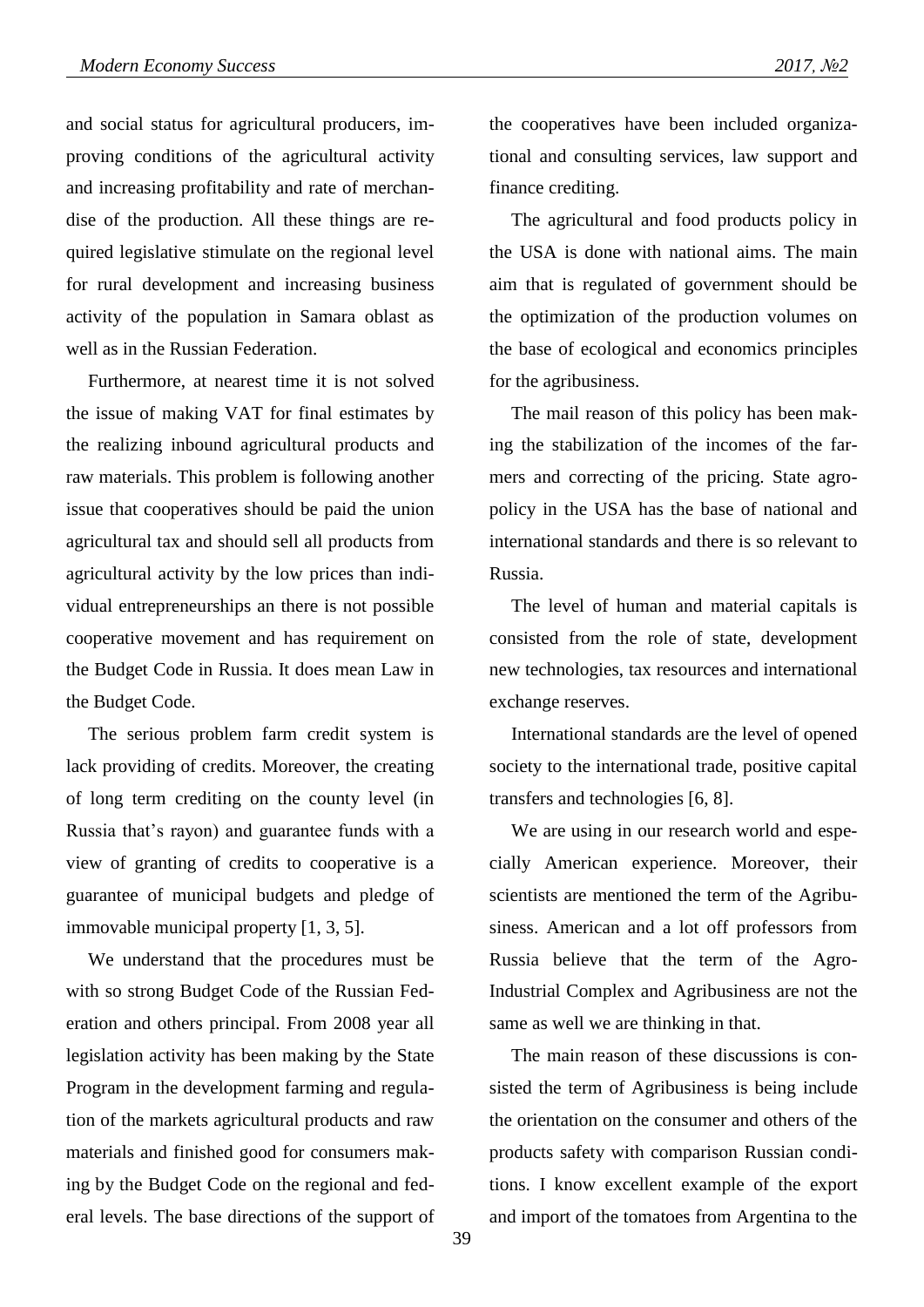and social status for agricultural producers, improving conditions of the agricultural activity and increasing profitability and rate of merchandise of the production. All these things are required legislative stimulate on the regional level for rural development and increasing business activity of the population in Samara oblast as well as in the Russian Federation.

Furthermore, at nearest time it is not solved the issue of making VAT for final estimates by the realizing inbound agricultural products and raw materials. This problem is following another issue that cooperatives should be paid the union agricultural tax and should sell all products from agricultural activity by the low prices than individual entrepreneurships an there is not possible cooperative movement and has requirement on the Budget Code in Russia. It does mean Law in the Budget Code.

The serious problem farm credit system is lack providing of credits. Moreover, the creating of long term crediting on the county level (in Russia that's rayon) and guarantee funds with a view of granting of credits to cooperative is a guarantee of municipal budgets and pledge of immovable municipal property [1, 3, 5].

We understand that the procedures must be with so strong Budget Code of the Russian Federation and others principal. From 2008 year all legislation activity has been making by the State Program in the development farming and regulation of the markets agricultural products and raw materials and finished good for consumers making by the Budget Code on the regional and federal levels. The base directions of the support of the cooperatives have been included organizational and consulting services, law support and finance crediting.

The agricultural and food products policy in the USA is done with national aims. The main aim that is regulated of government should be the optimization of the production volumes on the base of ecological and economics principles for the agribusiness.

The mail reason of this policy has been making the stabilization of the incomes of the farmers and correcting of the pricing. State agropolicy in the USA has the base of national and international standards and there is so relevant to Russia.

The level of human and material capitals is consisted from the role of state, development new technologies, tax resources and international exchange reserves.

International standards are the level of opened society to the international trade, positive capital transfers and technologies [6, 8].

We are using in our research world and especially American experience. Moreover, their scientists are mentioned the term of the Agribusiness. American and a lot off professors from Russia believe that the term of the Agro-Industrial Complex and Agribusiness are not the same as well we are thinking in that.

The main reason of these discussions is consisted the term of Agribusiness is being include the orientation on the consumer and others of the products safety with comparison Russian conditions. I know excellent example of the export and import of the tomatoes from Argentina to the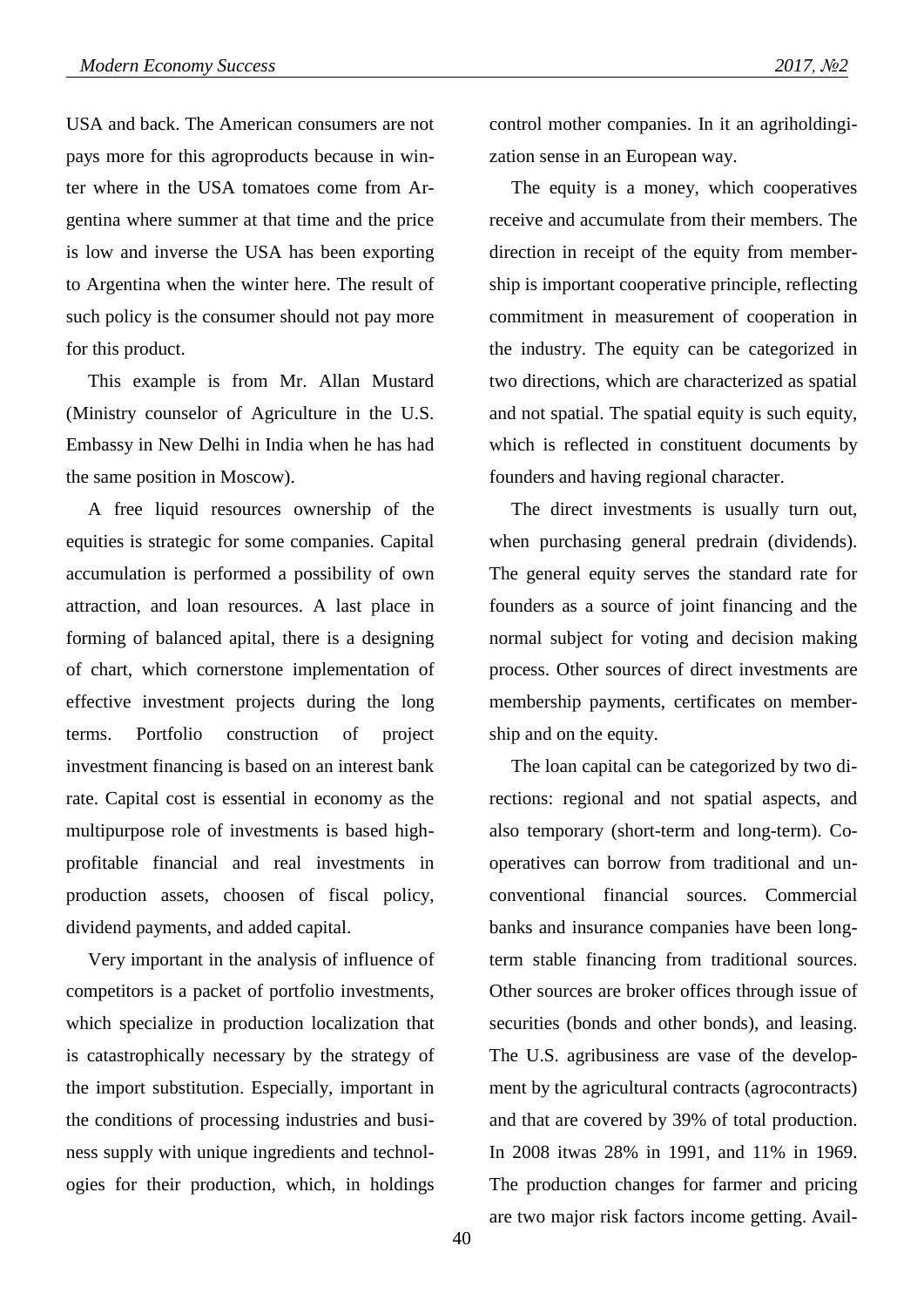USA and back. The American consumers are not pays more for this agroproducts because in winter where in the USA tomatoes come from Argentina where summer at that time and the price is low and inverse the USA has been exporting to Argentina when the winter here. The result of such policy is the consumer should not pay more for this product.

This example is from Mr. Allan Mustard (Ministry counselor of Agriculture in the U.S. Embassy in New Delhi in India when he has had the same position in Moscow).

A free liquid resources ownership of the equities is strategic for some companies. Capital accumulation is performed a possibility of own attraction, and loan resources. A last place in forming of balanced apital, there is a designing of chart, which cornerstone implementation of effective investment projects during the long terms. Portfolio construction of project investment financing is based on an interest bank rate. Capital cost is essential in economy as the multipurpose role of investments is based high-profitable financial and real investments in production assets, choosen of fiscal policy, dividend payments, and added capital.

Very important in the analysis of influence of competitors is a packet of portfolio investments, which specialize in production localization that is catastrophically necessary by the strategy of the import substitution. Especially, important in the conditions of processing industries and business supply with unique ingredients and technologies for their production, which, in holdings control mother companies. In it an agriholdingization sense in an European way.

The equity is a money, which cooperatives receive and accumulate from their members. The direction in receipt of the equity from membership is important cooperative principle, reflecting commitment in measurement of cooperation in the industry. The equity can be categorized in two directions, which are characterized as spatial and not spatial. The spatial equity is such equity, which is reflected in constituent documents by founders and having regional character.

The direct investments is usually turn out, when purchasing general predrain (dividends). The general equity serves the standard rate for founders as a source of joint financing and the normal subject for voting and decision making process. Other sources of direct investments are membership payments, certificates on membership and on the equity.

The loan capital can be categorized by two directions: regional and not spatial aspects, and also temporary (short-term and long-term). Cooperatives can borrow from traditional and unconventional financial sources. Commercial banks and insurance companies have been long-term stable financing from traditional sources. Other sources are broker offices through issue of securities (bonds and other bonds), and leasing. The U.S. agribusiness are vase of the development by the agricultural contracts (agrocontracts) and that are covered by 39% of total production. In 2008 itwas 28% in 1991, and 11% in 1969. The production changes for farmer and pricing are two major risk factors income getting. Avail-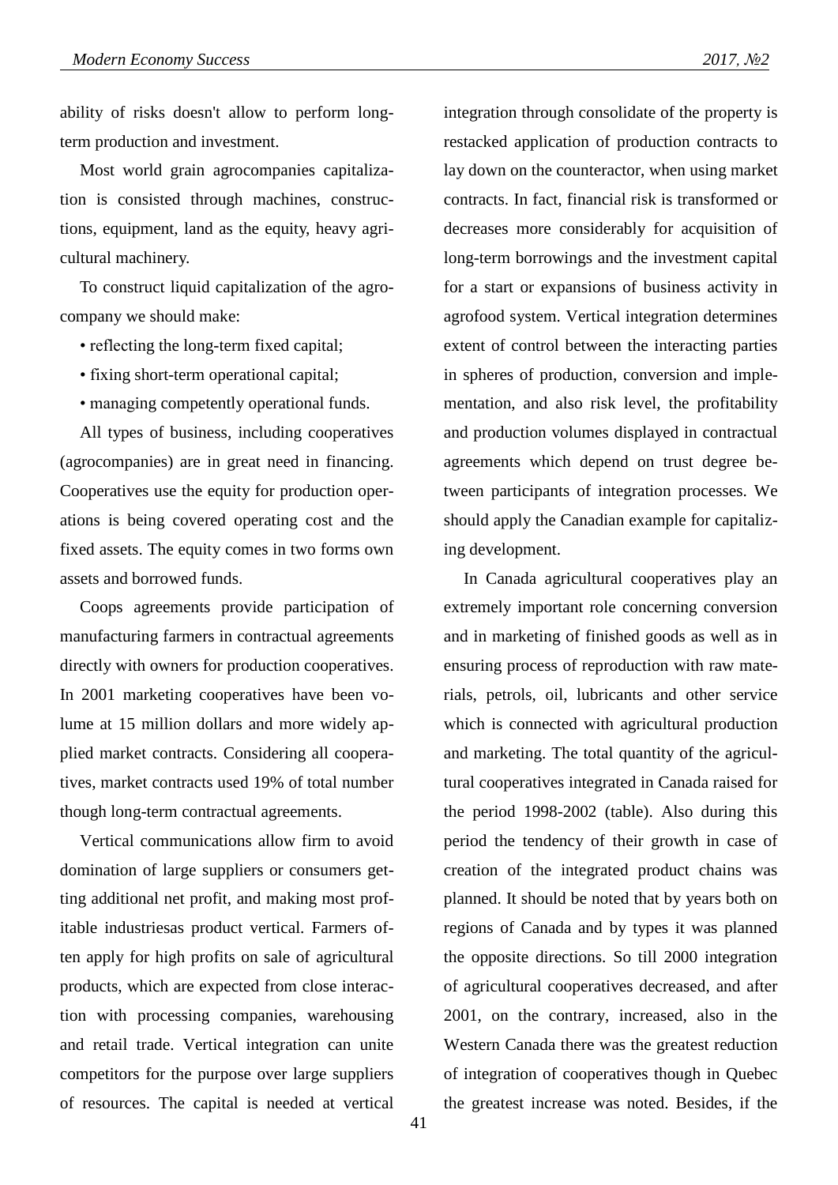ability of risks doesn't allow to perform long-term production and investment.

Most world grain agrocompanies capitalization is consisted through machines, constructions, equipment, land as the equity, heavy agricultural machinery.

To construct liquid capitalization of the agrocompany we should make:

• reflecting the long-term fixed capital;

• fixing short-term operational capital;

• managing competently operational funds.

All types of business, including cooperatives (agrocompanies) are in great need in financing. Cooperatives use the equity for production operations is being covered operating cost and the fixed assets. The equity comes in two forms own assets and borrowed funds.

Coops agreements provide participation of manufacturing farmers in contractual agreements directly with owners for production cooperatives. In 2001 marketing cooperatives have been volume at 15 million dollars and more widely applied market contracts. Considering all cooperatives, market contracts used 19% of total number though long-term contractual agreements.

Vertical communications allow firm to avoid domination of large suppliers or consumers getting additional net profit, and making most profitable industriesas product vertical. Farmers often apply for high profits on sale of agricultural products, which are expected from close interaction with processing companies, warehousing and retail trade. Vertical integration can unite competitors for the purpose over large suppliers of resources. The capital is needed at vertical integration through consolidate of the property is restacked application of production contracts to lay down on the counteractor, when using market contracts. In fact, financial risk is transformed or decreases more considerably for acquisition of long-term borrowings and the investment capital for a start or expansions of business activity in agrofood system. Vertical integration determines extent of control between the interacting parties in spheres of production, conversion and implementation, and also risk level, the profitability and production volumes displayed in contractual agreements which depend on trust degree between participants of integration processes. We should apply the Canadian example for capitalizing development.

In Canada agricultural cooperatives play an extremely important role concerning conversion and in marketing of finished goods as well as in ensuring process of reproduction with raw materials, petrols, oil, lubricants and other service which is connected with agricultural production and marketing. The total quantity of the agricultural cooperatives integrated in Canada raised for the period 1998-2002 (table). Also during this period the tendency of their growth in case of creation of the integrated product chains was planned. It should be noted that by years both on regions of Canada and by types it was planned the opposite directions. So till 2000 integration of agricultural cooperatives decreased, and after 2001, on the contrary, increased, also in the Western Canada there was the greatest reduction of integration of cooperatives though in Quebec the greatest increase was noted. Besides, if the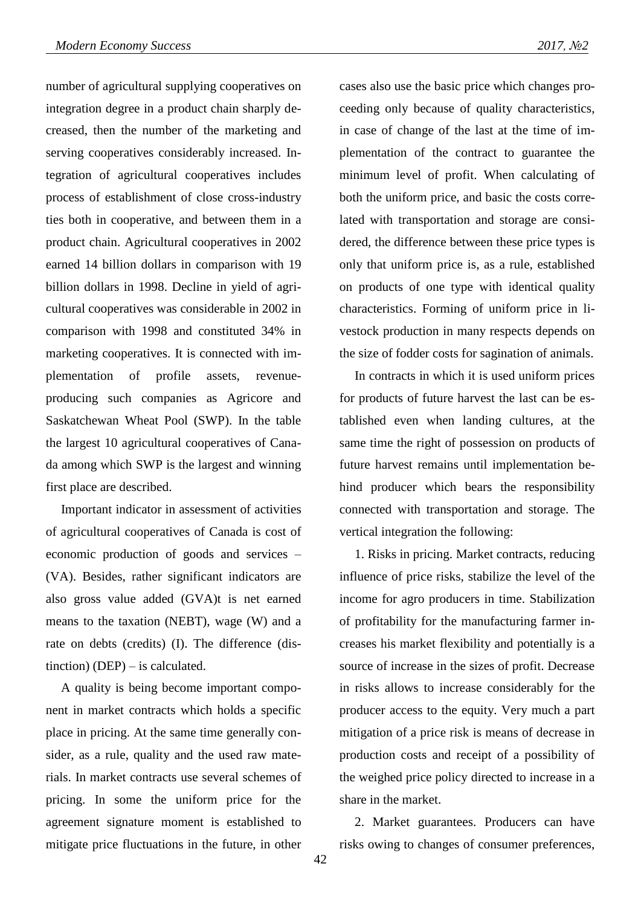number of agricultural supplying cooperatives on integration degree in a product chain sharply decreased, then the number of the marketing and serving cooperatives considerably increased. Integration of agricultural cooperatives includes process of establishment of close cross-industry ties both in cooperative, and between them in a product chain. Agricultural cooperatives in 2002 earned 14 billion dollars in comparison with 19 billion dollars in 1998. Decline in yield of agricultural cooperatives was considerable in 2002 in comparison with 1998 and constituted 34% in marketing cooperatives. It is connected with implementation of profile assets, revenue-producing such companies as Agricore and Saskatchewan Wheat Pool (SWP). In the table the largest 10 agricultural cooperatives of Canada among which SWP is the largest and winning first place are described.

Important indicator in assessment of activities of agricultural cooperatives of Canada is cost of economic production of goods and services – (VA). Besides, rather significant indicators are also gross value added (GVA)t is net earned means to the taxation (NEBT), wage (W) and a rate on debts (credits) (I). The difference (distinction) (DEP) – is calculated.

A quality is being become important component in market contracts which holds a specific place in pricing. At the same time generally consider, as a rule, quality and the used raw materials. In market contracts use several schemes of pricing. In some the uniform price for the agreement signature moment is established to mitigate price fluctuations in the future, in other cases also use the basic price which changes proceeding only because of quality characteristics, in case of change of the last at the time of implementation of the contract to guarantee the minimum level of profit. When calculating of both the uniform price, and basic the costs correlated with transportation and storage are considered, the difference between these price types is only that uniform price is, as a rule, established on products of one type with identical quality characteristics. Forming of uniform price in livestock production in many respects depends on the size of fodder costs for sagination of animals.

In contracts in which it is used uniform prices for products of future harvest the last can be established even when landing cultures, at the same time the right of possession on products of future harvest remains until implementation behind producer which bears the responsibility connected with transportation and storage. The vertical integration the following:

1. Risks in pricing. Market contracts, reducing influence of price risks, stabilize the level of the income for agro producers in time. Stabilization of profitability for the manufacturing farmer increases his market flexibility and potentially is a source of increase in the sizes of profit. Decrease in risks allows to increase considerably for the producer access to the equity. Very much a part mitigation of a price risk is means of decrease in production costs and receipt of a possibility of the weighed price policy directed to increase in a share in the market.

2. Market guarantees. Producers can have risks owing to changes of consumer preferences,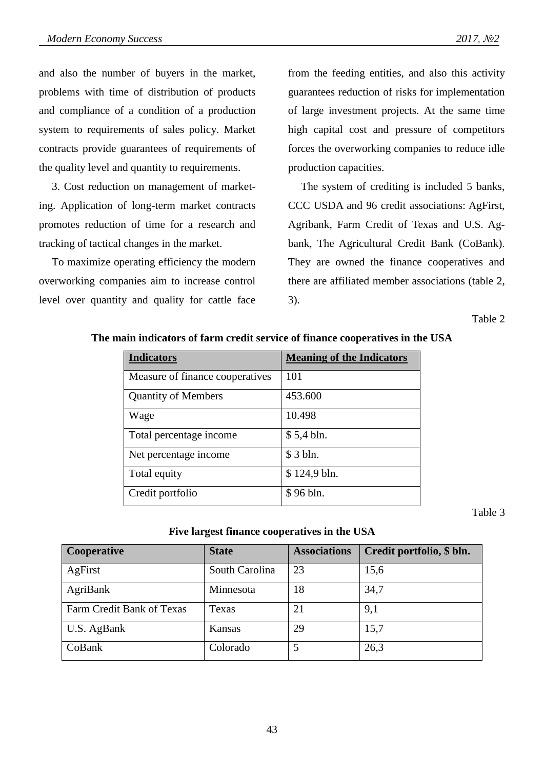and also the number of buyers in the market, problems with time of distribution of products and compliance of a condition of a production system to requirements of sales policy. Market contracts provide guarantees of requirements of the quality level and quantity to requirements.

3. Cost reduction on management of marketing. Application of long-term market contracts promotes reduction of time for a research and tracking of tactical changes in the market.

To maximize operating efficiency the modern overworking companies aim to increase control level over quantity and quality for cattle face from the feeding entities, and also this activity guarantees reduction of risks for implementation of large investment projects. At the same time high capital cost and pressure of competitors forces the overworking companies to reduce idle production capacities.

The system of crediting is included 5 banks, CCC USDA and 96 credit associations: AgFirst, Agribank, Farm Credit of Texas and U.S. Agbank, The Agricultural Credit Bank (CoBank). They are owned the finance cooperatives and there are affiliated member associations (table 2, 3).

Table 2

**The main indicators of farm credit service of finance cooperatives in the USA**

| Indicators | Meaning of the Indicators |
|---|---|
| Measure of finance cooperatives | 101 |
| Quantity of Members | 453.600 |
| Wage | 10.498 |
| Total percentage income | $ 5,4 bln. |
| Net percentage income | $ 3 bln. |
| Total equity | $ 124,9 bln. |
| Credit portfolio | $ 96 bln. |

Table 3

**Five largest finance cooperatives in the USA**

| Cooperative | State | Associations | Credit portfolio, $ bln. |
|---|---|---|---|
| AgFirst | South Carolina | 23 | 15,6 |
| AgriBank | Minnesota | 18 | 34,7 |
| Farm Credit Bank of Texas | Texas | 21 | 9,1 |
| U.S. AgBank | Kansas | 29 | 15,7 |
| CoBank | Colorado | 5 | 26,3 |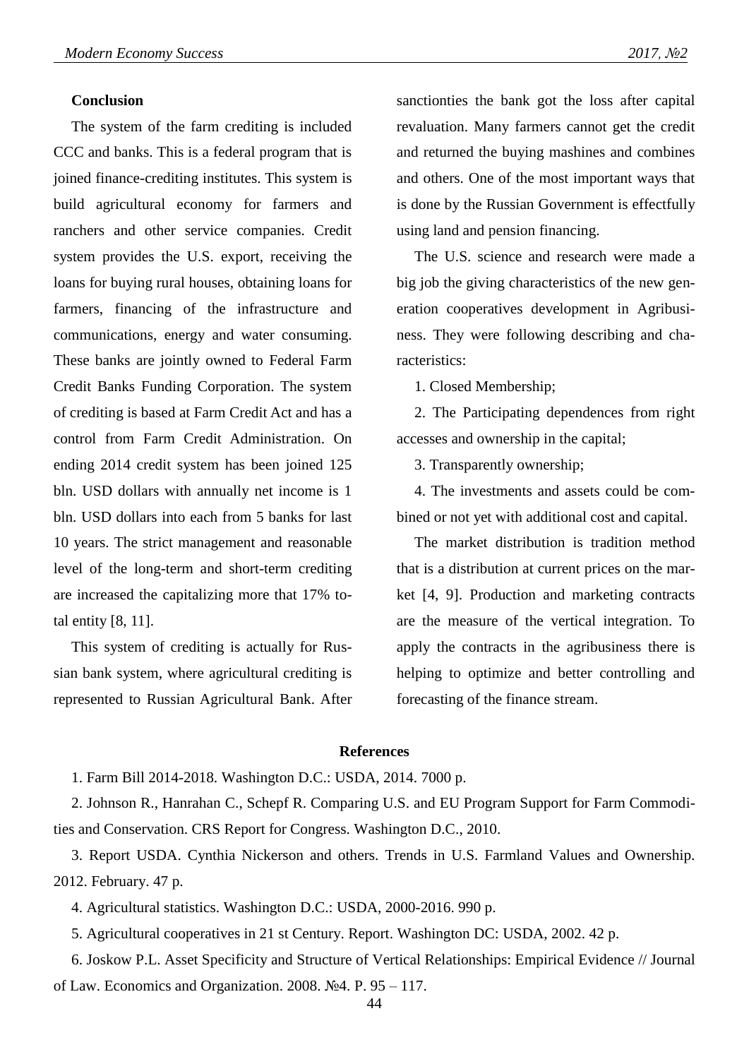## Conclusion

The system of the farm crediting is included CCC and banks. This is a federal program that is joined finance-crediting institutes. This system is build agricultural economy for farmers and ranchers and other service companies. Credit system provides the U.S. export, receiving the loans for buying rural houses, obtaining loans for farmers, financing of the infrastructure and communications, energy and water consuming. These banks are jointly owned to Federal Farm Credit Banks Funding Corporation. The system of crediting is based at Farm Credit Act and has a control from Farm Credit Administration. On ending 2014 credit system has been joined 125 bln. USD dollars with annually net income is 1 bln. USD dollars into each from 5 banks for last 10 years. The strict management and reasonable level of the long-term and short-term crediting are increased the capitalizing more that 17% total entity [8, 11].

This system of crediting is actually for Russian bank system, where agricultural crediting is represented to Russian Agricultural Bank. After sanctionties the bank got the loss after capital revaluation. Many farmers cannot get the credit and returned the buying mashines and combines and others. One of the most important ways that is done by the Russian Government is effectfully using land and pension financing.

The U.S. science and research were made a big job the giving characteristics of the new generation cooperatives development in Agribusiness. They were following describing and characteristics:

1. Closed Membership;

2. The Participating dependences from right accesses and ownership in the capital;

3. Transparently ownership;

4. The investments and assets could be combined or not yet with additional cost and capital.

The market distribution is tradition method that is a distribution at current prices on the market [4, 9]. Production and marketing contracts are the measure of the vertical integration. To apply the contracts in the agribusiness there is helping to optimize and better controlling and forecasting of the finance stream.

## References

1. Farm Bill 2014-2018. Washington D.C.: USDA, 2014. 7000 p.

2. Johnson R., Hanrahan C., Schepf R. Comparing U.S. and EU Program Support for Farm Commodities and Conservation. CRS Report for Congress. Washington D.C., 2010.

3. Report USDA. Cynthia Nickerson and others. Trends in U.S. Farmland Values and Ownership. 2012. February. 47 p.

4. Agricultural statistics. Washington D.C.: USDA, 2000-2016. 990 p.

5. Agricultural cooperatives in 21 st Century. Report. Washington DC: USDA, 2002. 42 p.

6. Joskow P.L. Asset Specificity and Structure of Vertical Relationships: Empirical Evidence // Journal of Law. Economics and Organization. 2008. №4. P. 95 – 117.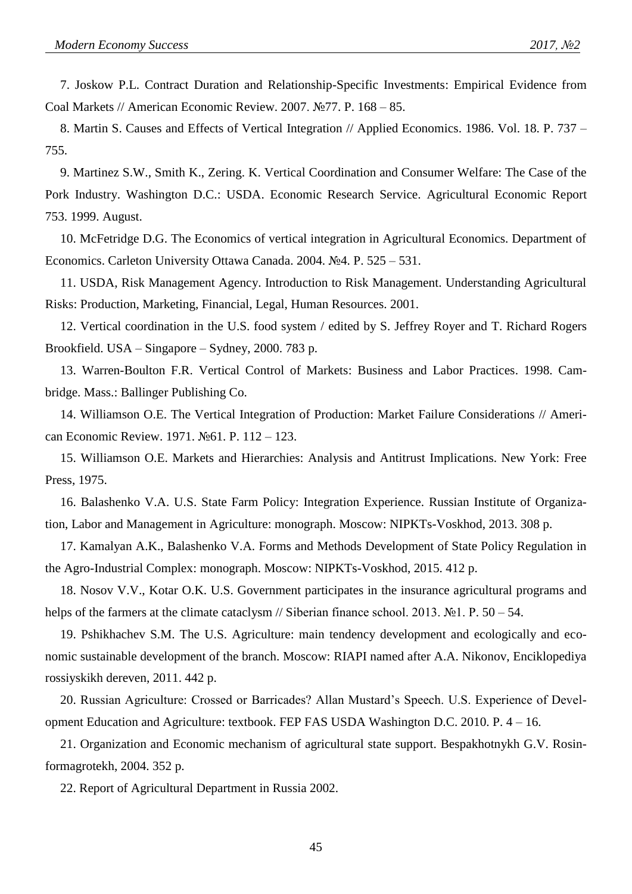7. Joskow P.L. Contract Duration and Relationship-Specific Investments: Empirical Evidence from Coal Markets // American Economic Review. 2007. №77. P. 168 – 85.

8. Martin S. Causes and Effects of Vertical Integration // Applied Economics. 1986. Vol. 18. P. 737 – 755.

9. Martinez S.W., Smith K., Zering. K. Vertical Coordination and Consumer Welfare: The Case of the Pork Industry. Washington D.C.: USDA. Economic Research Service. Agricultural Economic Report 753. 1999. August.

10. McFetridge D.G. The Economics of vertical integration in Agricultural Economics. Department of Economics. Carleton University Ottawa Canada. 2004. №4. P. 525 – 531.

11. USDA, Risk Management Agency. Introduction to Risk Management. Understanding Agricultural Risks: Production, Marketing, Financial, Legal, Human Resources. 2001.

12. Vertical coordination in the U.S. food system / edited by S. Jeffrey Royer and T. Richard Rogers Brookfield. USA – Singapore – Sydney, 2000. 783 p.

13. Warren-Boulton F.R. Vertical Control of Markets: Business and Labor Practices. 1998. Cambridge. Mass.: Ballinger Publishing Co.

14. Williamson O.E. The Vertical Integration of Production: Market Failure Considerations // American Economic Review. 1971. №61. P. 112 – 123.

15. Williamson O.E. Markets and Hierarchies: Analysis and Antitrust Implications. New York: Free Press, 1975.

16. Balashenko V.A. U.S. State Farm Policy: Integration Experience. Russian Institute of Organization, Labor and Management in Agriculture: monograph. Moscow: NIPKTs-Voskhod, 2013. 308 p.

17. Kamalyan A.K., Balashenko V.A. Forms and Methods Development of State Policy Regulation in the Agro-Industrial Complex: monograph. Moscow: NIPKTs-Voskhod, 2015. 412 p.

18. Nosov V.V., Kotar O.K. U.S. Government participates in the insurance agricultural programs and helps of the farmers at the climate cataclysm // Siberian finance school. 2013. №1. P. 50 – 54.

19. Pshikhachev S.M. The U.S. Agriculture: main tendency development and ecologically and economic sustainable development of the branch. Moscow: RIAPI named after A.A. Nikonov, Enciklopediya rossiyskikh dereven, 2011. 442 p.

20. Russian Agriculture: Crossed or Barricades? Allan Mustard's Speech. U.S. Experience of Development Education and Agriculture: textbook. FEP FAS USDA Washington D.C. 2010. P. 4 – 16.

21. Organization and Economic mechanism of agricultural state support. Bespakhotnykh G.V. Rosinformagrotekh, 2004. 352 p.

22. Report of Agricultural Department in Russia 2002.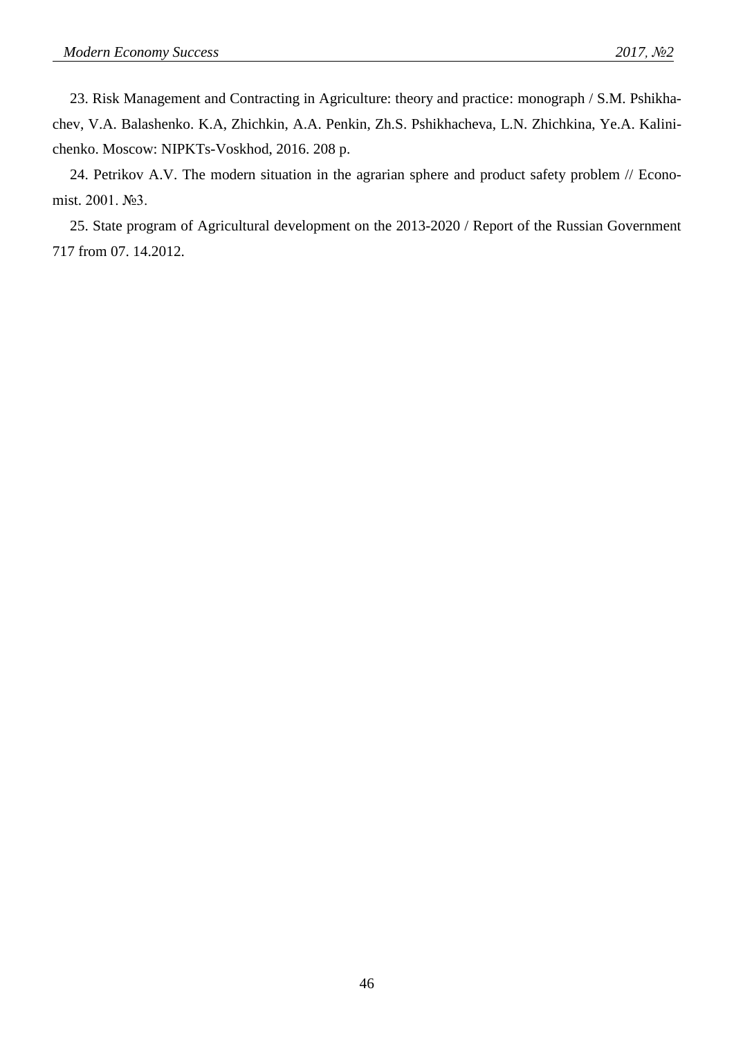23. Risk Management and Contracting in Agriculture: theory and practice: monograph / S.M. Pshikhachev, V.A. Balashenko. K.A, Zhichkin, A.A. Penkin, Zh.S. Pshikhacheva, L.N. Zhichkina, Ye.A. Kalinichenko. Moscow: NIPKTs-Voskhod, 2016. 208 p.

24. Petrikov A.V. The modern situation in the agrarian sphere and product safety problem // Economist. 2001. №3.

25. State program of Agricultural development on the 2013-2020 / Report of the Russian Government 717 from 07. 14.2012.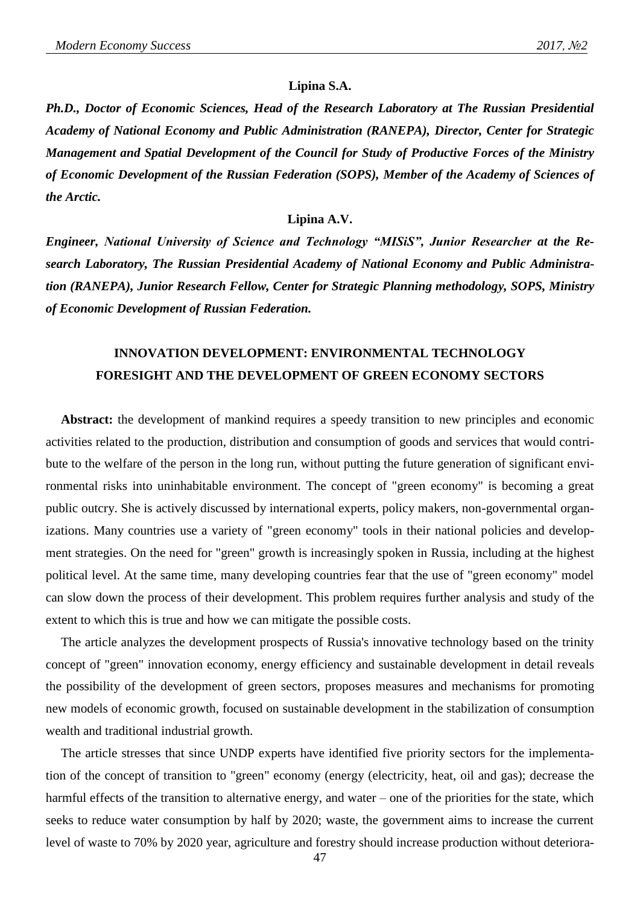**Lipina S.A.**

***Ph.D., Doctor of Economic Sciences, Head of the Research Laboratory at The Russian Presidential Academy of National Economy and Public Administration (RANEPA), Director, Center for Strategic Management and Spatial Development of the Council for Study of Productive Forces of the Ministry of Economic Development of the Russian Federation (SOPS), Member of the Academy of Sciences of the Arctic.***

**Lipina A.V.**

***Engineer, National University of Science and Technology "MISiS", Junior Researcher at the Research Laboratory, The Russian Presidential Academy of National Economy and Public Administration (RANEPA), Junior Research Fellow, Center for Strategic Planning methodology, SOPS, Ministry of Economic Development of Russian Federation.***

# INNOVATION DEVELOPMENT: ENVIRONMENTAL TECHNOLOGY FORESIGHT AND THE DEVELOPMENT OF GREEN ECONOMY SECTORS

**Abstract:** the development of mankind requires a speedy transition to new principles and economic activities related to the production, distribution and consumption of goods and services that would contribute to the welfare of the person in the long run, without putting the future generation of significant environmental risks into uninhabitable environment. The concept of "green economy" is becoming a great public outcry. She is actively discussed by international experts, policy makers, non-governmental organizations. Many countries use a variety of "green economy" tools in their national policies and development strategies. On the need for "green" growth is increasingly spoken in Russia, including at the highest political level. At the same time, many developing countries fear that the use of "green economy" model can slow down the process of their development. This problem requires further analysis and study of the extent to which this is true and how we can mitigate the possible costs.

The article analyzes the development prospects of Russia's innovative technology based on the trinity concept of "green" innovation economy, energy efficiency and sustainable development in detail reveals the possibility of the development of green sectors, proposes measures and mechanisms for promoting new models of economic growth, focused on sustainable development in the stabilization of consumption wealth and traditional industrial growth.

The article stresses that since UNDP experts have identified five priority sectors for the implementation of the concept of transition to "green" economy (energy (electricity, heat, oil and gas); decrease the harmful effects of the transition to alternative energy, and water – one of the priorities for the state, which seeks to reduce water consumption by half by 2020; waste, the government aims to increase the current level of waste to 70% by 2020 year, agriculture and forestry should increase production without deteriora-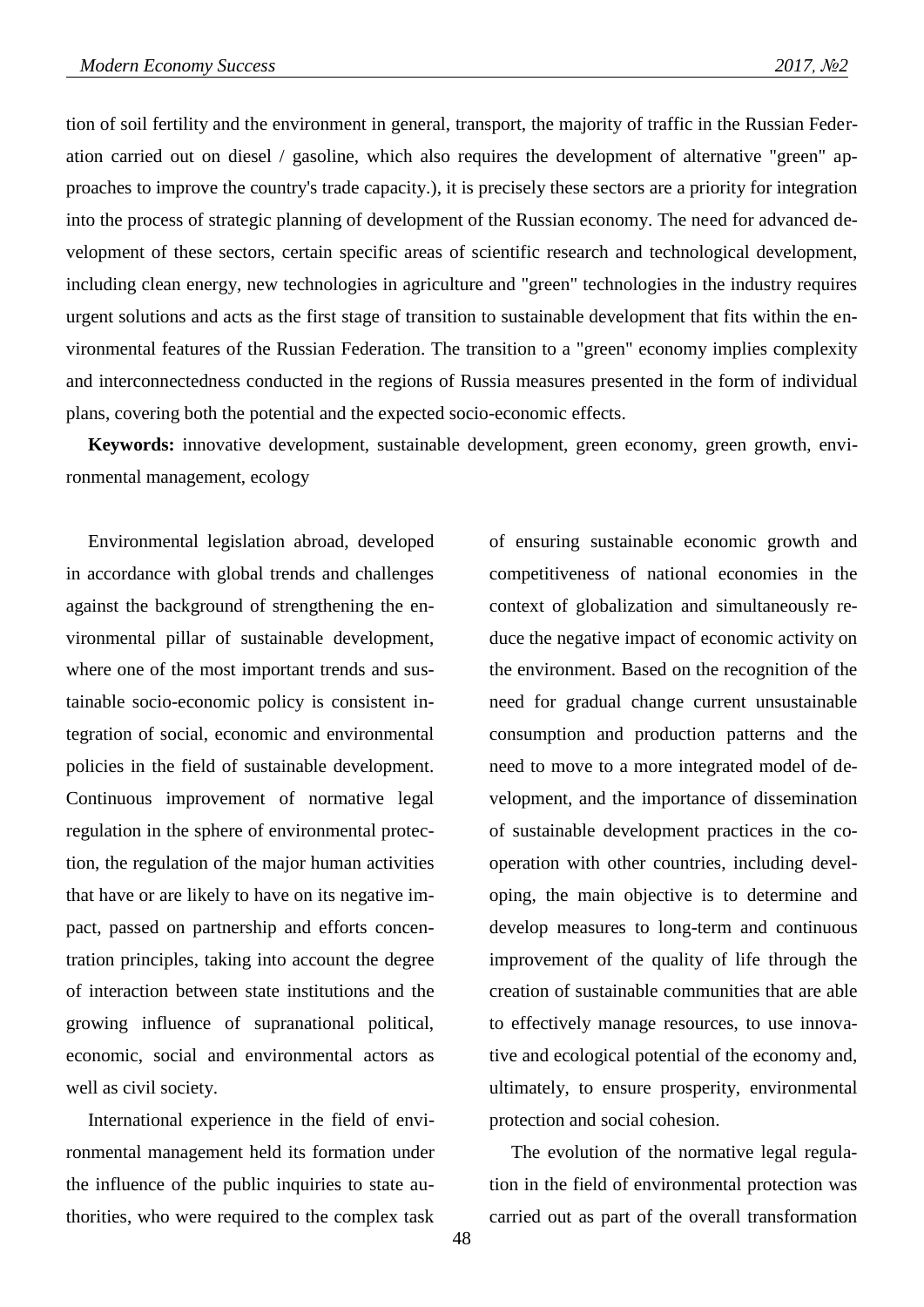tion of soil fertility and the environment in general, transport, the majority of traffic in the Russian Federation carried out on diesel / gasoline, which also requires the development of alternative "green" approaches to improve the country's trade capacity.), it is precisely these sectors are a priority for integration into the process of strategic planning of development of the Russian economy. The need for advanced development of these sectors, certain specific areas of scientific research and technological development, including clean energy, new technologies in agriculture and "green" technologies in the industry requires urgent solutions and acts as the first stage of transition to sustainable development that fits within the environmental features of the Russian Federation. The transition to a "green" economy implies complexity and interconnectedness conducted in the regions of Russia measures presented in the form of individual plans, covering both the potential and the expected socio-economic effects.

**Keywords:** innovative development, sustainable development, green economy, green growth, environmental management, ecology

Environmental legislation abroad, developed in accordance with global trends and challenges against the background of strengthening the environmental pillar of sustainable development, where one of the most important trends and sustainable socio-economic policy is consistent integration of social, economic and environmental policies in the field of sustainable development. Continuous improvement of normative legal regulation in the sphere of environmental protection, the regulation of the major human activities that have or are likely to have on its negative impact, passed on partnership and efforts concentration principles, taking into account the degree of interaction between state institutions and the growing influence of supranational political, economic, social and environmental actors as well as civil society.

International experience in the field of environmental management held its formation under the influence of the public inquiries to state authorities, who were required to the complex task of ensuring sustainable economic growth and competitiveness of national economies in the context of globalization and simultaneously reduce the negative impact of economic activity on the environment. Based on the recognition of the need for gradual change current unsustainable consumption and production patterns and the need to move to a more integrated model of development, and the importance of dissemination of sustainable development practices in the cooperation with other countries, including developing, the main objective is to determine and develop measures to long-term and continuous improvement of the quality of life through the creation of sustainable communities that are able to effectively manage resources, to use innovative and ecological potential of the economy and, ultimately, to ensure prosperity, environmental protection and social cohesion.

The evolution of the normative legal regulation in the field of environmental protection was carried out as part of the overall transformation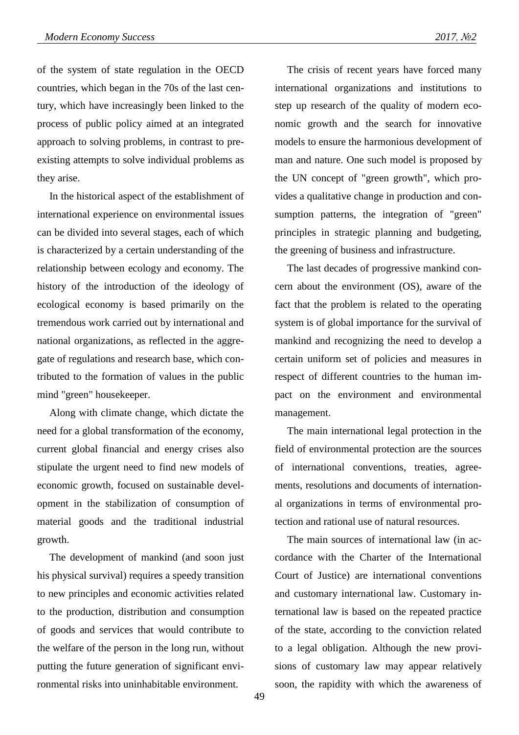of the system of state regulation in the OECD countries, which began in the 70s of the last century, which have increasingly been linked to the process of public policy aimed at an integrated approach to solving problems, in contrast to preexisting attempts to solve individual problems as they arise.

In the historical aspect of the establishment of international experience on environmental issues can be divided into several stages, each of which is characterized by a certain understanding of the relationship between ecology and economy. The history of the introduction of the ideology of ecological economy is based primarily on the tremendous work carried out by international and national organizations, as reflected in the aggregate of regulations and research base, which contributed to the formation of values in the public mind "green" housekeeper.

Along with climate change, which dictate the need for a global transformation of the economy, current global financial and energy crises also stipulate the urgent need to find new models of economic growth, focused on sustainable development in the stabilization of consumption of material goods and the traditional industrial growth.

The development of mankind (and soon just his physical survival) requires a speedy transition to new principles and economic activities related to the production, distribution and consumption of goods and services that would contribute to the welfare of the person in the long run, without putting the future generation of significant environmental risks into uninhabitable environment.

The crisis of recent years have forced many international organizations and institutions to step up research of the quality of modern economic growth and the search for innovative models to ensure the harmonious development of man and nature. One such model is proposed by the UN concept of "green growth", which provides a qualitative change in production and consumption patterns, the integration of "green" principles in strategic planning and budgeting, the greening of business and infrastructure.

The last decades of progressive mankind concern about the environment (OS), aware of the fact that the problem is related to the operating system is of global importance for the survival of mankind and recognizing the need to develop a certain uniform set of policies and measures in respect of different countries to the human impact on the environment and environmental management.

The main international legal protection in the field of environmental protection are the sources of international conventions, treaties, agreements, resolutions and documents of international organizations in terms of environmental protection and rational use of natural resources.

The main sources of international law (in accordance with the Charter of the International Court of Justice) are international conventions and customary international law. Customary international law is based on the repeated practice of the state, according to the conviction related to a legal obligation. Although the new provisions of customary law may appear relatively soon, the rapidity with which the awareness of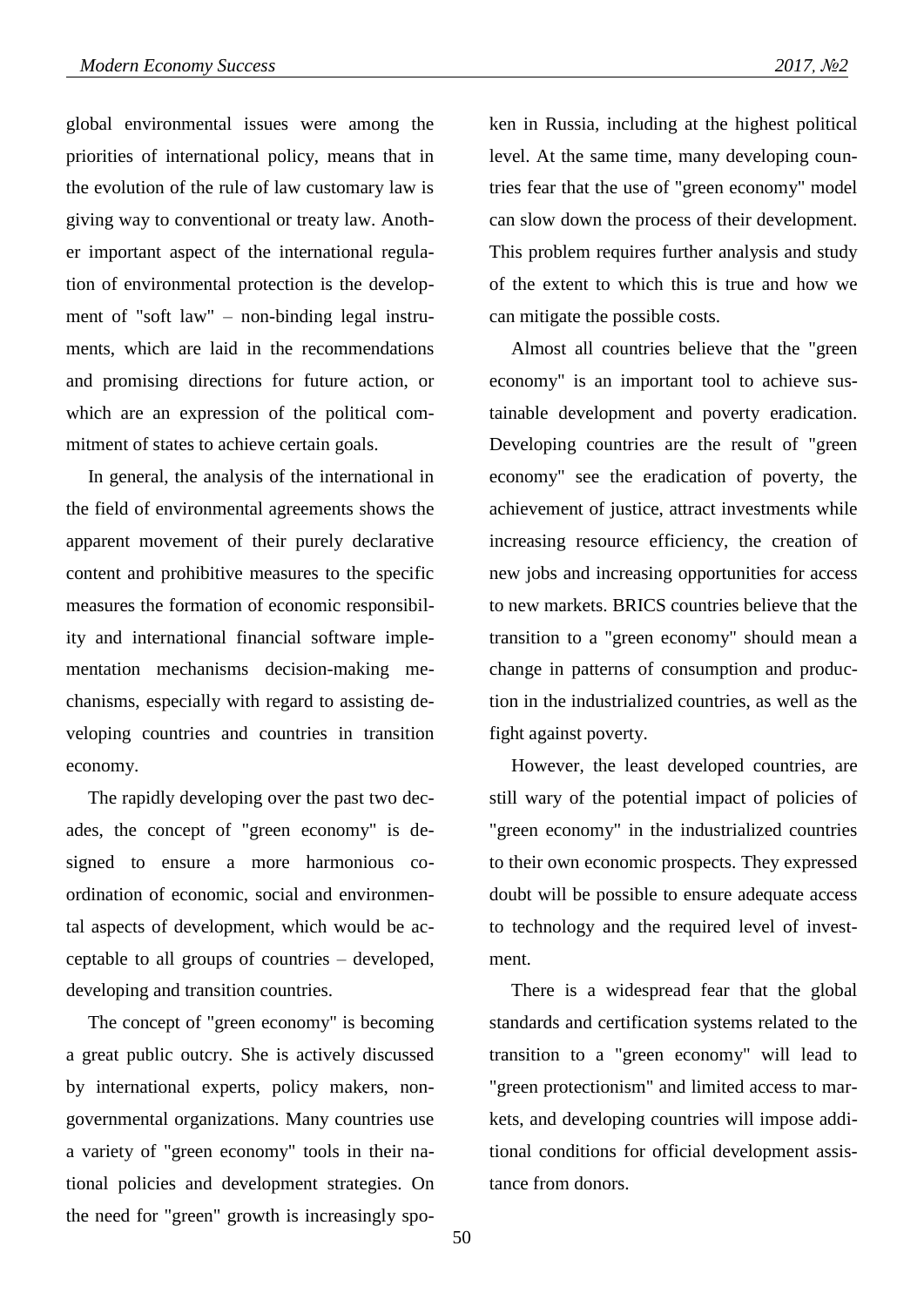global environmental issues were among the priorities of international policy, means that in the evolution of the rule of law customary law is giving way to conventional or treaty law. Another important aspect of the international regulation of environmental protection is the development of "soft law" – non-binding legal instruments, which are laid in the recommendations and promising directions for future action, or which are an expression of the political commitment of states to achieve certain goals.

In general, the analysis of the international in the field of environmental agreements shows the apparent movement of their purely declarative content and prohibitive measures to the specific measures the formation of economic responsibility and international financial software implementation mechanisms decision-making mechanisms, especially with regard to assisting developing countries and countries in transition economy.

The rapidly developing over the past two decades, the concept of "green economy" is designed to ensure a more harmonious coordination of economic, social and environmental aspects of development, which would be acceptable to all groups of countries – developed, developing and transition countries.

The concept of "green economy" is becoming a great public outcry. She is actively discussed by international experts, policy makers, non-governmental organizations. Many countries use a variety of "green economy" tools in their national policies and development strategies. On the need for "green" growth is increasingly spoken in Russia, including at the highest political level. At the same time, many developing countries fear that the use of "green economy" model can slow down the process of their development. This problem requires further analysis and study of the extent to which this is true and how we can mitigate the possible costs.

Almost all countries believe that the "green economy" is an important tool to achieve sustainable development and poverty eradication. Developing countries are the result of "green economy" see the eradication of poverty, the achievement of justice, attract investments while increasing resource efficiency, the creation of new jobs and increasing opportunities for access to new markets. BRICS countries believe that the transition to a "green economy" should mean a change in patterns of consumption and production in the industrialized countries, as well as the fight against poverty.

However, the least developed countries, are still wary of the potential impact of policies of "green economy" in the industrialized countries to their own economic prospects. They expressed doubt will be possible to ensure adequate access to technology and the required level of investment.

There is a widespread fear that the global standards and certification systems related to the transition to a "green economy" will lead to "green protectionism" and limited access to markets, and developing countries will impose additional conditions for official development assistance from donors.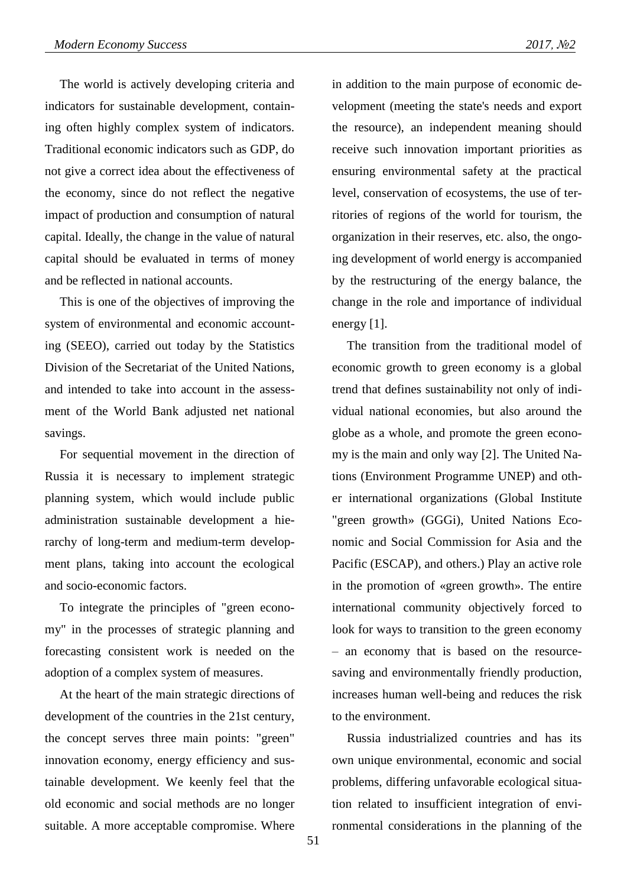The world is actively developing criteria and indicators for sustainable development, containing often highly complex system of indicators. Traditional economic indicators such as GDP, do not give a correct idea about the effectiveness of the economy, since do not reflect the negative impact of production and consumption of natural capital. Ideally, the change in the value of natural capital should be evaluated in terms of money and be reflected in national accounts.

This is one of the objectives of improving the system of environmental and economic accounting (SEEO), carried out today by the Statistics Division of the Secretariat of the United Nations, and intended to take into account in the assessment of the World Bank adjusted net national savings.

For sequential movement in the direction of Russia it is necessary to implement strategic planning system, which would include public administration sustainable development a hierarchy of long-term and medium-term development plans, taking into account the ecological and socio-economic factors.

To integrate the principles of "green economy" in the processes of strategic planning and forecasting consistent work is needed on the adoption of a complex system of measures.

At the heart of the main strategic directions of development of the countries in the 21st century, the concept serves three main points: "green" innovation economy, energy efficiency and sustainable development. We keenly feel that the old economic and social methods are no longer suitable. A more acceptable compromise. Where in addition to the main purpose of economic development (meeting the state's needs and export the resource), an independent meaning should receive such innovation important priorities as ensuring environmental safety at the practical level, conservation of ecosystems, the use of territories of regions of the world for tourism, the organization in their reserves, etc. also, the ongoing development of world energy is accompanied by the restructuring of the energy balance, the change in the role and importance of individual energy [1].

The transition from the traditional model of economic growth to green economy is a global trend that defines sustainability not only of individual national economies, but also around the globe as a whole, and promote the green economy is the main and only way [2]. The United Nations (Environment Programme UNEP) and other international organizations (Global Institute "green growth» (GGGi), United Nations Economic and Social Commission for Asia and the Pacific (ESCAP), and others.) Play an active role in the promotion of «green growth». The entire international community objectively forced to look for ways to transition to the green economy – an economy that is based on the resource-saving and environmentally friendly production, increases human well-being and reduces the risk to the environment.

Russia industrialized countries and has its own unique environmental, economic and social problems, differing unfavorable ecological situation related to insufficient integration of environmental considerations in the planning of the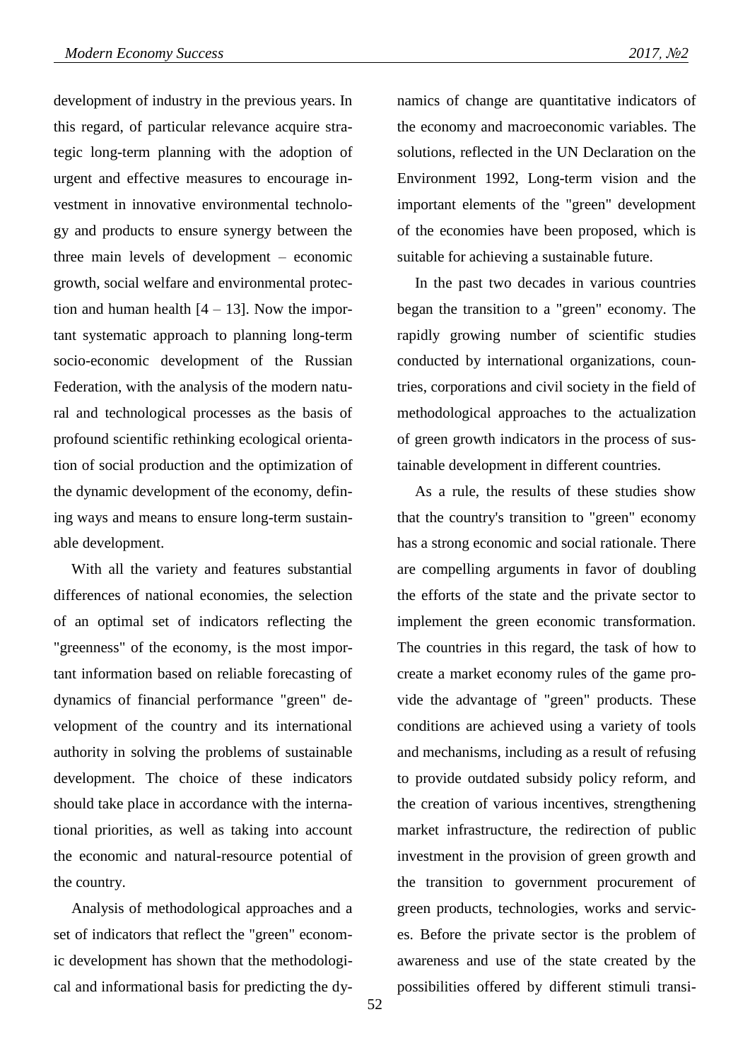development of industry in the previous years. In this regard, of particular relevance acquire strategic long-term planning with the adoption of urgent and effective measures to encourage investment in innovative environmental technology and products to ensure synergy between the three main levels of development – economic growth, social welfare and environmental protection and human health [4 – 13]. Now the important systematic approach to planning long-term socio-economic development of the Russian Federation, with the analysis of the modern natural and technological processes as the basis of profound scientific rethinking ecological orientation of social production and the optimization of the dynamic development of the economy, defining ways and means to ensure long-term sustainable development.

With all the variety and features substantial differences of national economies, the selection of an optimal set of indicators reflecting the "greenness" of the economy, is the most important information based on reliable forecasting of dynamics of financial performance "green" development of the country and its international authority in solving the problems of sustainable development. The choice of these indicators should take place in accordance with the international priorities, as well as taking into account the economic and natural-resource potential of the country.

Analysis of methodological approaches and a set of indicators that reflect the "green" economic development has shown that the methodological and informational basis for predicting the dynamics of change are quantitative indicators of the economy and macroeconomic variables. The solutions, reflected in the UN Declaration on the Environment 1992, Long-term vision and the important elements of the "green" development of the economies have been proposed, which is suitable for achieving a sustainable future.

In the past two decades in various countries began the transition to a "green" economy. The rapidly growing number of scientific studies conducted by international organizations, countries, corporations and civil society in the field of methodological approaches to the actualization of green growth indicators in the process of sustainable development in different countries.

As a rule, the results of these studies show that the country's transition to "green" economy has a strong economic and social rationale. There are compelling arguments in favor of doubling the efforts of the state and the private sector to implement the green economic transformation. The countries in this regard, the task of how to create a market economy rules of the game provide the advantage of "green" products. These conditions are achieved using a variety of tools and mechanisms, including as a result of refusing to provide outdated subsidy policy reform, and the creation of various incentives, strengthening market infrastructure, the redirection of public investment in the provision of green growth and the transition to government procurement of green products, technologies, works and services. Before the private sector is the problem of awareness and use of the state created by the possibilities offered by different stimuli transi-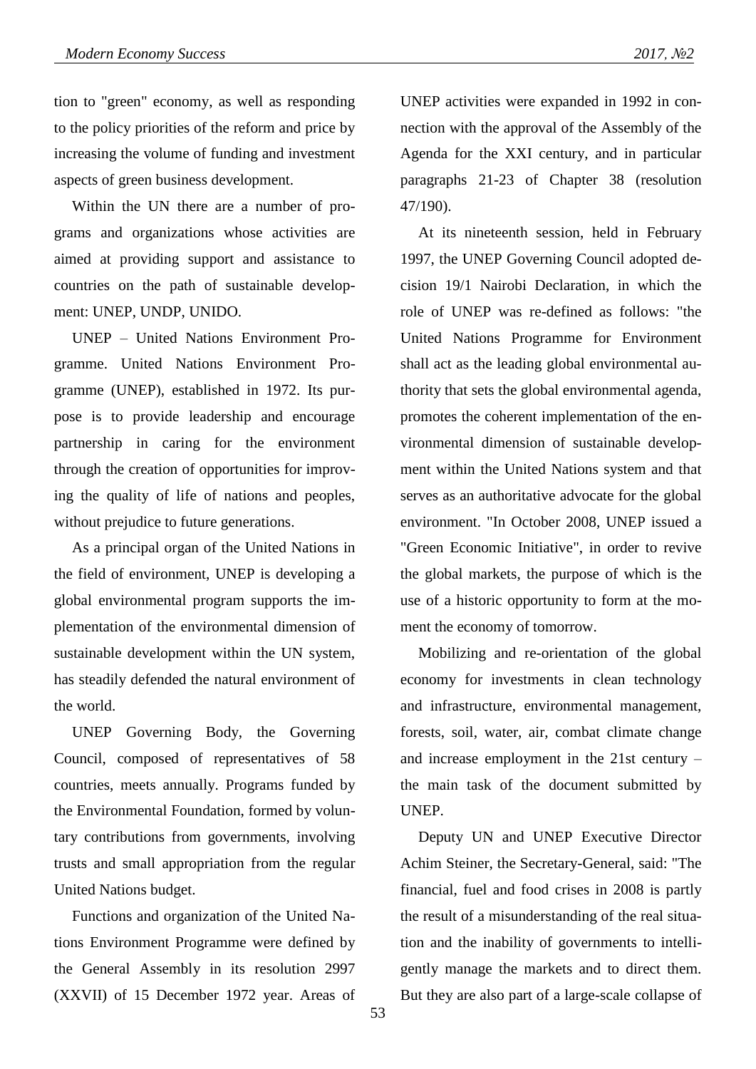tion to "green" economy, as well as responding to the policy priorities of the reform and price by increasing the volume of funding and investment aspects of green business development.

Within the UN there are a number of programs and organizations whose activities are aimed at providing support and assistance to countries on the path of sustainable development: UNEP, UNDP, UNIDO.

UNEP – United Nations Environment Programme. United Nations Environment Programme (UNEP), established in 1972. Its purpose is to provide leadership and encourage partnership in caring for the environment through the creation of opportunities for improving the quality of life of nations and peoples, without prejudice to future generations.

As a principal organ of the United Nations in the field of environment, UNEP is developing a global environmental program supports the implementation of the environmental dimension of sustainable development within the UN system, has steadily defended the natural environment of the world.

UNEP Governing Body, the Governing Council, composed of representatives of 58 countries, meets annually. Programs funded by the Environmental Foundation, formed by voluntary contributions from governments, involving trusts and small appropriation from the regular United Nations budget.

Functions and organization of the United Nations Environment Programme were defined by the General Assembly in its resolution 2997 (XXVII) of 15 December 1972 year. Areas of UNEP activities were expanded in 1992 in connection with the approval of the Assembly of the Agenda for the XXI century, and in particular paragraphs 21-23 of Chapter 38 (resolution 47/190).

At its nineteenth session, held in February 1997, the UNEP Governing Council adopted decision 19/1 Nairobi Declaration, in which the role of UNEP was re-defined as follows: "the United Nations Programme for Environment shall act as the leading global environmental authority that sets the global environmental agenda, promotes the coherent implementation of the environmental dimension of sustainable development within the United Nations system and that serves as an authoritative advocate for the global environment. "In October 2008, UNEP issued a "Green Economic Initiative", in order to revive the global markets, the purpose of which is the use of a historic opportunity to form at the moment the economy of tomorrow.

Mobilizing and re-orientation of the global economy for investments in clean technology and infrastructure, environmental management, forests, soil, water, air, combat climate change and increase employment in the 21st century – the main task of the document submitted by UNEP.

Deputy UN and UNEP Executive Director Achim Steiner, the Secretary-General, said: "The financial, fuel and food crises in 2008 is partly the result of a misunderstanding of the real situation and the inability of governments to intelligently manage the markets and to direct them. But they are also part of a large-scale collapse of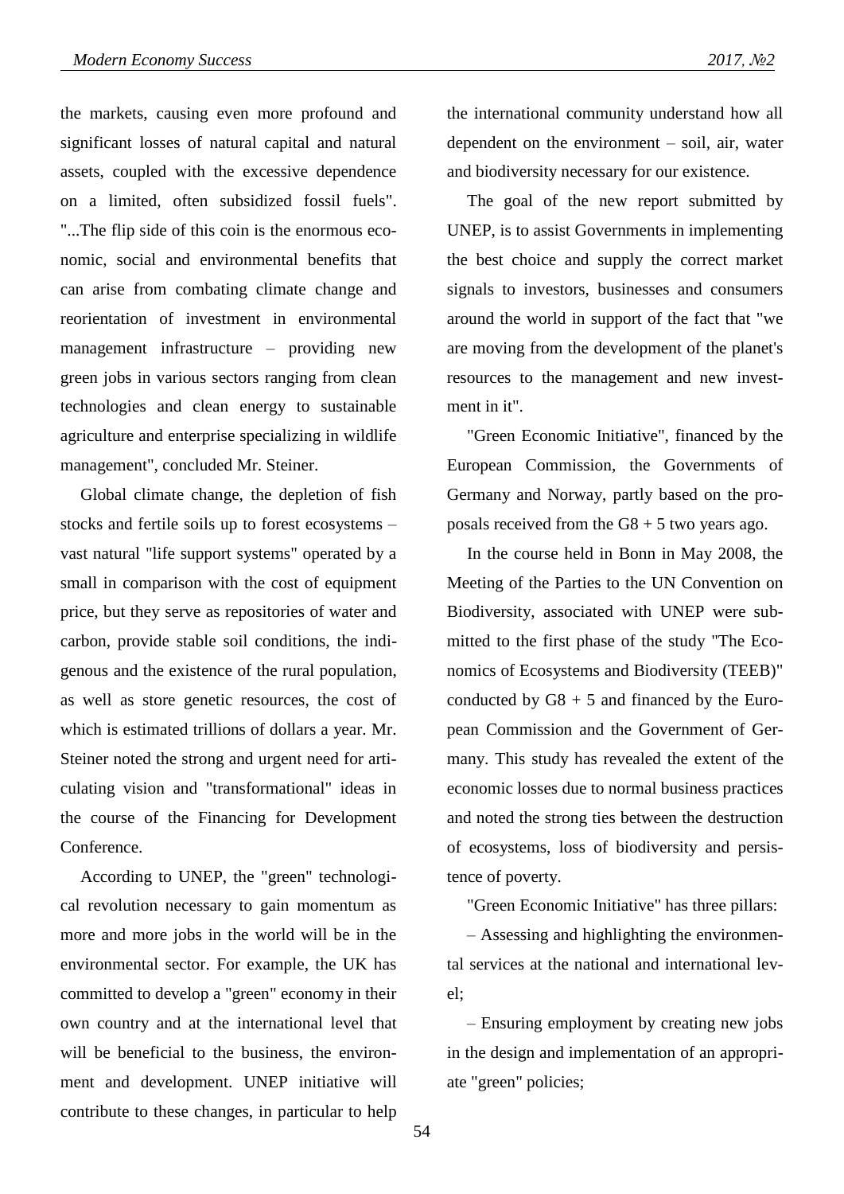the markets, causing even more profound and significant losses of natural capital and natural assets, coupled with the excessive dependence on a limited, often subsidized fossil fuels". "...The flip side of this coin is the enormous economic, social and environmental benefits that can arise from combating climate change and reorientation of investment in environmental management infrastructure – providing new green jobs in various sectors ranging from clean technologies and clean energy to sustainable agriculture and enterprise specializing in wildlife management", concluded Mr. Steiner.

Global climate change, the depletion of fish stocks and fertile soils up to forest ecosystems – vast natural "life support systems" operated by a small in comparison with the cost of equipment price, but they serve as repositories of water and carbon, provide stable soil conditions, the indigenous and the existence of the rural population, as well as store genetic resources, the cost of which is estimated trillions of dollars a year. Mr. Steiner noted the strong and urgent need for articulating vision and "transformational" ideas in the course of the Financing for Development Conference.

According to UNEP, the "green" technological revolution necessary to gain momentum as more and more jobs in the world will be in the environmental sector. For example, the UK has committed to develop a "green" economy in their own country and at the international level that will be beneficial to the business, the environment and development. UNEP initiative will contribute to these changes, in particular to help the international community understand how all dependent on the environment – soil, air, water and biodiversity necessary for our existence.

The goal of the new report submitted by UNEP, is to assist Governments in implementing the best choice and supply the correct market signals to investors, businesses and consumers around the world in support of the fact that "we are moving from the development of the planet's resources to the management and new investment in it".

"Green Economic Initiative", financed by the European Commission, the Governments of Germany and Norway, partly based on the proposals received from the G8 + 5 two years ago.

In the course held in Bonn in May 2008, the Meeting of the Parties to the UN Convention on Biodiversity, associated with UNEP were submitted to the first phase of the study "The Economics of Ecosystems and Biodiversity (TEEB)" conducted by G8 + 5 and financed by the European Commission and the Government of Germany. This study has revealed the extent of the economic losses due to normal business practices and noted the strong ties between the destruction of ecosystems, loss of biodiversity and persistence of poverty.

"Green Economic Initiative" has three pillars:

– Assessing and highlighting the environmental services at the national and international level;

– Ensuring employment by creating new jobs in the design and implementation of an appropriate "green" policies;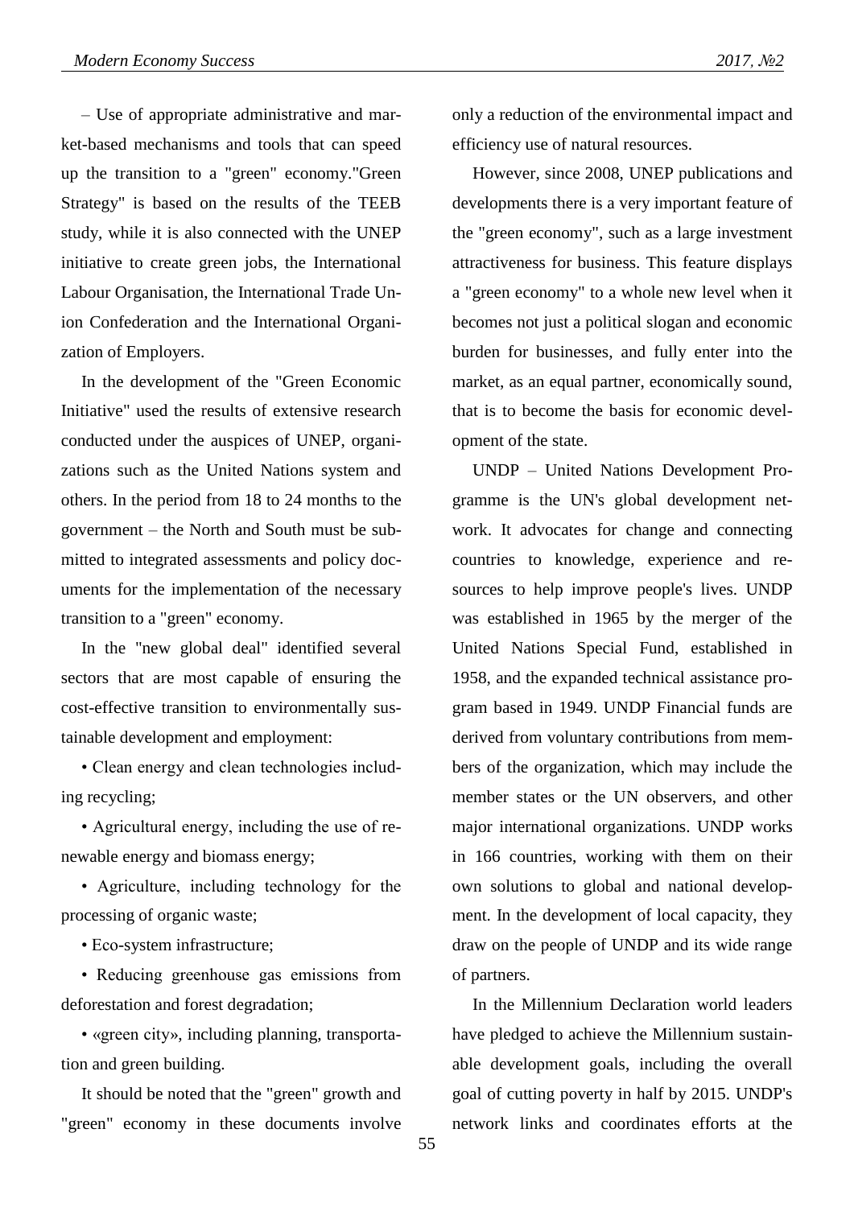– Use of appropriate administrative and market-based mechanisms and tools that can speed up the transition to a "green" economy."Green Strategy" is based on the results of the TEEB study, while it is also connected with the UNEP initiative to create green jobs, the International Labour Organisation, the International Trade Union Confederation and the International Organization of Employers.

In the development of the "Green Economic Initiative" used the results of extensive research conducted under the auspices of UNEP, organizations such as the United Nations system and others. In the period from 18 to 24 months to the government – the North and South must be submitted to integrated assessments and policy documents for the implementation of the necessary transition to a "green" economy.

In the "new global deal" identified several sectors that are most capable of ensuring the cost-effective transition to environmentally sustainable development and employment:

• Clean energy and clean technologies including recycling;

• Agricultural energy, including the use of renewable energy and biomass energy;

• Agriculture, including technology for the processing of organic waste;

• Eco-system infrastructure;

• Reducing greenhouse gas emissions from deforestation and forest degradation;

• «green city», including planning, transportation and green building.

It should be noted that the "green" growth and "green" economy in these documents involve only a reduction of the environmental impact and efficiency use of natural resources.

However, since 2008, UNEP publications and developments there is a very important feature of the "green economy", such as a large investment attractiveness for business. This feature displays a "green economy" to a whole new level when it becomes not just a political slogan and economic burden for businesses, and fully enter into the market, as an equal partner, economically sound, that is to become the basis for economic development of the state.

UNDP – United Nations Development Programme is the UN's global development network. It advocates for change and connecting countries to knowledge, experience and resources to help improve people's lives. UNDP was established in 1965 by the merger of the United Nations Special Fund, established in 1958, and the expanded technical assistance program based in 1949. UNDP Financial funds are derived from voluntary contributions from members of the organization, which may include the member states or the UN observers, and other major international organizations. UNDP works in 166 countries, working with them on their own solutions to global and national development. In the development of local capacity, they draw on the people of UNDP and its wide range of partners.

In the Millennium Declaration world leaders have pledged to achieve the Millennium sustainable development goals, including the overall goal of cutting poverty in half by 2015. UNDP's network links and coordinates efforts at the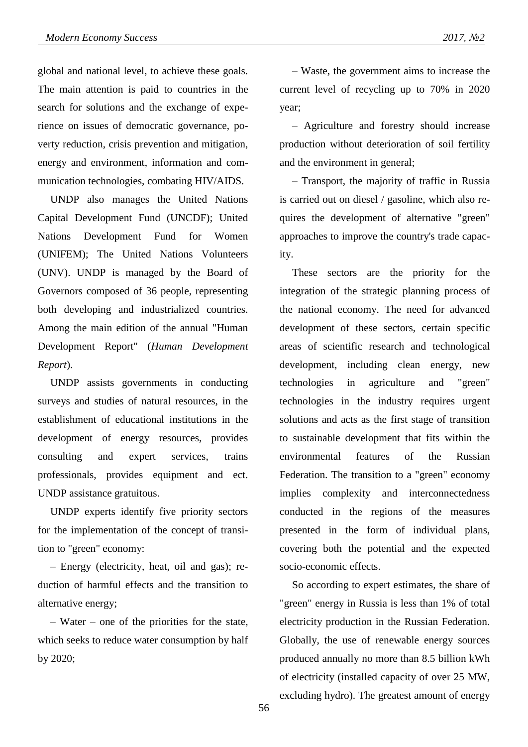global and national level, to achieve these goals. The main attention is paid to countries in the search for solutions and the exchange of experience on issues of democratic governance, poverty reduction, crisis prevention and mitigation, energy and environment, information and communication technologies, combating HIV/AIDS.

UNDP also manages the United Nations Capital Development Fund (UNCDF); United Nations Development Fund for Women (UNIFEM); The United Nations Volunteers (UNV). UNDP is managed by the Board of Governors composed of 36 people, representing both developing and industrialized countries. Among the main edition of the annual "Human Development Report" (*Human Development Report*).

UNDP assists governments in conducting surveys and studies of natural resources, in the establishment of educational institutions in the development of energy resources, provides consulting and expert services, trains professionals, provides equipment and ect. UNDP assistance gratuitous.

UNDP experts identify five priority sectors for the implementation of the concept of transition to "green" economy:

– Energy (electricity, heat, oil and gas); reduction of harmful effects and the transition to alternative energy;

– Water – one of the priorities for the state, which seeks to reduce water consumption by half by 2020;

– Waste, the government aims to increase the current level of recycling up to 70% in 2020 year;

– Agriculture and forestry should increase production without deterioration of soil fertility and the environment in general;

– Transport, the majority of traffic in Russia is carried out on diesel / gasoline, which also requires the development of alternative "green" approaches to improve the country's trade capacity.

These sectors are the priority for the integration of the strategic planning process of the national economy. The need for advanced development of these sectors, certain specific areas of scientific research and technological development, including clean energy, new technologies in agriculture and "green" technologies in the industry requires urgent solutions and acts as the first stage of transition to sustainable development that fits within the environmental features of the Russian Federation. The transition to a "green" economy implies complexity and interconnectedness conducted in the regions of the measures presented in the form of individual plans, covering both the potential and the expected socio-economic effects.

So according to expert estimates, the share of "green" energy in Russia is less than 1% of total electricity production in the Russian Federation. Globally, the use of renewable energy sources produced annually no more than 8.5 billion kWh of electricity (installed capacity of over 25 MW, excluding hydro). The greatest amount of energy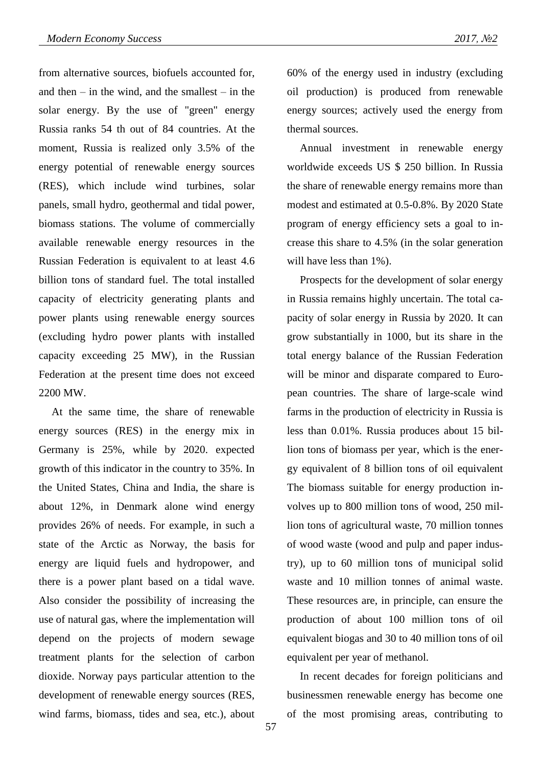from alternative sources, biofuels accounted for, and then – in the wind, and the smallest – in the solar energy. By the use of "green" energy Russia ranks 54 th out of 84 countries. At the moment, Russia is realized only 3.5% of the energy potential of renewable energy sources (RES), which include wind turbines, solar panels, small hydro, geothermal and tidal power, biomass stations. The volume of commercially available renewable energy resources in the Russian Federation is equivalent to at least 4.6 billion tons of standard fuel. The total installed capacity of electricity generating plants and power plants using renewable energy sources (excluding hydro power plants with installed capacity exceeding 25 MW), in the Russian Federation at the present time does not exceed 2200 MW.

At the same time, the share of renewable energy sources (RES) in the energy mix in Germany is 25%, while by 2020. expected growth of this indicator in the country to 35%. In the United States, China and India, the share is about 12%, in Denmark alone wind energy provides 26% of needs. For example, in such a state of the Arctic as Norway, the basis for energy are liquid fuels and hydropower, and there is a power plant based on a tidal wave. Also consider the possibility of increasing the use of natural gas, where the implementation will depend on the projects of modern sewage treatment plants for the selection of carbon dioxide. Norway pays particular attention to the development of renewable energy sources (RES, wind farms, biomass, tides and sea, etc.), about 60% of the energy used in industry (excluding oil production) is produced from renewable energy sources; actively used the energy from thermal sources.

Annual investment in renewable energy worldwide exceeds US $ 250 billion. In Russia the share of renewable energy remains more than modest and estimated at 0.5-0.8%. By 2020 State program of energy efficiency sets a goal to increase this share to 4.5% (in the solar generation will have less than 1%).

Prospects for the development of solar energy in Russia remains highly uncertain. The total capacity of solar energy in Russia by 2020. It can grow substantially in 1000, but its share in the total energy balance of the Russian Federation will be minor and disparate compared to European countries. The share of large-scale wind farms in the production of electricity in Russia is less than 0.01%. Russia produces about 15 billion tons of biomass per year, which is the energy equivalent of 8 billion tons of oil equivalent The biomass suitable for energy production involves up to 800 million tons of wood, 250 million tons of agricultural waste, 70 million tonnes of wood waste (wood and pulp and paper industry), up to 60 million tons of municipal solid waste and 10 million tonnes of animal waste. These resources are, in principle, can ensure the production of about 100 million tons of oil equivalent biogas and 30 to 40 million tons of oil equivalent per year of methanol.

In recent decades for foreign politicians and businessmen renewable energy has become one of the most promising areas, contributing to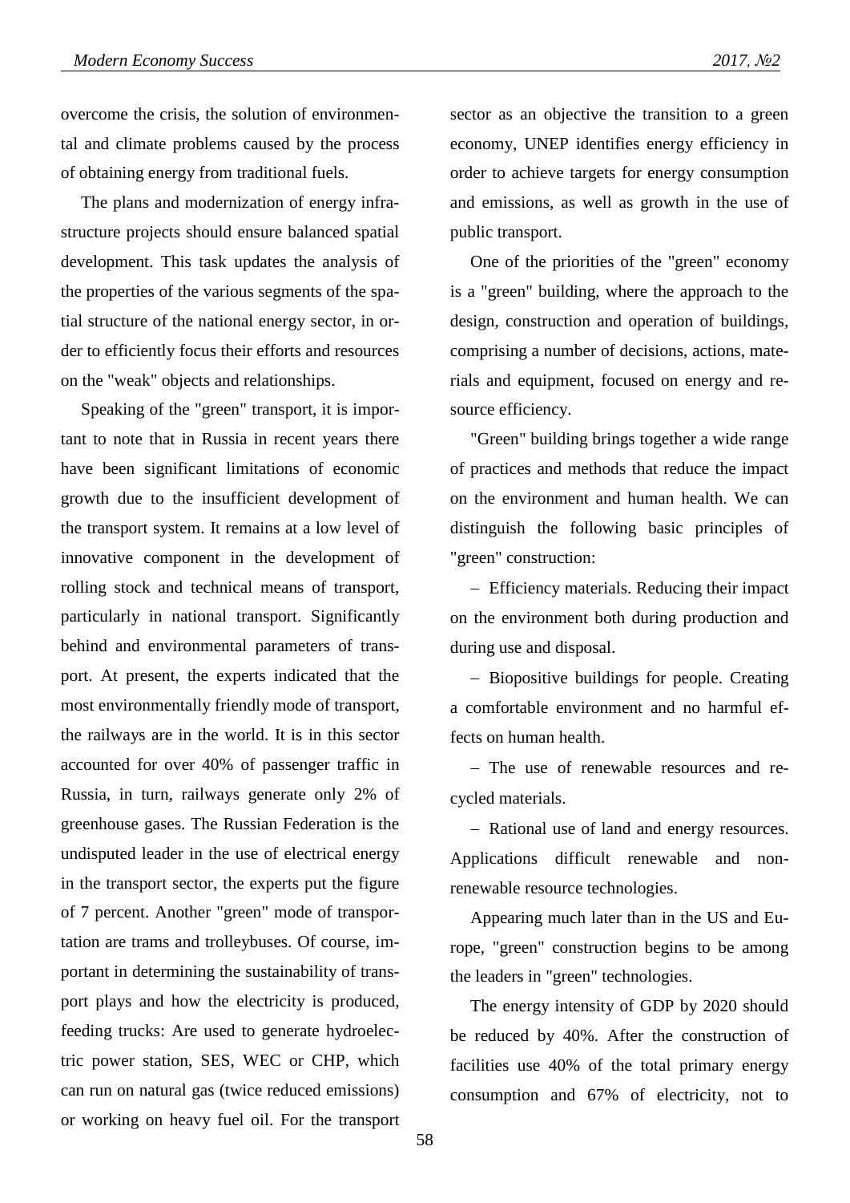overcome the crisis, the solution of environmental and climate problems caused by the process of obtaining energy from traditional fuels.

The plans and modernization of energy infrastructure projects should ensure balanced spatial development. This task updates the analysis of the properties of the various segments of the spatial structure of the national energy sector, in order to efficiently focus their efforts and resources on the "weak" objects and relationships.

Speaking of the "green" transport, it is important to note that in Russia in recent years there have been significant limitations of economic growth due to the insufficient development of the transport system. It remains at a low level of innovative component in the development of rolling stock and technical means of transport, particularly in national transport. Significantly behind and environmental parameters of transport. At present, the experts indicated that the most environmentally friendly mode of transport, the railways are in the world. It is in this sector accounted for over 40% of passenger traffic in Russia, in turn, railways generate only 2% of greenhouse gases. The Russian Federation is the undisputed leader in the use of electrical energy in the transport sector, the experts put the figure of 7 percent. Another "green" mode of transportation are trams and trolleybuses. Of course, important in determining the sustainability of transport plays and how the electricity is produced, feeding trucks: Are used to generate hydroelectric power station, SES, WEC or CHP, which can run on natural gas (twice reduced emissions) or working on heavy fuel oil. For the transport sector as an objective the transition to a green economy, UNEP identifies energy efficiency in order to achieve targets for energy consumption and emissions, as well as growth in the use of public transport.

One of the priorities of the "green" economy is a "green" building, where the approach to the design, construction and operation of buildings, comprising a number of decisions, actions, materials and equipment, focused on energy and resource efficiency.

"Green" building brings together a wide range of practices and methods that reduce the impact on the environment and human health. We can distinguish the following basic principles of "green" construction:

– Efficiency materials. Reducing their impact on the environment both during production and during use and disposal.

– Biopositive buildings for people. Creating a comfortable environment and no harmful effects on human health.

– The use of renewable resources and recycled materials.

– Rational use of land and energy resources. Applications difficult renewable and non-renewable resource technologies.

Appearing much later than in the US and Europe, "green" construction begins to be among the leaders in "green" technologies.

The energy intensity of GDP by 2020 should be reduced by 40%. After the construction of facilities use 40% of the total primary energy consumption and 67% of electricity, not to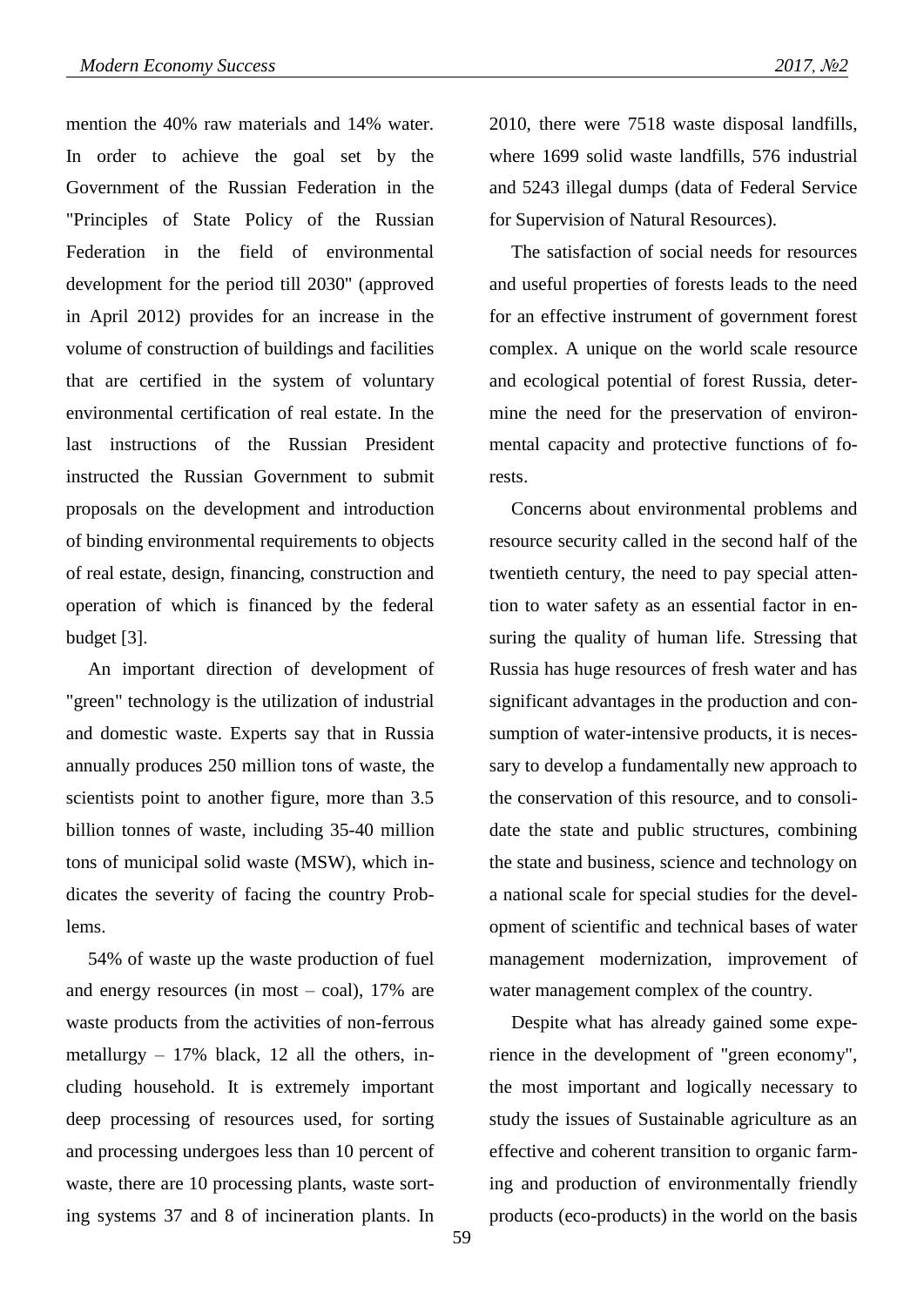mention the 40% raw materials and 14% water. In order to achieve the goal set by the Government of the Russian Federation in the "Principles of State Policy of the Russian Federation in the field of environmental development for the period till 2030" (approved in April 2012) provides for an increase in the volume of construction of buildings and facilities that are certified in the system of voluntary environmental certification of real estate. In the last instructions of the Russian President instructed the Russian Government to submit proposals on the development and introduction of binding environmental requirements to objects of real estate, design, financing, construction and operation of which is financed by the federal budget [3].

An important direction of development of "green" technology is the utilization of industrial and domestic waste. Experts say that in Russia annually produces 250 million tons of waste, the scientists point to another figure, more than 3.5 billion tonnes of waste, including 35-40 million tons of municipal solid waste (MSW), which indicates the severity of facing the country Problems.

54% of waste up the waste production of fuel and energy resources (in most – coal), 17% are waste products from the activities of non-ferrous metallurgy – 17% black, 12 all the others, including household. It is extremely important deep processing of resources used, for sorting and processing undergoes less than 10 percent of waste, there are 10 processing plants, waste sorting systems 37 and 8 of incineration plants. In 2010, there were 7518 waste disposal landfills, where 1699 solid waste landfills, 576 industrial and 5243 illegal dumps (data of Federal Service for Supervision of Natural Resources).

The satisfaction of social needs for resources and useful properties of forests leads to the need for an effective instrument of government forest complex. A unique on the world scale resource and ecological potential of forest Russia, determine the need for the preservation of environmental capacity and protective functions of forests.

Concerns about environmental problems and resource security called in the second half of the twentieth century, the need to pay special attention to water safety as an essential factor in ensuring the quality of human life. Stressing that Russia has huge resources of fresh water and has significant advantages in the production and consumption of water-intensive products, it is necessary to develop a fundamentally new approach to the conservation of this resource, and to consolidate the state and public structures, combining the state and business, science and technology on a national scale for special studies for the development of scientific and technical bases of water management modernization, improvement of water management complex of the country.

Despite what has already gained some experience in the development of "green economy", the most important and logically necessary to study the issues of Sustainable agriculture as an effective and coherent transition to organic farming and production of environmentally friendly products (eco-products) in the world on the basis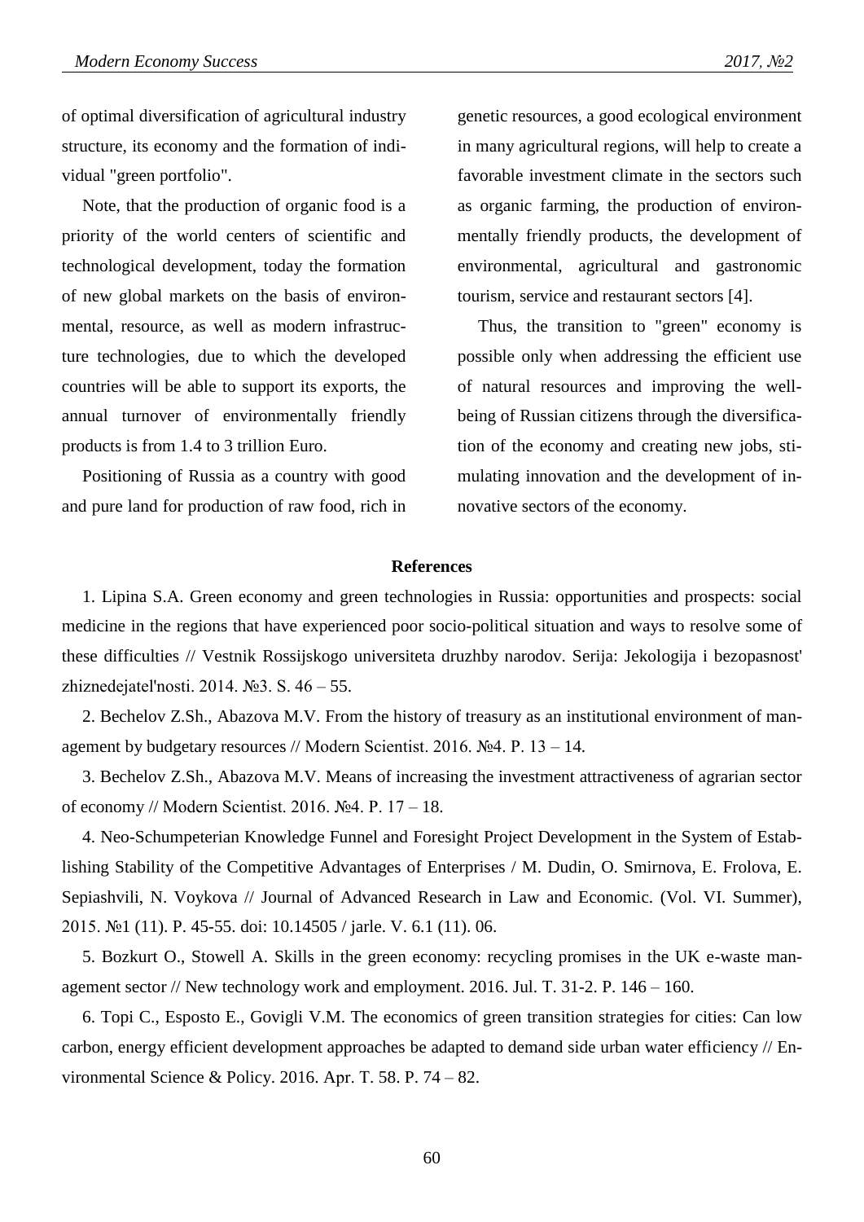of optimal diversification of agricultural industry structure, its economy and the formation of individual "green portfolio".

Note, that the production of organic food is a priority of the world centers of scientific and technological development, today the formation of new global markets on the basis of environmental, resource, as well as modern infrastructure technologies, due to which the developed countries will be able to support its exports, the annual turnover of environmentally friendly products is from 1.4 to 3 trillion Euro.

Positioning of Russia as a country with good and pure land for production of raw food, rich in genetic resources, a good ecological environment in many agricultural regions, will help to create a favorable investment climate in the sectors such as organic farming, the production of environmentally friendly products, the development of environmental, agricultural and gastronomic tourism, service and restaurant sectors [4].

Thus, the transition to "green" economy is possible only when addressing the efficient use of natural resources and improving the well-being of Russian citizens through the diversification of the economy and creating new jobs, stimulating innovation and the development of innovative sectors of the economy.

**References**

1. Lipina S.A. Green economy and green technologies in Russia: opportunities and prospects: social medicine in the regions that have experienced poor socio-political situation and ways to resolve some of these difficulties // Vestnik Rossijskogo universiteta druzhby narodov. Serija: Jekologija i bezopasnost' zhiznedejatel'nosti. 2014. №3. S. 46 – 55.

2. Bechelov Z.Sh., Abazova M.V. From the history of treasury as an institutional environment of management by budgetary resources // Modern Scientist. 2016. №4. P. 13 – 14.

3. Bechelov Z.Sh., Abazova M.V. Means of increasing the investment attractiveness of agrarian sector of economy // Modern Scientist. 2016. №4. P. 17 – 18.

4. Neo-Schumpeterian Knowledge Funnel and Foresight Project Development in the System of Establishing Stability of the Competitive Advantages of Enterprises / M. Dudin, O. Smirnova, E. Frolova, E. Sepiashvili, N. Voykova // Journal of Advanced Research in Law and Economic. (Vol. VI. Summer), 2015. №1 (11). P. 45-55. doi: 10.14505 / jarle. V. 6.1 (11). 06.

5. Bozkurt O., Stowell A. Skills in the green economy: recycling promises in the UK e-waste management sector // New technology work and employment. 2016. Jul. T. 31-2. P. 146 – 160.

6. Topi C., Esposto E., Govigli V.M. The economics of green transition strategies for cities: Can low carbon, energy efficient development approaches be adapted to demand side urban water efficiency // Environmental Science & Policy. 2016. Apr. T. 58. P. 74 – 82.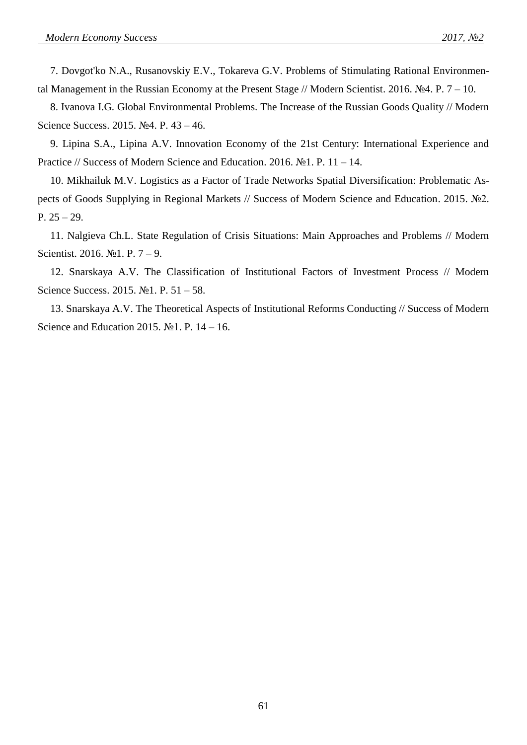7. Dovgot'ko N.A., Rusanovskiy E.V., Tokareva G.V. Problems of Stimulating Rational Environmental Management in the Russian Economy at the Present Stage // Modern Scientist. 2016. №4. P. 7 – 10.

8. Ivanova I.G. Global Environmental Problems. The Increase of the Russian Goods Quality // Modern Science Success. 2015. №4. P. 43 – 46.

9. Lipina S.A., Lipina A.V. Innovation Economy of the 21st Century: International Experience and Practice // Success of Modern Science and Education. 2016. №1. P. 11 – 14.

10. Mikhailuk M.V. Logistics as a Factor of Trade Networks Spatial Diversification: Problematic Aspects of Goods Supplying in Regional Markets // Success of Modern Science and Education. 2015. №2. P. 25 – 29.

11. Nalgieva Ch.L. State Regulation of Crisis Situations: Main Approaches and Problems // Modern Scientist. 2016. №1. P. 7 – 9.

12. Snarskaya A.V. The Classification of Institutional Factors of Investment Process // Modern Science Success. 2015. №1. P. 51 – 58.

13. Snarskaya A.V. The Theoretical Aspects of Institutional Reforms Conducting // Success of Modern Science and Education 2015. №1. P. 14 – 16.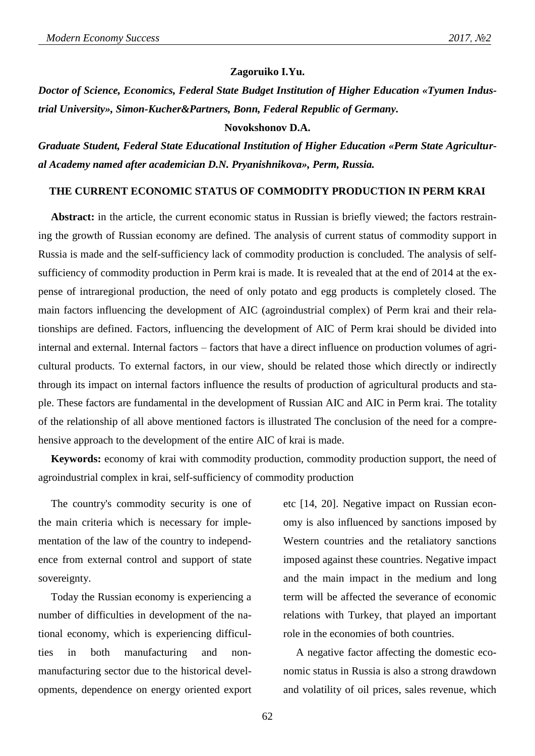**Zagoruiko I.Yu.**

***Doctor of Science, Economics, Federal State Budget Institution of Higher Education «Tyumen Industrial University», Simon-Kucher&Partners, Bonn, Federal Republic of Germany.***

**Novokshonov D.A.**

***Graduate Student, Federal State Educational Institution of Higher Education «Perm State Agricultural Academy named after academician D.N. Pryanishnikova», Perm, Russia.***

# THE CURRENT ECONOMIC STATUS OF COMMODITY PRODUCTION IN PERM KRAI

**Abstract:** in the article, the current economic status in Russian is briefly viewed; the factors restraining the growth of Russian economy are defined. The analysis of current status of commodity support in Russia is made and the self-sufficiency lack of commodity production is concluded. The analysis of self-sufficiency of commodity production in Perm krai is made. It is revealed that at the end of 2014 at the expense of intraregional production, the need of only potato and egg products is completely closed. The main factors influencing the development of AIC (agroindustrial complex) of Perm krai and their relationships are defined. Factors, influencing the development of AIC of Perm krai should be divided into internal and external. Internal factors – factors that have a direct influence on production volumes of agricultural products. To external factors, in our view, should be related those which directly or indirectly through its impact on internal factors influence the results of production of agricultural products and staple. These factors are fundamental in the development of Russian AIC and AIC in Perm krai. The totality of the relationship of all above mentioned factors is illustrated The conclusion of the need for a comprehensive approach to the development of the entire AIC of krai is made.

**Keywords:** economy of krai with commodity production, commodity production support, the need of agroindustrial complex in krai, self-sufficiency of commodity production

The country's commodity security is one of the main criteria which is necessary for implementation of the law of the country to independence from external control and support of state sovereignty.

Today the Russian economy is experiencing a number of difficulties in development of the national economy, which is experiencing difficulties in both manufacturing and non-manufacturing sector due to the historical developments, dependence on energy oriented export etc [14, 20]. Negative impact on Russian economy is also influenced by sanctions imposed by Western countries and the retaliatory sanctions imposed against these countries. Negative impact and the main impact in the medium and long term will be affected the severance of economic relations with Turkey, that played an important role in the economies of both countries.

A negative factor affecting the domestic economic status in Russia is also a strong drawdown and volatility of oil prices, sales revenue, which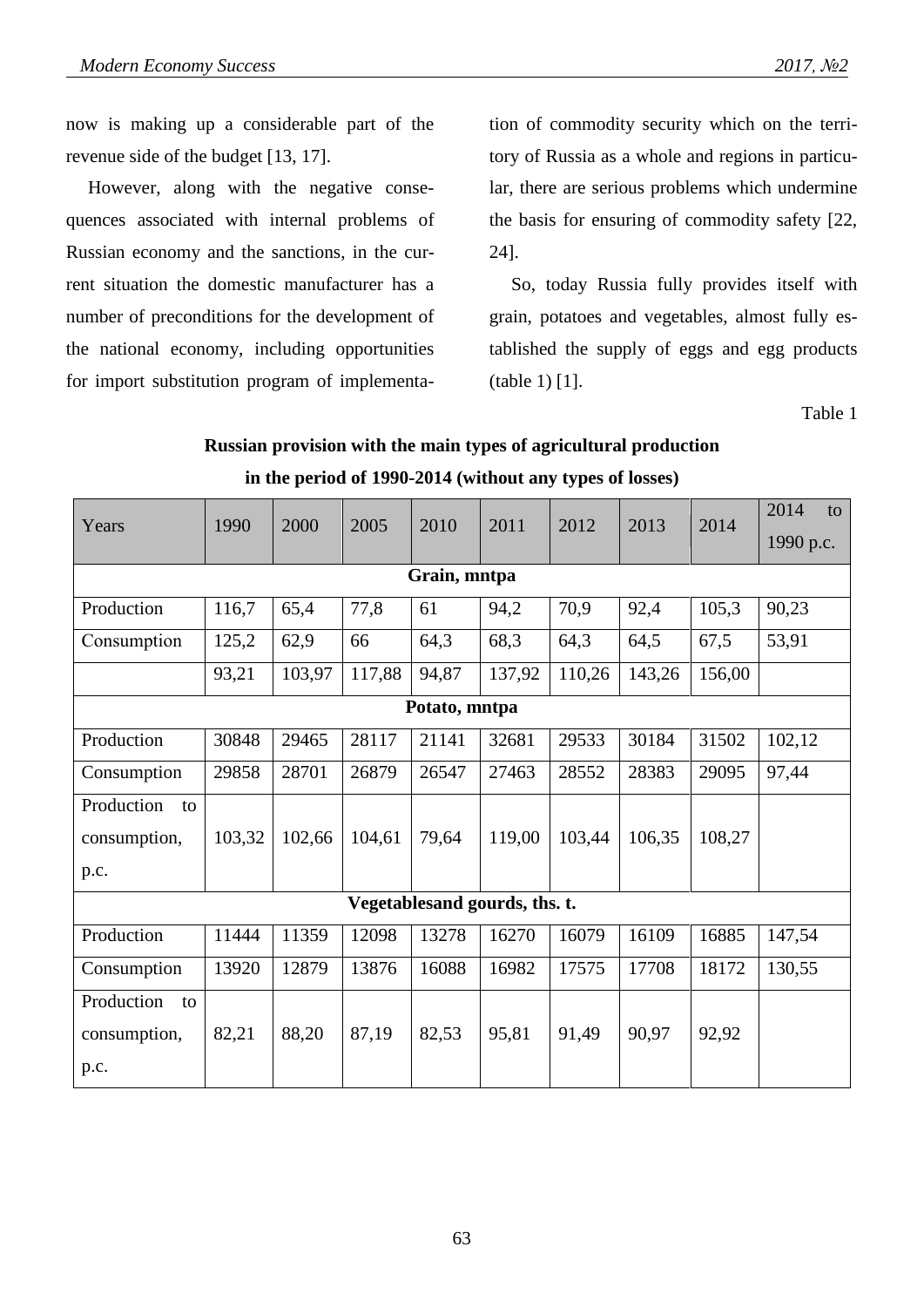now is making up a considerable part of the revenue side of the budget [13, 17].

However, along with the negative consequences associated with internal problems of Russian economy and the sanctions, in the current situation the domestic manufacturer has a number of preconditions for the development of the national economy, including opportunities for import substitution program of implementation of commodity security which on the territory of Russia as a whole and regions in particular, there are serious problems which undermine the basis for ensuring of commodity safety [22, 24].

So, today Russia fully provides itself with grain, potatoes and vegetables, almost fully established the supply of eggs and egg products (table 1) [1].

Table 1

**Russian provision with the main types of agricultural production in the period of 1990-2014 (without any types of losses)**

| Years | 1990 | 2000 | 2005 | 2010 | 2011 | 2012 | 2013 | 2014 | 2014 to 1990 p.c. |
|---|---|---|---|---|---|---|---|---|---|
| **Grain, mntpa** | | | | | | | | | |
| Production | 116,7 | 65,4 | 77,8 | 61 | 94,2 | 70,9 | 92,4 | 105,3 | 90,23 |
| Consumption | 125,2 | 62,9 | 66 | 64,3 | 68,3 | 64,3 | 64,5 | 67,5 | 53,91 |
| | 93,21 | 103,97 | 117,88 | 94,87 | 137,92 | 110,26 | 143,26 | 156,00 | |
| **Potato, mntpa** | | | | | | | | | |
| Production | 30848 | 29465 | 28117 | 21141 | 32681 | 29533 | 30184 | 31502 | 102,12 |
| Consumption | 29858 | 28701 | 26879 | 26547 | 27463 | 28552 | 28383 | 29095 | 97,44 |
| Production to consumption, p.c. | 103,32 | 102,66 | 104,61 | 79,64 | 119,00 | 103,44 | 106,35 | 108,27 | |
| **Vegetablesand gourds, ths. t.** | | | | | | | | | |
| Production | 11444 | 11359 | 12098 | 13278 | 16270 | 16079 | 16109 | 16885 | 147,54 |
| Consumption | 13920 | 12879 | 13876 | 16088 | 16982 | 17575 | 17708 | 18172 | 130,55 |
| Production to consumption, p.c. | 82,21 | 88,20 | 87,19 | 82,53 | 95,81 | 91,49 | 90,97 | 92,92 | |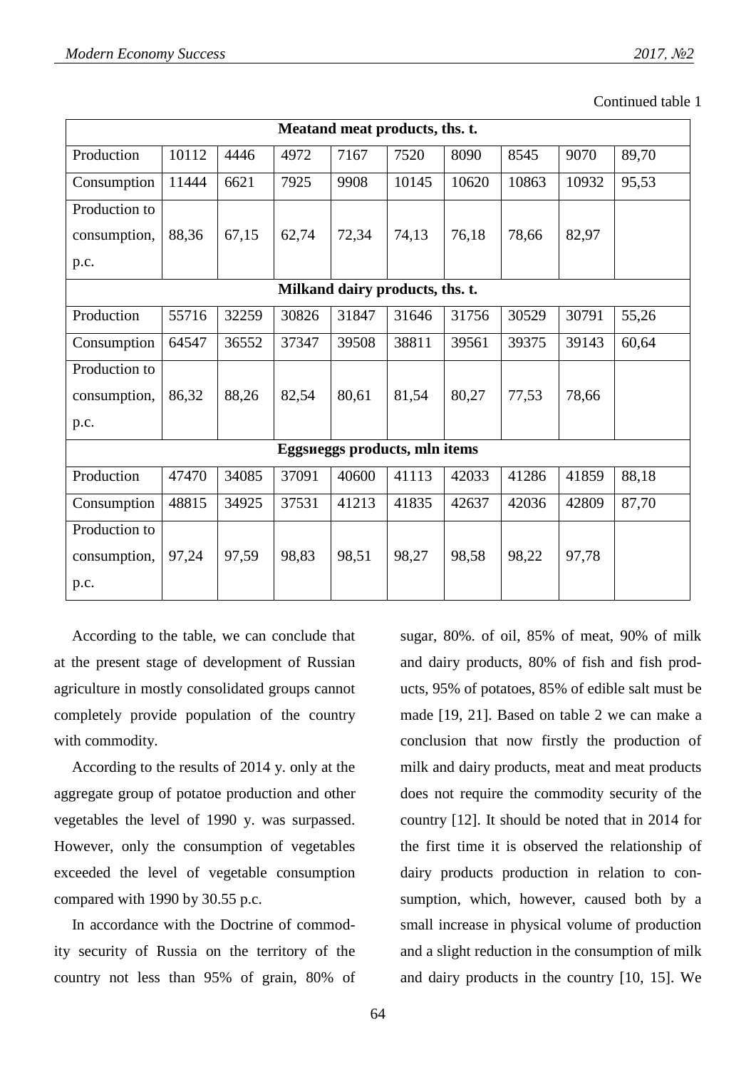Continued table 1

| Meatand meat products, ths. t. | | | | | | | | | |
|---|---|---|---|---|---|---|---|---|---|
| Production | 10112 | 4446 | 4972 | 7167 | 7520 | 8090 | 8545 | 9070 | 89,70 |
| Consumption | 11444 | 6621 | 7925 | 9908 | 10145 | 10620 | 10863 | 10932 | 95,53 |
| Production to consumption, p.c. | 88,36 | 67,15 | 62,74 | 72,34 | 74,13 | 76,18 | 78,66 | 82,97 | |
| **Milkand dairy products, ths. t.** | | | | | | | | | |
| Production | 55716 | 32259 | 30826 | 31847 | 31646 | 31756 | 30529 | 30791 | 55,26 |
| Consumption | 64547 | 36552 | 37347 | 39508 | 38811 | 39561 | 39375 | 39143 | 60,64 |
| Production to consumption, p.c. | 86,32 | 88,26 | 82,54 | 80,61 | 81,54 | 80,27 | 77,53 | 78,66 | |
| **Eggsиeggs products, mln items** | | | | | | | | | |
| Production | 47470 | 34085 | 37091 | 40600 | 41113 | 42033 | 41286 | 41859 | 88,18 |
| Consumption | 48815 | 34925 | 37531 | 41213 | 41835 | 42637 | 42036 | 42809 | 87,70 |
| Production to consumption, p.c. | 97,24 | 97,59 | 98,83 | 98,51 | 98,27 | 98,58 | 98,22 | 97,78 | |

According to the table, we can conclude that at the present stage of development of Russian agriculture in mostly consolidated groups cannot completely provide population of the country with commodity.

According to the results of 2014 y. only at the aggregate group of potatoe production and other vegetables the level of 1990 y. was surpassed. However, only the consumption of vegetables exceeded the level of vegetable consumption compared with 1990 by 30.55 p.c.

In accordance with the Doctrine of commodity security of Russia on the territory of the country not less than 95% of grain, 80% of sugar, 80%. of oil, 85% of meat, 90% of milk and dairy products, 80% of fish and fish products, 95% of potatoes, 85% of edible salt must be made [19, 21]. Based on table 2 we can make a conclusion that now firstly the production of milk and dairy products, meat and meat products does not require the commodity security of the country [12]. It should be noted that in 2014 for the first time it is observed the relationship of dairy products production in relation to consumption, which, however, caused both by a small increase in physical volume of production and a slight reduction in the consumption of milk and dairy products in the country [10, 15]. We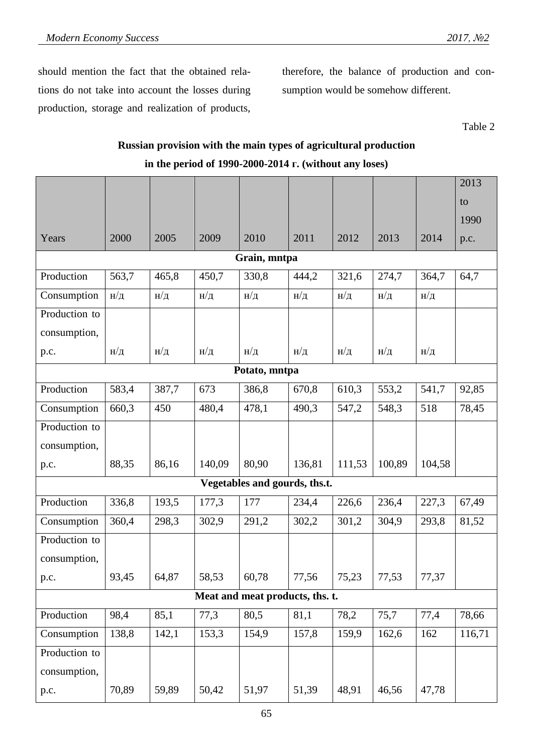should mention the fact that the obtained relations do not take into account the losses during production, storage and realization of products, therefore, the balance of production and consumption would be somehow different.

Table 2

**Russian provision with the main types of agricultural production in the period of 1990-2000-2014 г. (without any loses)**

| Years | 2000 | 2005 | 2009 | 2010 | 2011 | 2012 | 2013 | 2014 | 2013 to 1990 p.c. |
|---|---|---|---|---|---|---|---|---|---|
| **Grain, mntpa** | | | | | | | | | |
| Production | 563,7 | 465,8 | 450,7 | 330,8 | 444,2 | 321,6 | 274,7 | 364,7 | 64,7 |
| Consumption | н/д | н/д | н/д | н/д | н/д | н/д | н/д | н/д | |
| Production to consumption, p.c. | н/д | н/д | н/д | н/д | н/д | н/д | н/д | н/д | |
| **Potato, mntpa** | | | | | | | | | |
| Production | 583,4 | 387,7 | 673 | 386,8 | 670,8 | 610,3 | 553,2 | 541,7 | 92,85 |
| Consumption | 660,3 | 450 | 480,4 | 478,1 | 490,3 | 547,2 | 548,3 | 518 | 78,45 |
| Production to consumption, p.c. | 88,35 | 86,16 | 140,09 | 80,90 | 136,81 | 111,53 | 100,89 | 104,58 | |
| **Vegetables and gourds, ths.t.** | | | | | | | | | |
| Production | 336,8 | 193,5 | 177,3 | 177 | 234,4 | 226,6 | 236,4 | 227,3 | 67,49 |
| Consumption | 360,4 | 298,3 | 302,9 | 291,2 | 302,2 | 301,2 | 304,9 | 293,8 | 81,52 |
| Production to consumption, p.c. | 93,45 | 64,87 | 58,53 | 60,78 | 77,56 | 75,23 | 77,53 | 77,37 | |
| **Meat and meat products, ths. t.** | | | | | | | | | |
| Production | 98,4 | 85,1 | 77,3 | 80,5 | 81,1 | 78,2 | 75,7 | 77,4 | 78,66 |
| Consumption | 138,8 | 142,1 | 153,3 | 154,9 | 157,8 | 159,9 | 162,6 | 162 | 116,71 |
| Production to consumption, p.c. | 70,89 | 59,89 | 50,42 | 51,97 | 51,39 | 48,91 | 46,56 | 47,78 | |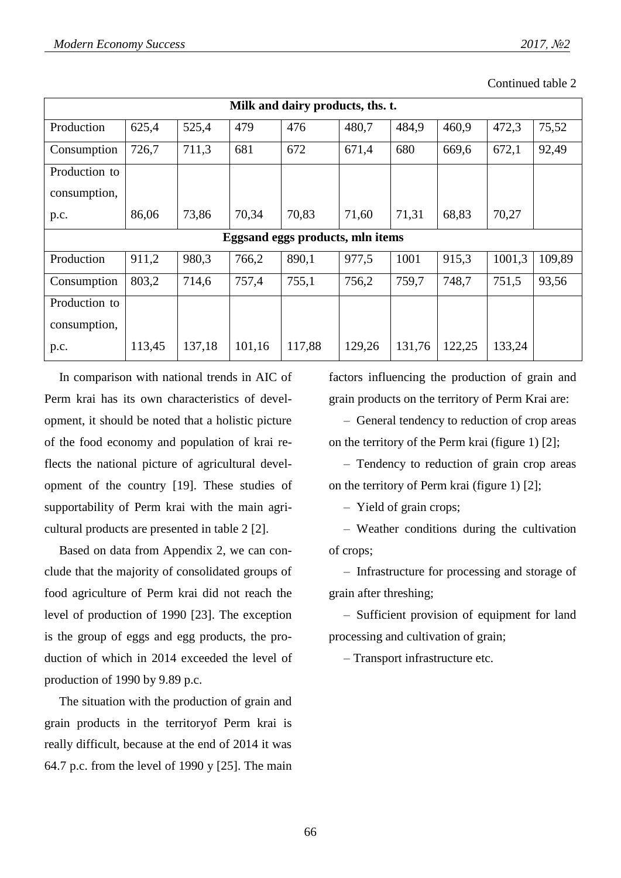Continued table 2

| Milk and dairy products, ths. t. | | | | | | | | | |
|---|---|---|---|---|---|---|---|---|---|
| Production | 625,4 | 525,4 | 479 | 476 | 480,7 | 484,9 | 460,9 | 472,3 | 75,52 |
| Consumption | 726,7 | 711,3 | 681 | 672 | 671,4 | 680 | 669,6 | 672,1 | 92,49 |
| Production to consumption, p.c. | 86,06 | 73,86 | 70,34 | 70,83 | 71,60 | 71,31 | 68,83 | 70,27 | |
| **Eggsand eggs products, mln items** | | | | | | | | | |
| Production | 911,2 | 980,3 | 766,2 | 890,1 | 977,5 | 1001 | 915,3 | 1001,3 | 109,89 |
| Consumption | 803,2 | 714,6 | 757,4 | 755,1 | 756,2 | 759,7 | 748,7 | 751,5 | 93,56 |
| Production to consumption, p.c. | 113,45 | 137,18 | 101,16 | 117,88 | 129,26 | 131,76 | 122,25 | 133,24 | |

In comparison with national trends in AIC of Perm krai has its own characteristics of development, it should be noted that a holistic picture of the food economy and population of krai reflects the national picture of agricultural development of the country [19]. These studies of supportability of Perm krai with the main agricultural products are presented in table 2 [2].

Based on data from Appendix 2, we can conclude that the majority of consolidated groups of food agriculture of Perm krai did not reach the level of production of 1990 [23]. The exception is the group of eggs and egg products, the production of which in 2014 exceeded the level of production of 1990 by 9.89 p.c.

The situation with the production of grain and grain products in the territoryof Perm krai is really difficult, because at the end of 2014 it was 64.7 p.c. from the level of 1990 y [25]. The main factors influencing the production of grain and grain products on the territory of Perm Krai are:

– General tendency to reduction of crop areas on the territory of the Perm krai (figure 1) [2];

– Tendency to reduction of grain crop areas on the territory of Perm krai (figure 1) [2];

– Yield of grain crops;

– Weather conditions during the cultivation of crops;

– Infrastructure for processing and storage of grain after threshing;

– Sufficient provision of equipment for land processing and cultivation of grain;

– Transport infrastructure etc.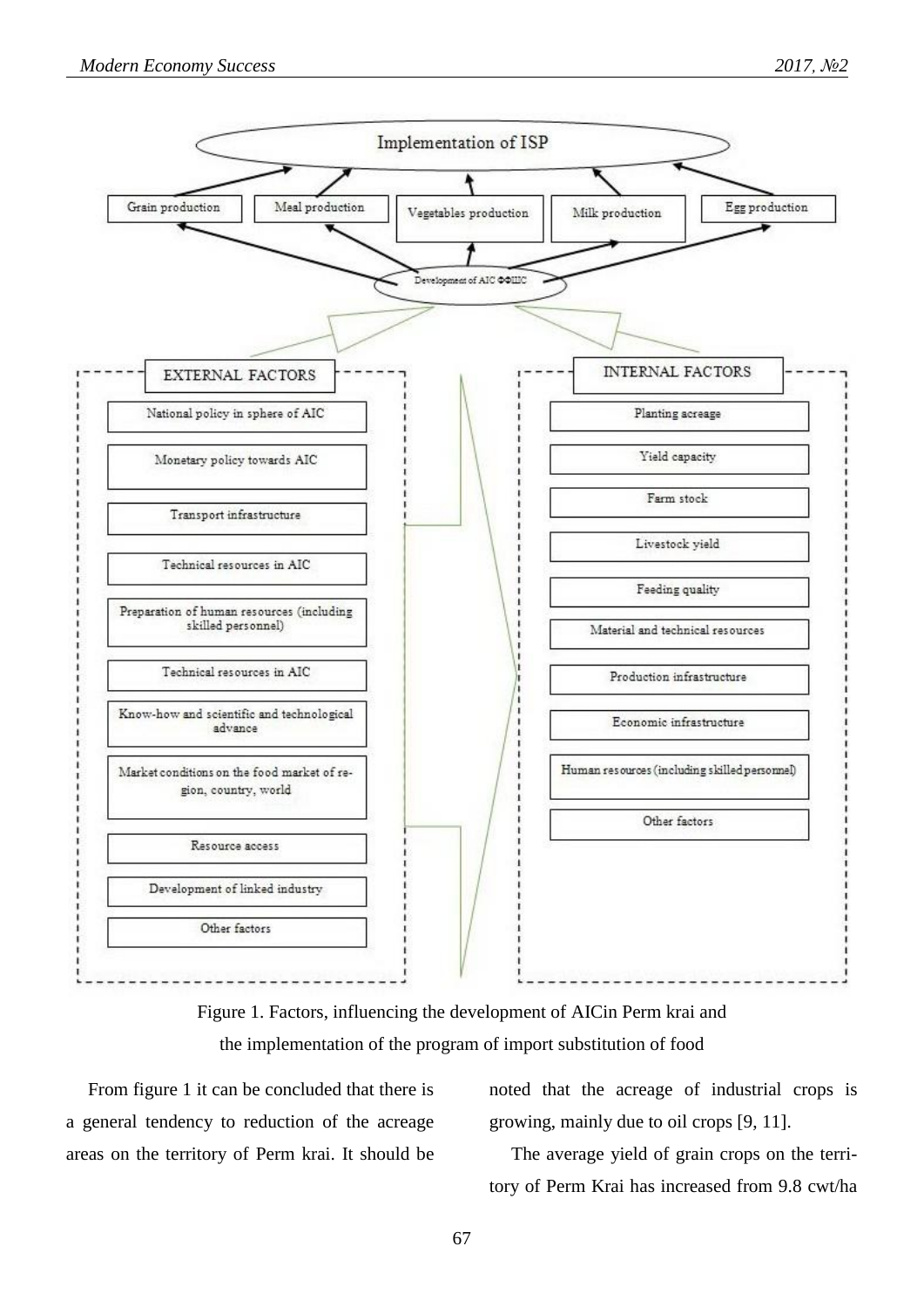Implementation of ISP

Grain production | Meal production | Vegetables production | Milk production | Egg production

Development of AIC ФФПШС

| EXTERNAL FACTORS | INTERNAL FACTORS |
| --- | --- |
| National policy in sphere of AIC | Planting acreage |
| Monetary policy towards AIC | Yield capacity |
| Transport infrastructure | Farm stock |
| Technical resources in AIC | Livestock yield |
| Preparation of human resources (including skilled personnel) | Feeding quality |
| Technical resources in AIC | Material and technical resources |
| Know-how and scientific and technological advance | Production infrastructure |
| Market conditions on the food market of region, country, world | Economic infrastructure |
| Resource access | Human resources (including skilled personnel) |
| Development of linked industry | Other factors |
| Other factors | |

Figure 1. Factors, influencing the development of AICin Perm krai and the implementation of the program of import substitution of food

From figure 1 it can be concluded that there is a general tendency to reduction of the acreage areas on the territory of Perm krai. It should be noted that the acreage of industrial crops is growing, mainly due to oil crops [9, 11].

The average yield of grain crops on the territory of Perm Krai has increased from 9.8 cwt/ha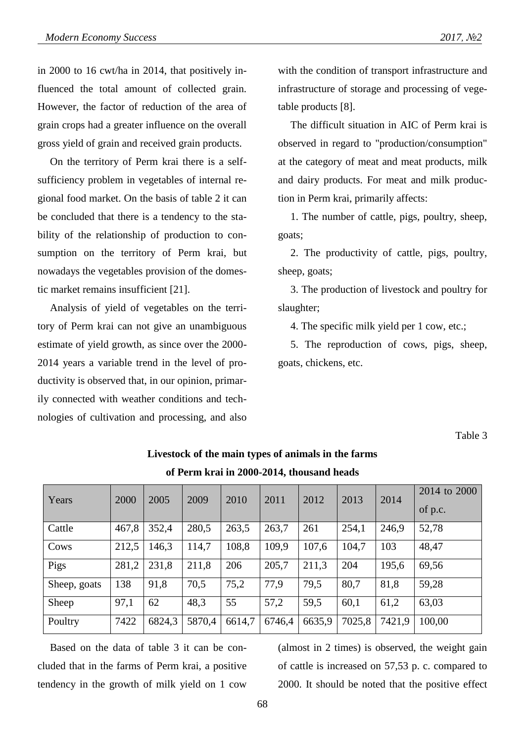in 2000 to 16 cwt/ha in 2014, that positively influenced the total amount of collected grain. However, the factor of reduction of the area of grain crops had a greater influence on the overall gross yield of grain and received grain products.

On the territory of Perm krai there is a self-sufficiency problem in vegetables of internal regional food market. On the basis of table 2 it can be concluded that there is a tendency to the stability of the relationship of production to consumption on the territory of Perm krai, but nowadays the vegetables provision of the domestic market remains insufficient [21].

Analysis of yield of vegetables on the territory of Perm krai can not give an unambiguous estimate of yield growth, as since over the 2000-2014 years a variable trend in the level of productivity is observed that, in our opinion, primarily connected with weather conditions and technologies of cultivation and processing, and also with the condition of transport infrastructure and infrastructure of storage and processing of vegetable products [8].

The difficult situation in AIC of Perm krai is observed in regard to "production/consumption" at the category of meat and meat products, milk and dairy products. For meat and milk production in Perm krai, primarily affects:

1. The number of cattle, pigs, poultry, sheep, goats;
2. The productivity of cattle, pigs, poultry, sheep, goats;
3. The production of livestock and poultry for slaughter;
4. The specific milk yield per 1 cow, etc.;
5. The reproduction of cows, pigs, sheep, goats, chickens, etc.

Table 3

**Livestock of the main types of animals in the farms of Perm krai in 2000-2014, thousand heads**

| Years | 2000 | 2005 | 2009 | 2010 | 2011 | 2012 | 2013 | 2014 | 2014 to 2000 of p.c. |
|---|---|---|---|---|---|---|---|---|---|
| Cattle | 467,8 | 352,4 | 280,5 | 263,5 | 263,7 | 261 | 254,1 | 246,9 | 52,78 |
| Cows | 212,5 | 146,3 | 114,7 | 108,8 | 109,9 | 107,6 | 104,7 | 103 | 48,47 |
| Pigs | 281,2 | 231,8 | 211,8 | 206 | 205,7 | 211,3 | 204 | 195,6 | 69,56 |
| Sheep, goats | 138 | 91,8 | 70,5 | 75,2 | 77,9 | 79,5 | 80,7 | 81,8 | 59,28 |
| Sheep | 97,1 | 62 | 48,3 | 55 | 57,2 | 59,5 | 60,1 | 61,2 | 63,03 |
| Poultry | 7422 | 6824,3 | 5870,4 | 6614,7 | 6746,4 | 6635,9 | 7025,8 | 7421,9 | 100,00 |

Based on the data of table 3 it can be concluded that in the farms of Perm krai, a positive tendency in the growth of milk yield on 1 cow (almost in 2 times) is observed, the weight gain of cattle is increased on 57,53 p. c. compared to 2000. It should be noted that the positive effect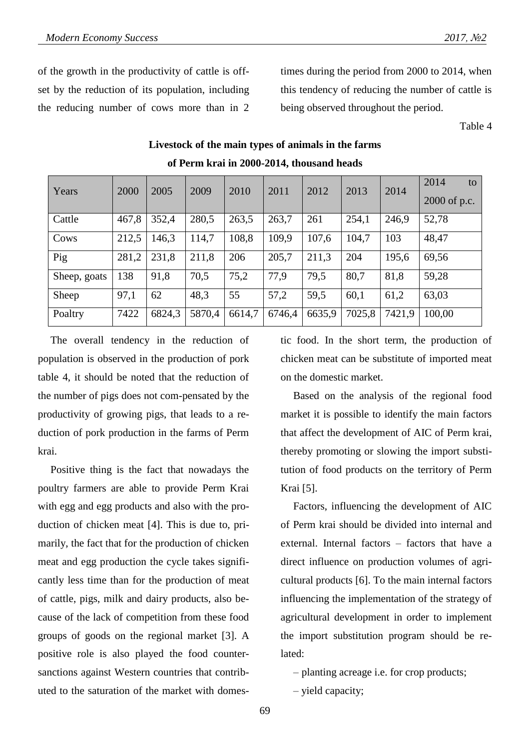of the growth in the productivity of cattle is offset by the reduction of its population, including the reducing number of cows more than in 2 times during the period from 2000 to 2014, when this tendency of reducing the number of cattle is being observed throughout the period.

Table 4

**Livestock of the main types of animals in the farms of Perm krai in 2000-2014, thousand heads**

| Years | 2000 | 2005 | 2009 | 2010 | 2011 | 2012 | 2013 | 2014 | 2014 to 2000 of p.c. |
|---|---|---|---|---|---|---|---|---|---|
| Cattle | 467,8 | 352,4 | 280,5 | 263,5 | 263,7 | 261 | 254,1 | 246,9 | 52,78 |
| Cows | 212,5 | 146,3 | 114,7 | 108,8 | 109,9 | 107,6 | 104,7 | 103 | 48,47 |
| Pig | 281,2 | 231,8 | 211,8 | 206 | 205,7 | 211,3 | 204 | 195,6 | 69,56 |
| Sheep, goats | 138 | 91,8 | 70,5 | 75,2 | 77,9 | 79,5 | 80,7 | 81,8 | 59,28 |
| Sheep | 97,1 | 62 | 48,3 | 55 | 57,2 | 59,5 | 60,1 | 61,2 | 63,03 |
| Poaltry | 7422 | 6824,3 | 5870,4 | 6614,7 | 6746,4 | 6635,9 | 7025,8 | 7421,9 | 100,00 |

The overall tendency in the reduction of population is observed in the production of pork table 4, it should be noted that the reduction of the number of pigs does not com-pensated by the productivity of growing pigs, that leads to a reduction of pork production in the farms of Perm krai.

Positive thing is the fact that nowadays the poultry farmers are able to provide Perm Krai with egg and egg products and also with the production of chicken meat [4]. This is due to, primarily, the fact that for the production of chicken meat and egg production the cycle takes significantly less time than for the production of meat of cattle, pigs, milk and dairy products, also because of the lack of competition from these food groups of goods on the regional market [3]. A positive role is also played the food counter-sanctions against Western countries that contributed to the saturation of the market with domestic food. In the short term, the production of chicken meat can be substitute of imported meat on the domestic market.

Based on the analysis of the regional food market it is possible to identify the main factors that affect the development of AIC of Perm krai, thereby promoting or slowing the import substitution of food products on the territory of Perm Krai [5].

Factors, influencing the development of AIC of Perm krai should be divided into internal and external. Internal factors – factors that have a direct influence on production volumes of agricultural products [6]. To the main internal factors influencing the implementation of the strategy of agricultural development in order to implement the import substitution program should be related:

– planting acreage i.e. for crop products;

– yield capacity;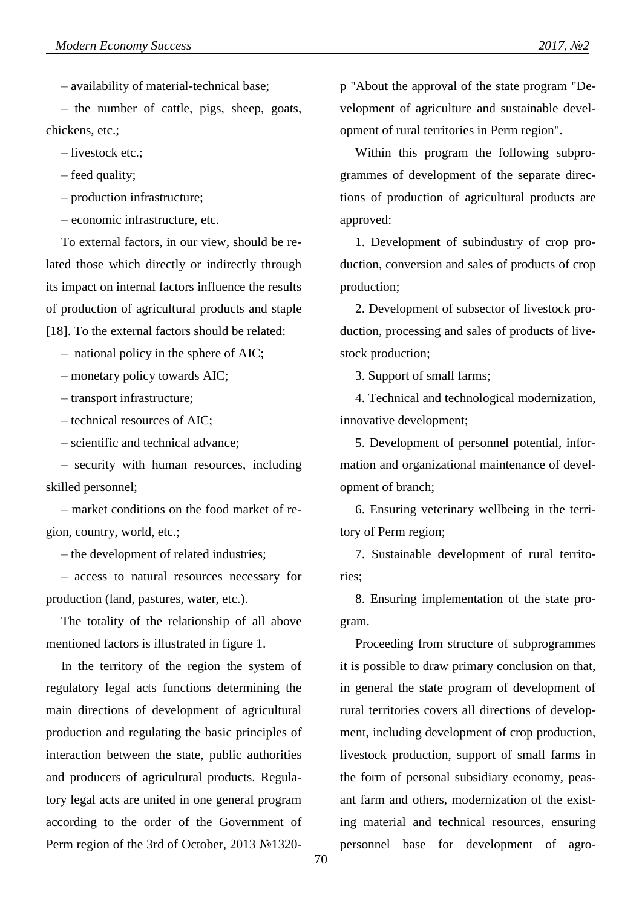– availability of material-technical base;

– the number of cattle, pigs, sheep, goats, chickens, etc.;

– livestock etc.;

– feed quality;

– production infrastructure;

– economic infrastructure, etc.

To external factors, in our view, should be related those which directly or indirectly through its impact on internal factors influence the results of production of agricultural products and staple [18]. To the external factors should be related:

– national policy in the sphere of AIC;

– monetary policy towards AIC;

– transport infrastructure;

– technical resources of AIC;

– scientific and technical advance;

– security with human resources, including skilled personnel;

– market conditions on the food market of region, country, world, etc.;

– the development of related industries;

– access to natural resources necessary for production (land, pastures, water, etc.).

The totality of the relationship of all above mentioned factors is illustrated in figure 1.

In the territory of the region the system of regulatory legal acts functions determining the main directions of development of agricultural production and regulating the basic principles of interaction between the state, public authorities and producers of agricultural products. Regulatory legal acts are united in one general program according to the order of the Government of Perm region of the 3rd of October, 2013 №1320-p "About the approval of the state program "Development of agriculture and sustainable development of rural territories in Perm region".

Within this program the following subprogrammes of development of the separate directions of production of agricultural products are approved:

1. Development of subindustry of crop production, conversion and sales of products of crop production;

2. Development of subsector of livestock production, processing and sales of products of livestock production;

3. Support of small farms;

4. Technical and technological modernization, innovative development;

5. Development of personnel potential, information and organizational maintenance of development of branch;

6. Ensuring veterinary wellbeing in the territory of Perm region;

7. Sustainable development of rural territories;

8. Ensuring implementation of the state program.

Proceeding from structure of subprogrammes it is possible to draw primary conclusion on that, in general the state program of development of rural territories covers all directions of development, including development of crop production, livestock production, support of small farms in the form of personal subsidiary economy, peasant farm and others, modernization of the existing material and technical resources, ensuring personnel base for development of agro-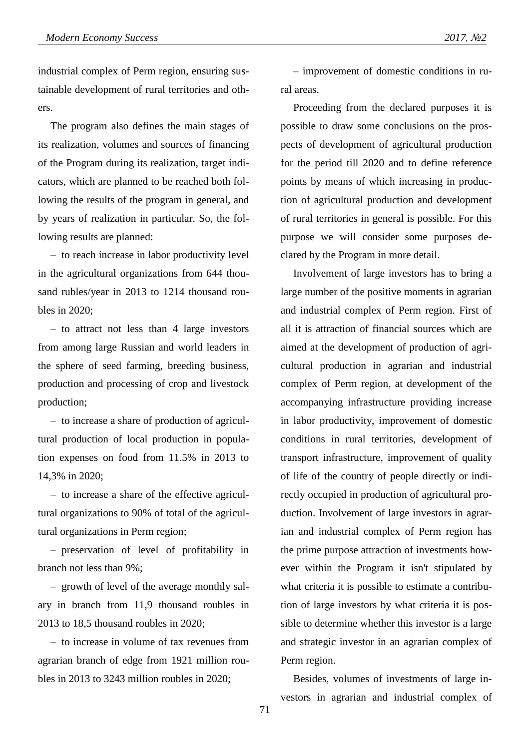industrial complex of Perm region, ensuring sustainable development of rural territories and others.

The program also defines the main stages of its realization, volumes and sources of financing of the Program during its realization, target indicators, which are planned to be reached both following the results of the program in general, and by years of realization in particular. So, the following results are planned:

– to reach increase in labor productivity level in the agricultural organizations from 644 thousand rubles/year in 2013 to 1214 thousand roubles in 2020;

– to attract not less than 4 large investors from among large Russian and world leaders in the sphere of seed farming, breeding business, production and processing of crop and livestock production;

– to increase a share of production of agricultural production of local production in population expenses on food from 11.5% in 2013 to 14,3% in 2020;

– to increase a share of the effective agricultural organizations to 90% of total of the agricultural organizations in Perm region;

– preservation of level of profitability in branch not less than 9%;

– growth of level of the average monthly salary in branch from 11,9 thousand roubles in 2013 to 18,5 thousand roubles in 2020;

– to increase in volume of tax revenues from agrarian branch of edge from 1921 million roubles in 2013 to 3243 million roubles in 2020;

– improvement of domestic conditions in rural areas.

Proceeding from the declared purposes it is possible to draw some conclusions on the prospects of development of agricultural production for the period till 2020 and to define reference points by means of which increasing in production of agricultural production and development of rural territories in general is possible. For this purpose we will consider some purposes declared by the Program in more detail.

Involvement of large investors has to bring a large number of the positive moments in agrarian and industrial complex of Perm region. First of all it is attraction of financial sources which are aimed at the development of production of agricultural production in agrarian and industrial complex of Perm region, at development of the accompanying infrastructure providing increase in labor productivity, improvement of domestic conditions in rural territories, development of transport infrastructure, improvement of quality of life of the country of people directly or indirectly occupied in production of agricultural production. Involvement of large investors in agrarian and industrial complex of Perm region has the prime purpose attraction of investments however within the Program it isn't stipulated by what criteria it is possible to estimate a contribution of large investors by what criteria it is possible to determine whether this investor is a large and strategic investor in an agrarian complex of Perm region.

Besides, volumes of investments of large investors in agrarian and industrial complex of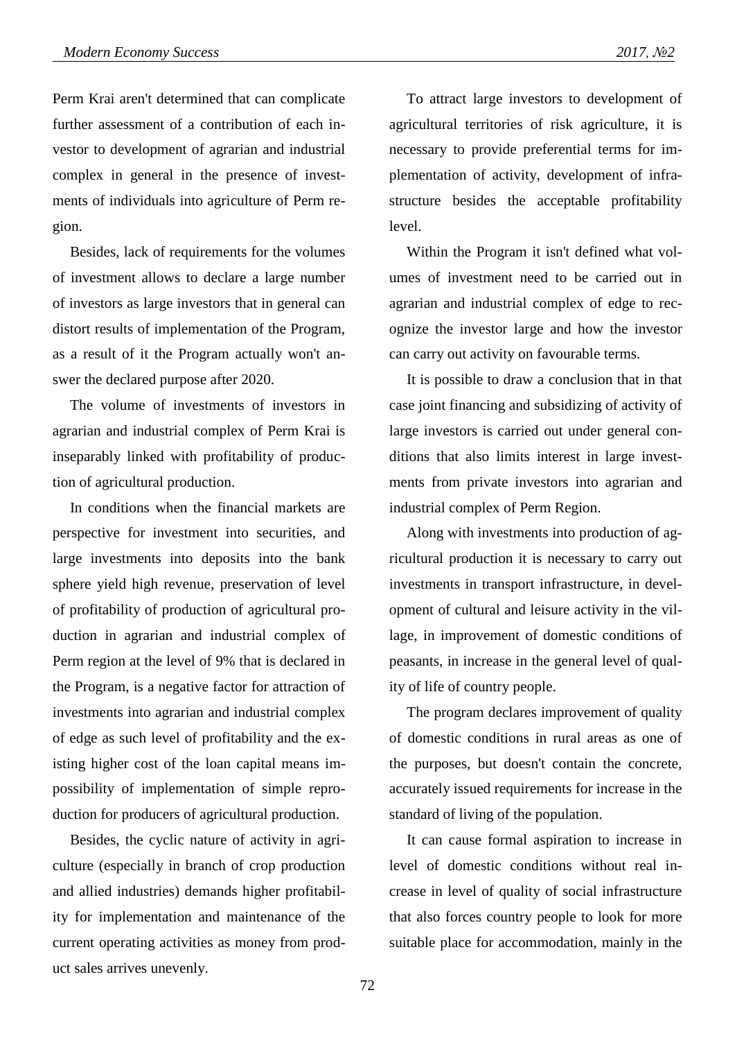Perm Krai aren't determined that can complicate further assessment of a contribution of each investor to development of agrarian and industrial complex in general in the presence of investments of individuals into agriculture of Perm region.

Besides, lack of requirements for the volumes of investment allows to declare a large number of investors as large investors that in general can distort results of implementation of the Program, as a result of it the Program actually won't answer the declared purpose after 2020.

The volume of investments of investors in agrarian and industrial complex of Perm Krai is inseparably linked with profitability of production of agricultural production.

In conditions when the financial markets are perspective for investment into securities, and large investments into deposits into the bank sphere yield high revenue, preservation of level of profitability of production of agricultural production in agrarian and industrial complex of Perm region at the level of 9% that is declared in the Program, is a negative factor for attraction of investments into agrarian and industrial complex of edge as such level of profitability and the existing higher cost of the loan capital means impossibility of implementation of simple reproduction for producers of agricultural production.

Besides, the cyclic nature of activity in agriculture (especially in branch of crop production and allied industries) demands higher profitability for implementation and maintenance of the current operating activities as money from product sales arrives unevenly.

To attract large investors to development of agricultural territories of risk agriculture, it is necessary to provide preferential terms for implementation of activity, development of infrastructure besides the acceptable profitability level.

Within the Program it isn't defined what volumes of investment need to be carried out in agrarian and industrial complex of edge to recognize the investor large and how the investor can carry out activity on favourable terms.

It is possible to draw a conclusion that in that case joint financing and subsidizing of activity of large investors is carried out under general conditions that also limits interest in large investments from private investors into agrarian and industrial complex of Perm Region.

Along with investments into production of agricultural production it is necessary to carry out investments in transport infrastructure, in development of cultural and leisure activity in the village, in improvement of domestic conditions of peasants, in increase in the general level of quality of life of country people.

The program declares improvement of quality of domestic conditions in rural areas as one of the purposes, but doesn't contain the concrete, accurately issued requirements for increase in the standard of living of the population.

It can cause formal aspiration to increase in level of domestic conditions without real increase in level of quality of social infrastructure that also forces country people to look for more suitable place for accommodation, mainly in the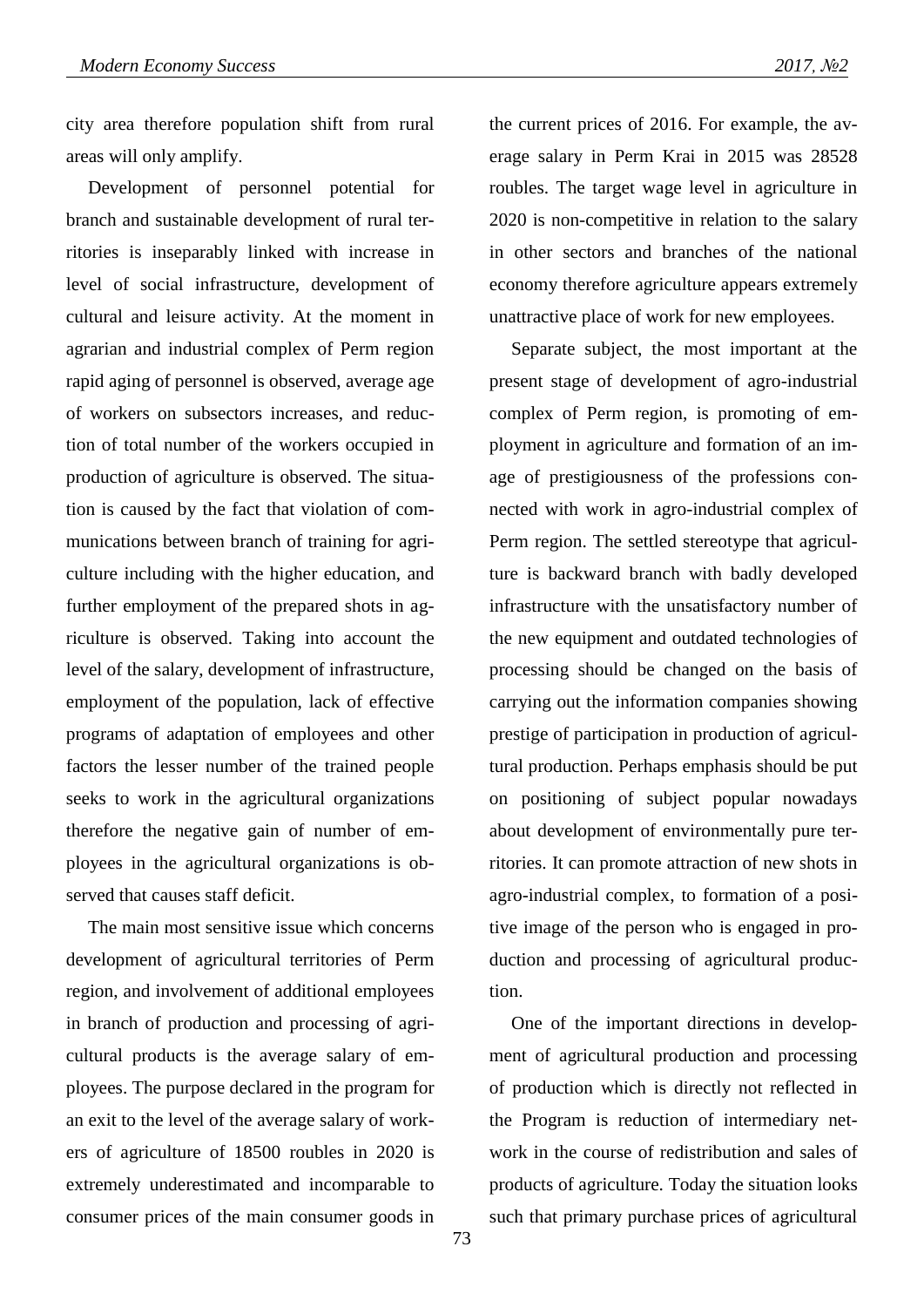city area therefore population shift from rural areas will only amplify.

Development of personnel potential for branch and sustainable development of rural territories is inseparably linked with increase in level of social infrastructure, development of cultural and leisure activity. At the moment in agrarian and industrial complex of Perm region rapid aging of personnel is observed, average age of workers on subsectors increases, and reduction of total number of the workers occupied in production of agriculture is observed. The situation is caused by the fact that violation of communications between branch of training for agriculture including with the higher education, and further employment of the prepared shots in agriculture is observed. Taking into account the level of the salary, development of infrastructure, employment of the population, lack of effective programs of adaptation of employees and other factors the lesser number of the trained people seeks to work in the agricultural organizations therefore the negative gain of number of employees in the agricultural organizations is observed that causes staff deficit.

The main most sensitive issue which concerns development of agricultural territories of Perm region, and involvement of additional employees in branch of production and processing of agricultural products is the average salary of employees. The purpose declared in the program for an exit to the level of the average salary of workers of agriculture of 18500 roubles in 2020 is extremely underestimated and incomparable to consumer prices of the main consumer goods in the current prices of 2016. For example, the average salary in Perm Krai in 2015 was 28528 roubles. The target wage level in agriculture in 2020 is non-competitive in relation to the salary in other sectors and branches of the national economy therefore agriculture appears extremely unattractive place of work for new employees.

Separate subject, the most important at the present stage of development of agro-industrial complex of Perm region, is promoting of employment in agriculture and formation of an image of prestigiousness of the professions connected with work in agro-industrial complex of Perm region. The settled stereotype that agriculture is backward branch with badly developed infrastructure with the unsatisfactory number of the new equipment and outdated technologies of processing should be changed on the basis of carrying out the information companies showing prestige of participation in production of agricultural production. Perhaps emphasis should be put on positioning of subject popular nowadays about development of environmentally pure territories. It can promote attraction of new shots in agro-industrial complex, to formation of a positive image of the person who is engaged in production and processing of agricultural production.

One of the important directions in development of agricultural production and processing of production which is directly not reflected in the Program is reduction of intermediary network in the course of redistribution and sales of products of agriculture. Today the situation looks such that primary purchase prices of agricultural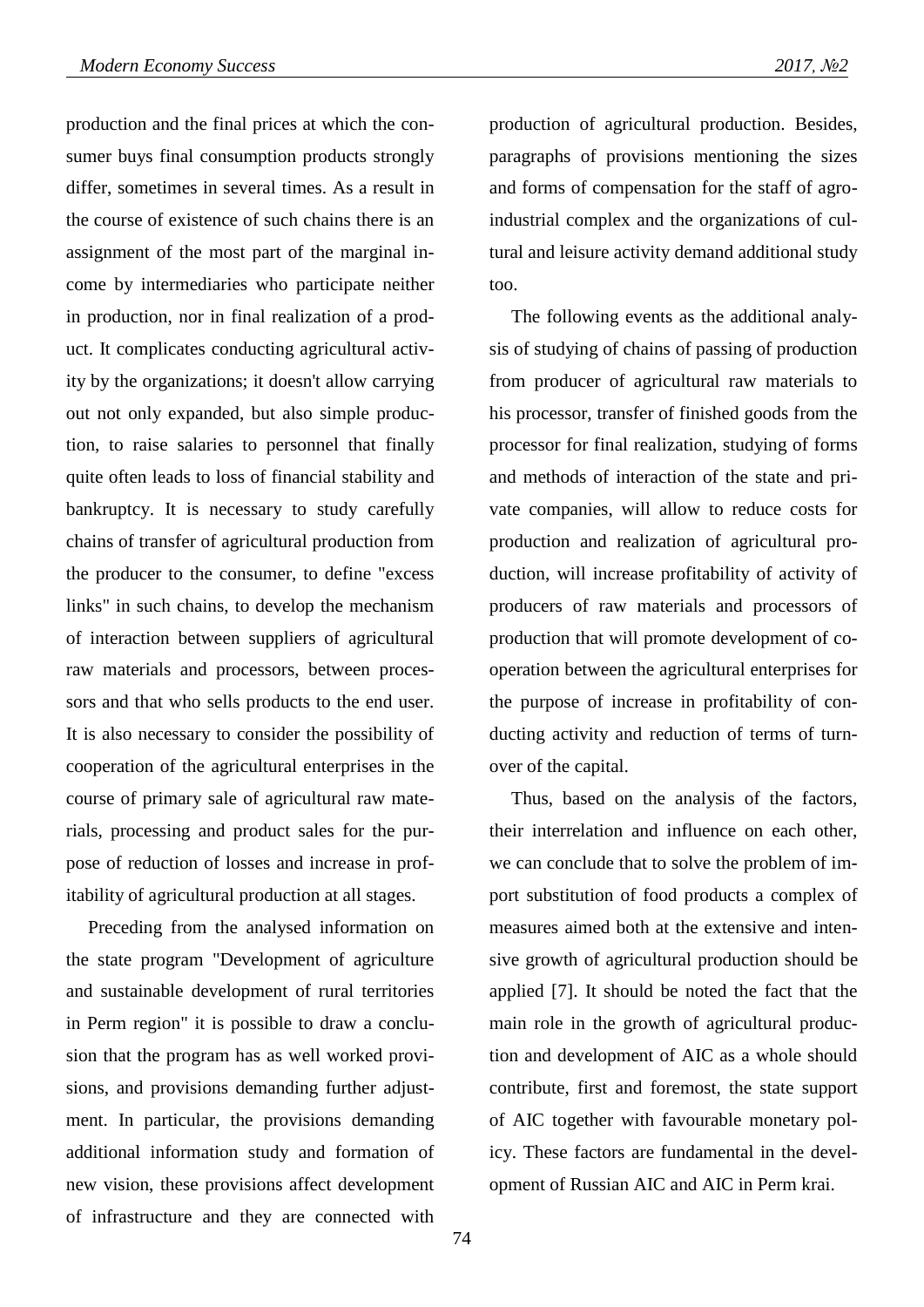production and the final prices at which the consumer buys final consumption products strongly differ, sometimes in several times. As a result in the course of existence of such chains there is an assignment of the most part of the marginal income by intermediaries who participate neither in production, nor in final realization of a product. It complicates conducting agricultural activity by the organizations; it doesn't allow carrying out not only expanded, but also simple production, to raise salaries to personnel that finally quite often leads to loss of financial stability and bankruptcy. It is necessary to study carefully chains of transfer of agricultural production from the producer to the consumer, to define "excess links" in such chains, to develop the mechanism of interaction between suppliers of agricultural raw materials and processors, between processors and that who sells products to the end user. It is also necessary to consider the possibility of cooperation of the agricultural enterprises in the course of primary sale of agricultural raw materials, processing and product sales for the purpose of reduction of losses and increase in profitability of agricultural production at all stages.

Preceding from the analysed information on the state program "Development of agriculture and sustainable development of rural territories in Perm region" it is possible to draw a conclusion that the program has as well worked provisions, and provisions demanding further adjustment. In particular, the provisions demanding additional information study and formation of new vision, these provisions affect development of infrastructure and they are connected with production of agricultural production. Besides, paragraphs of provisions mentioning the sizes and forms of compensation for the staff of agro-industrial complex and the organizations of cultural and leisure activity demand additional study too.

The following events as the additional analysis of studying of chains of passing of production from producer of agricultural raw materials to his processor, transfer of finished goods from the processor for final realization, studying of forms and methods of interaction of the state and private companies, will allow to reduce costs for production and realization of agricultural production, will increase profitability of activity of producers of raw materials and processors of production that will promote development of cooperation between the agricultural enterprises for the purpose of increase in profitability of conducting activity and reduction of terms of turnover of the capital.

Thus, based on the analysis of the factors, their interrelation and influence on each other, we can conclude that to solve the problem of import substitution of food products a complex of measures aimed both at the extensive and intensive growth of agricultural production should be applied [7]. It should be noted the fact that the main role in the growth of agricultural production and development of AIC as a whole should contribute, first and foremost, the state support of AIC together with favourable monetary policy. These factors are fundamental in the development of Russian AIC and AIC in Perm krai.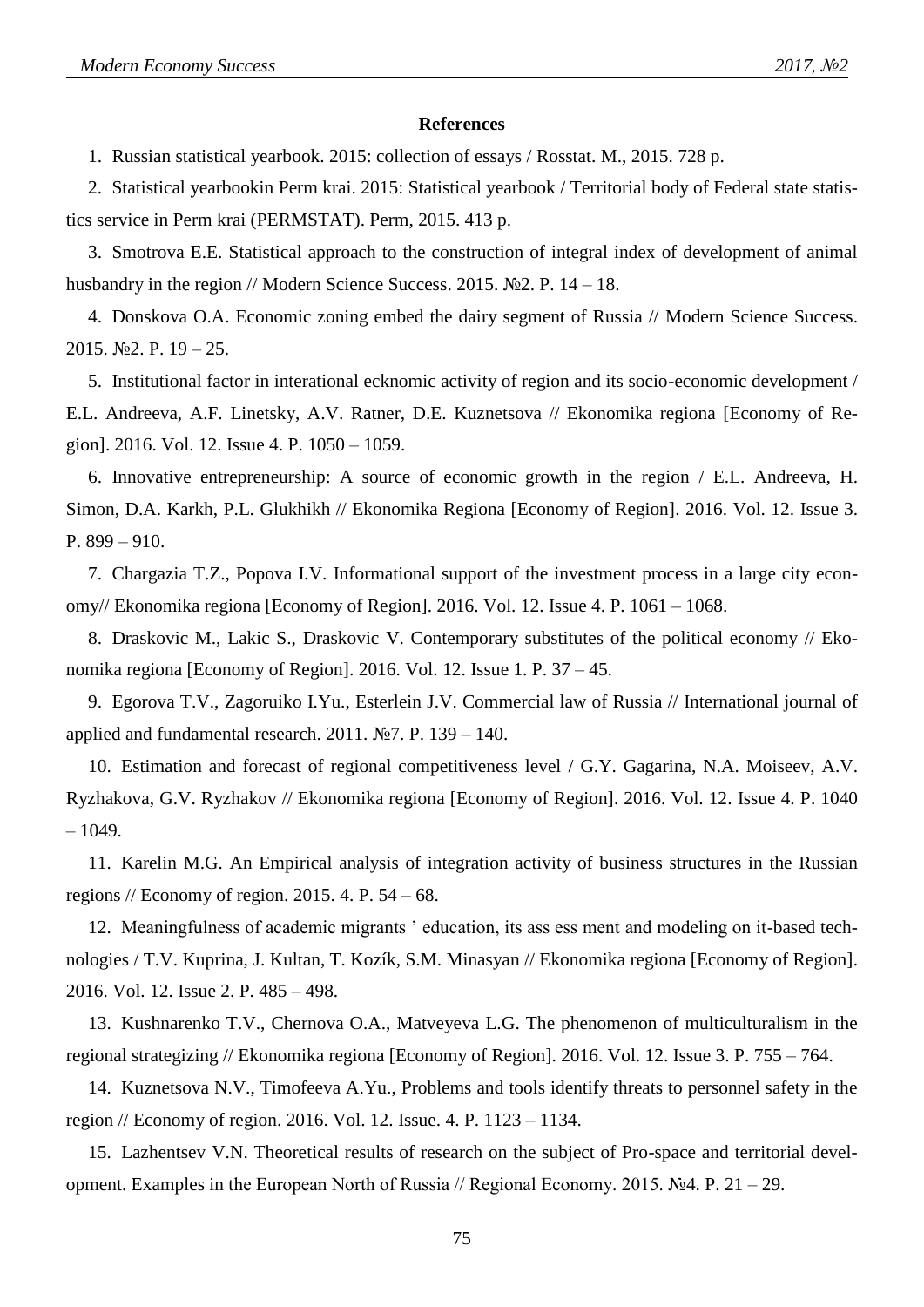**References**

1. Russian statistical yearbook. 2015: collection of essays / Rosstat. M., 2015. 728 p.

2. Statistical yearbookin Perm krai. 2015: Statistical yearbook / Territorial body of Federal state statistics service in Perm krai (PERMSTAT). Perm, 2015. 413 p.

3. Smotrova E.E. Statistical approach to the construction of integral index of development of animal husbandry in the region // Modern Science Success. 2015. №2. P. 14 – 18.

4. Donskova O.A. Economic zoning embed the dairy segment of Russia // Modern Science Success. 2015. №2. P. 19 – 25.

5. Institutional factor in interational ecknomic activity of region and its socio-economic development / E.L. Andreeva, A.F. Linetsky, A.V. Ratner, D.E. Kuznetsova // Ekonomika regiona [Economy of Region]. 2016. Vol. 12. Issue 4. P. 1050 – 1059.

6. Innovative entrepreneurship: A source of economic growth in the region / E.L. Andreeva, H. Simon, D.A. Karkh, P.L. Glukhikh // Ekonomika Regiona [Economy of Region]. 2016. Vol. 12. Issue 3. P. 899 – 910.

7. Chargazia T.Z., Popova I.V. Informational support of the investment process in a large city economy// Ekonomika regiona [Economy of Region]. 2016. Vol. 12. Issue 4. P. 1061 – 1068.

8. Draskovic M., Lakic S., Draskovic V. Contemporary substitutes of the political economy // Ekonomika regiona [Economy of Region]. 2016. Vol. 12. Issue 1. P. 37 – 45.

9. Egorova T.V., Zagoruiko I.Yu., Esterlein J.V. Commercial law of Russia // International journal of applied and fundamental research. 2011. №7. P. 139 – 140.

10. Estimation and forecast of regional competitiveness level / G.Y. Gagarina, N.A. Moiseev, A.V. Ryzhakova, G.V. Ryzhakov // Ekonomika regiona [Economy of Region]. 2016. Vol. 12. Issue 4. P. 1040 – 1049.

11. Karelin M.G. An Empirical analysis of integration activity of business structures in the Russian regions // Economy of region. 2015. 4. P. 54 – 68.

12. Meaningfulness of academic migrants ' education, its ass ess ment and modeling on it-based technologies / T.V. Kuprina, J. Kultan, T. Kozík, S.M. Minasyan // Ekonomika regiona [Economy of Region]. 2016. Vol. 12. Issue 2. P. 485 – 498.

13. Kushnarenko T.V., Chernova O.A., Matveyeva L.G. The phenomenon of multiculturalism in the regional strategizing // Ekonomika regiona [Economy of Region]. 2016. Vol. 12. Issue 3. P. 755 – 764.

14. Kuznetsova N.V., Timofeeva A.Yu., Problems and tools identify threats to personnel safety in the region // Economy of region. 2016. Vol. 12. Issue. 4. P. 1123 – 1134.

15. Lazhentsev V.N. Theoretical results of research on the subject of Pro-space and territorial development. Examples in the European North of Russia // Regional Economy. 2015. №4. P. 21 – 29.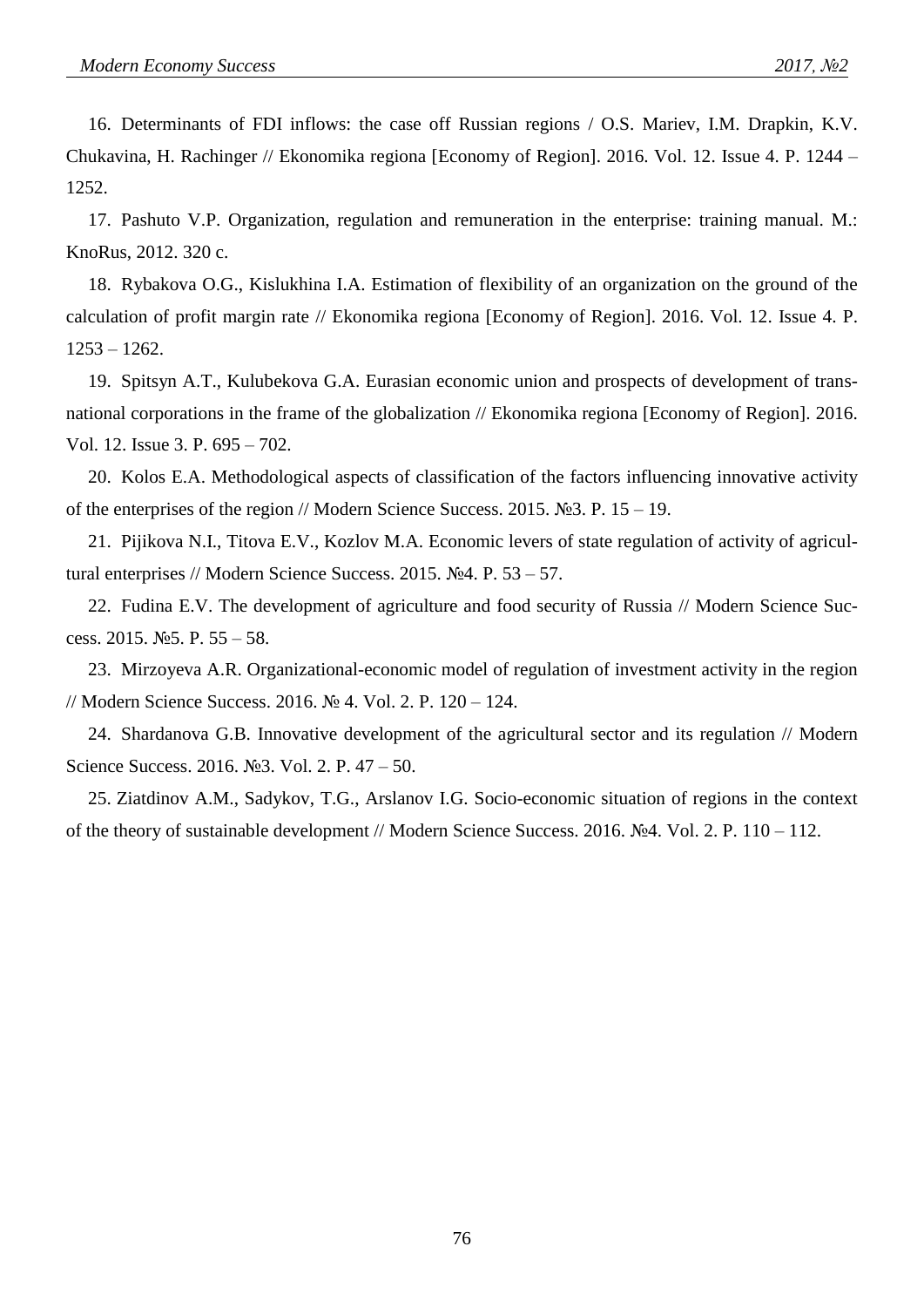16. Determinants of FDI inflows: the case off Russian regions / O.S. Mariev, I.M. Drapkin, K.V. Chukavina, H. Rachinger // Ekonomika regiona [Economy of Region]. 2016. Vol. 12. Issue 4. P. 1244 – 1252.

17. Pashuto V.P. Organization, regulation and remuneration in the enterprise: training manual. M.: KnoRus, 2012. 320 c.

18. Rybakova O.G., Kislukhina I.A. Estimation of flexibility of an organization on the ground of the calculation of profit margin rate // Ekonomika regiona [Economy of Region]. 2016. Vol. 12. Issue 4. P. 1253 – 1262.

19. Spitsyn A.T., Kulubekova G.A. Eurasian economic union and prospects of development of transnational corporations in the frame of the globalization // Ekonomika regiona [Economy of Region]. 2016. Vol. 12. Issue 3. P. 695 – 702.

20. Kolos E.A. Methodological aspects of classification of the factors influencing innovative activity of the enterprises of the region // Modern Science Success. 2015. №3. P. 15 – 19.

21. Pijikova N.I., Titova E.V., Kozlov M.A. Economic levers of state regulation of activity of agricultural enterprises // Modern Science Success. 2015. №4. P. 53 – 57.

22. Fudina E.V. The development of agriculture and food security of Russia // Modern Science Success. 2015. №5. P. 55 – 58.

23. Mirzoyeva A.R. Organizational-economic model of regulation of investment activity in the region // Modern Science Success. 2016. № 4. Vol. 2. P. 120 – 124.

24. Shardanova G.B. Innovative development of the agricultural sector and its regulation // Modern Science Success. 2016. №3. Vol. 2. P. 47 – 50.

25. Ziatdinov A.M., Sadykov, T.G., Arslanov I.G. Socio-economic situation of regions in the context of the theory of sustainable development // Modern Science Success. 2016. №4. Vol. 2. P. 110 – 112.